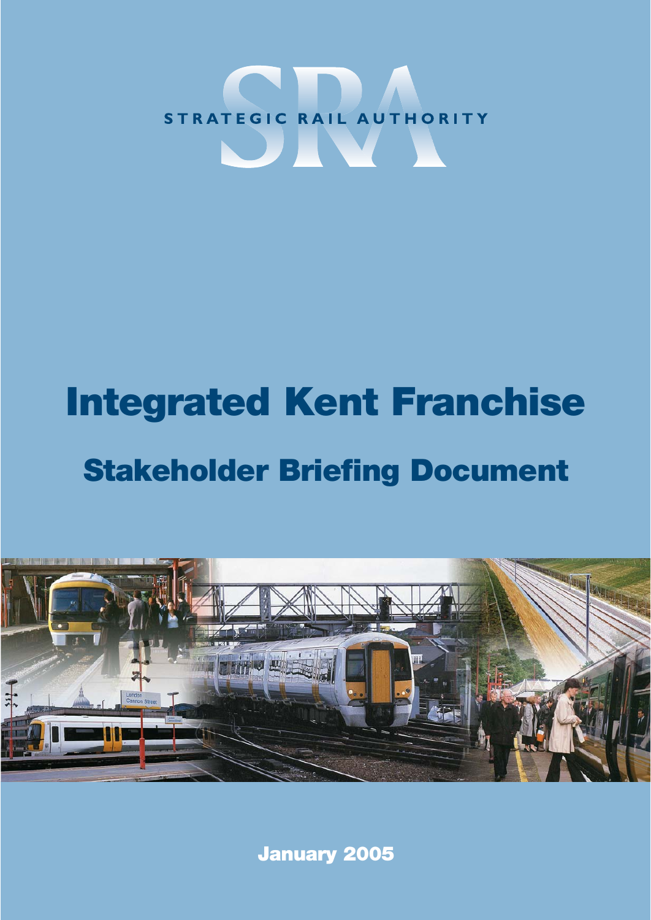STRATEGIC RAIL AUTHORITY

# Integrated Kent Franchise

## Stakeholder Briefing Document

January 2005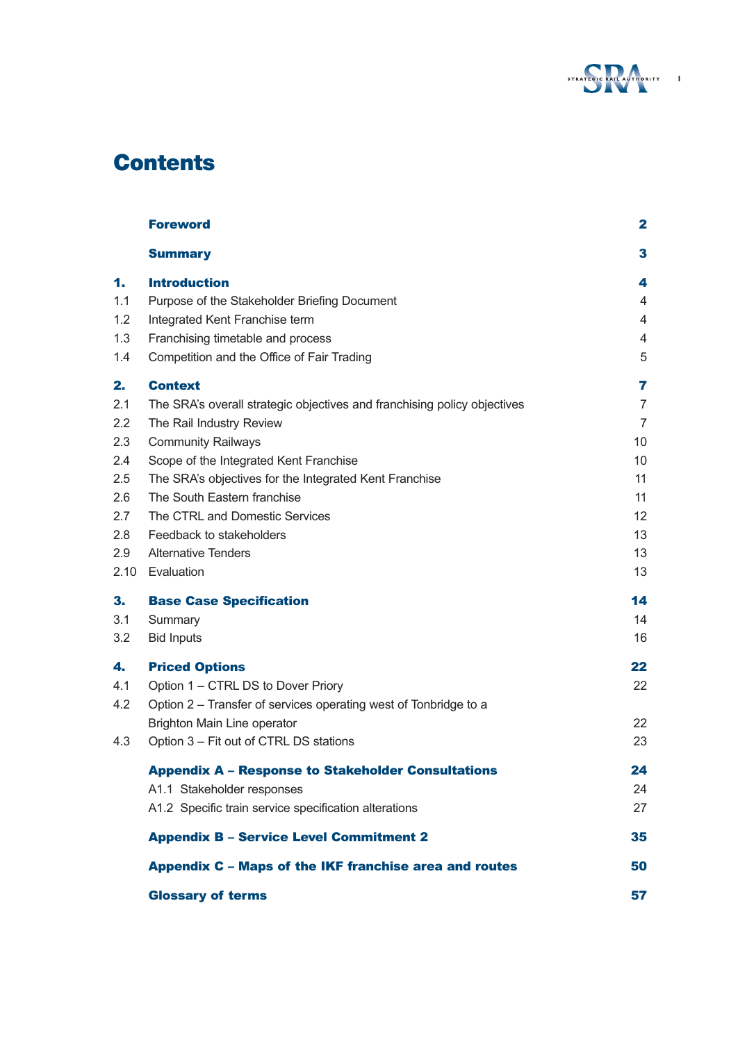# Contents

| | | |
|---|---|---|
| | **Foreword** | **2** |
| | **Summary** | **3** |
| **1.** | **Introduction** | **4** |
| 1.1 | Purpose of the Stakeholder Briefing Document | 4 |
| 1.2 | Integrated Kent Franchise term | 4 |
| 1.3 | Franchising timetable and process | 4 |
| 1.4 | Competition and the Office of Fair Trading | 5 |
| **2.** | **Context** | **7** |
| 2.1 | The SRA's overall strategic objectives and franchising policy objectives | 7 |
| 2.2 | The Rail Industry Review | 7 |
| 2.3 | Community Railways | 10 |
| 2.4 | Scope of the Integrated Kent Franchise | 10 |
| 2.5 | The SRA's objectives for the Integrated Kent Franchise | 11 |
| 2.6 | The South Eastern franchise | 11 |
| 2.7 | The CTRL and Domestic Services | 12 |
| 2.8 | Feedback to stakeholders | 13 |
| 2.9 | Alternative Tenders | 13 |
| 2.10 | Evaluation | 13 |
| **3.** | **Base Case Specification** | **14** |
| 3.1 | Summary | 14 |
| 3.2 | Bid Inputs | 16 |
| **4.** | **Priced Options** | **22** |
| 4.1 | Option 1 – CTRL DS to Dover Priory | 22 |
| 4.2 | Option 2 – Transfer of services operating west of Tonbridge to a Brighton Main Line operator | 22 |
| 4.3 | Option 3 – Fit out of CTRL DS stations | 23 |
| | **Appendix A – Response to Stakeholder Consultations** | **24** |
| | A1.1 Stakeholder responses | 24 |
| | A1.2 Specific train service specification alterations | 27 |
| | **Appendix B – Service Level Commitment 2** | **35** |
| | **Appendix C – Maps of the IKF franchise area and routes** | **50** |
| | **Glossary of terms** | **57** |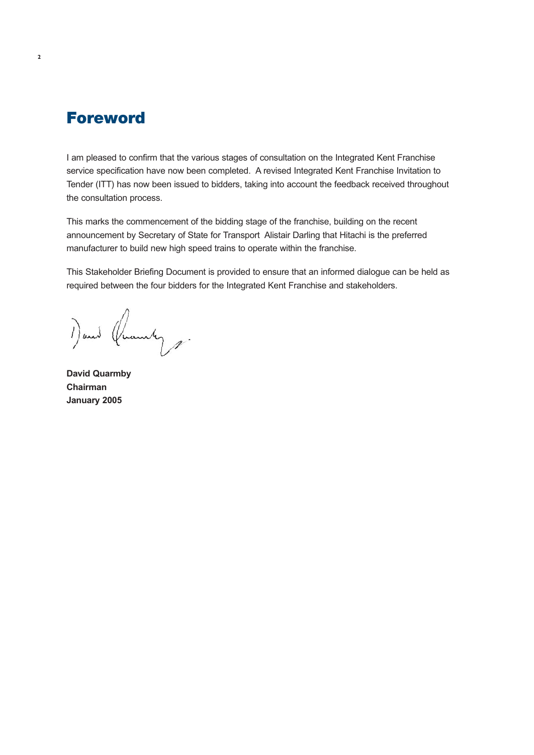# Foreword

I am pleased to confirm that the various stages of consultation on the Integrated Kent Franchise service specification have now been completed. A revised Integrated Kent Franchise Invitation to Tender (ITT) has now been issued to bidders, taking into account the feedback received throughout the consultation process.

This marks the commencement of the bidding stage of the franchise, building on the recent announcement by Secretary of State for Transport Alistair Darling that Hitachi is the preferred manufacturer to build new high speed trains to operate within the franchise.

This Stakeholder Briefing Document is provided to ensure that an informed dialogue can be held as required between the four bidders for the Integrated Kent Franchise and stakeholders.

**David Quarmby**
**Chairman**
**January 2005**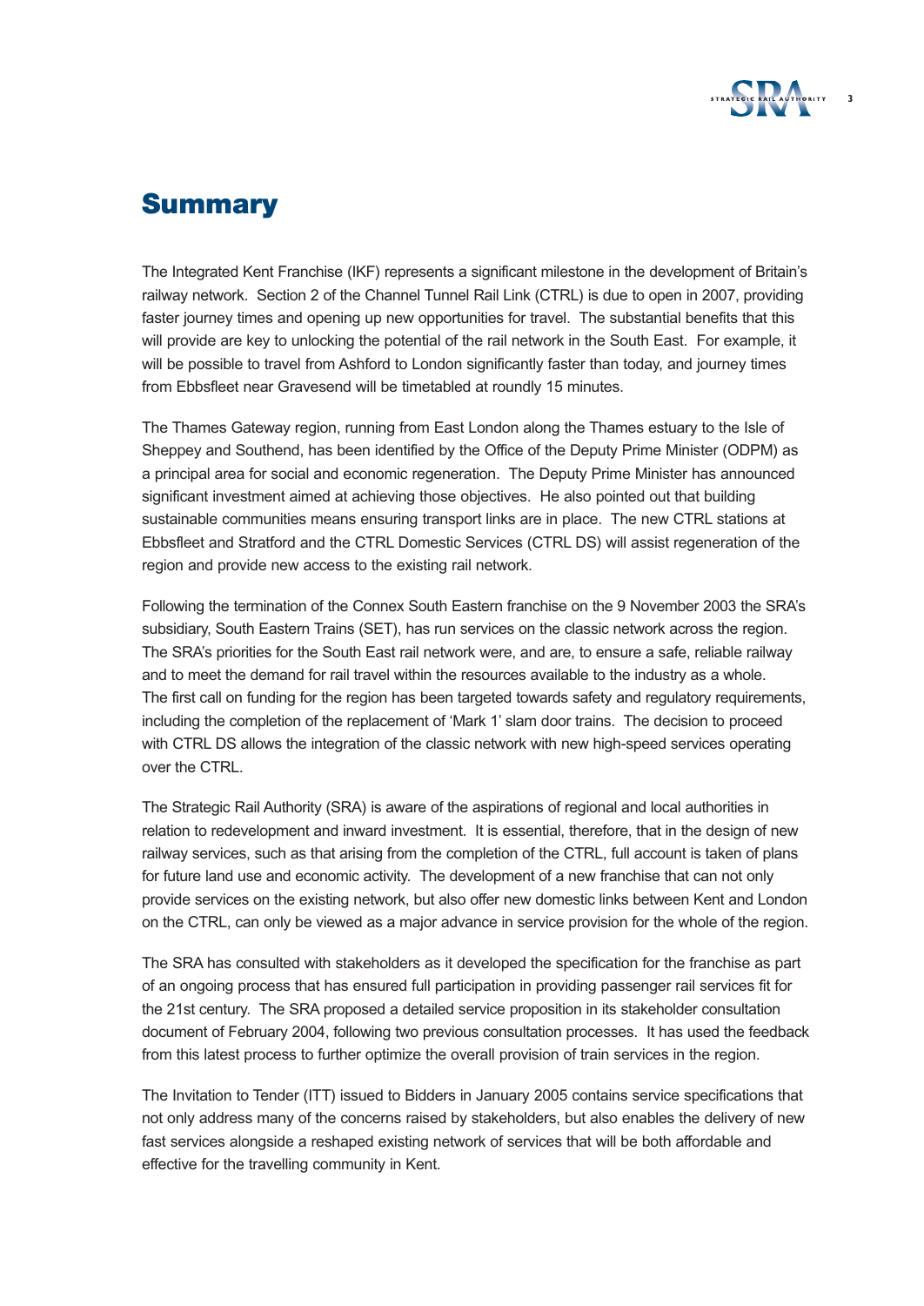# Summary

The Integrated Kent Franchise (IKF) represents a significant milestone in the development of Britain's railway network. Section 2 of the Channel Tunnel Rail Link (CTRL) is due to open in 2007, providing faster journey times and opening up new opportunities for travel. The substantial benefits that this will provide are key to unlocking the potential of the rail network in the South East. For example, it will be possible to travel from Ashford to London significantly faster than today, and journey times from Ebbsfleet near Gravesend will be timetabled at roundly 15 minutes.

The Thames Gateway region, running from East London along the Thames estuary to the Isle of Sheppey and Southend, has been identified by the Office of the Deputy Prime Minister (ODPM) as a principal area for social and economic regeneration. The Deputy Prime Minister has announced significant investment aimed at achieving those objectives. He also pointed out that building sustainable communities means ensuring transport links are in place. The new CTRL stations at Ebbsfleet and Stratford and the CTRL Domestic Services (CTRL DS) will assist regeneration of the region and provide new access to the existing rail network.

Following the termination of the Connex South Eastern franchise on the 9 November 2003 the SRA's subsidiary, South Eastern Trains (SET), has run services on the classic network across the region. The SRA's priorities for the South East rail network were, and are, to ensure a safe, reliable railway and to meet the demand for rail travel within the resources available to the industry as a whole. The first call on funding for the region has been targeted towards safety and regulatory requirements, including the completion of the replacement of 'Mark 1' slam door trains. The decision to proceed with CTRL DS allows the integration of the classic network with new high-speed services operating over the CTRL.

The Strategic Rail Authority (SRA) is aware of the aspirations of regional and local authorities in relation to redevelopment and inward investment. It is essential, therefore, that in the design of new railway services, such as that arising from the completion of the CTRL, full account is taken of plans for future land use and economic activity. The development of a new franchise that can not only provide services on the existing network, but also offer new domestic links between Kent and London on the CTRL, can only be viewed as a major advance in service provision for the whole of the region.

The SRA has consulted with stakeholders as it developed the specification for the franchise as part of an ongoing process that has ensured full participation in providing passenger rail services fit for the 21st century. The SRA proposed a detailed service proposition in its stakeholder consultation document of February 2004, following two previous consultation processes. It has used the feedback from this latest process to further optimize the overall provision of train services in the region.

The Invitation to Tender (ITT) issued to Bidders in January 2005 contains service specifications that not only address many of the concerns raised by stakeholders, but also enables the delivery of new fast services alongside a reshaped existing network of services that will be both affordable and effective for the travelling community in Kent.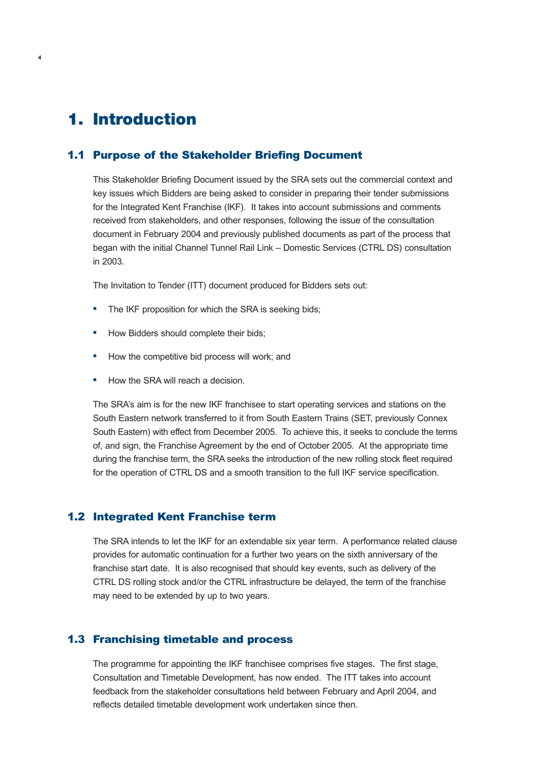# 1. Introduction

## 1.1 Purpose of the Stakeholder Briefing Document

This Stakeholder Briefing Document issued by the SRA sets out the commercial context and key issues which Bidders are being asked to consider in preparing their tender submissions for the Integrated Kent Franchise (IKF). It takes into account submissions and comments received from stakeholders, and other responses, following the issue of the consultation document in February 2004 and previously published documents as part of the process that began with the initial Channel Tunnel Rail Link – Domestic Services (CTRL DS) consultation in 2003.

The Invitation to Tender (ITT) document produced for Bidders sets out:

- The IKF proposition for which the SRA is seeking bids;
- How Bidders should complete their bids;
- How the competitive bid process will work; and
- How the SRA will reach a decision.

The SRA's aim is for the new IKF franchisee to start operating services and stations on the South Eastern network transferred to it from South Eastern Trains (SET, previously Connex South Eastern) with effect from December 2005. To achieve this, it seeks to conclude the terms of, and sign, the Franchise Agreement by the end of October 2005. At the appropriate time during the franchise term, the SRA seeks the introduction of the new rolling stock fleet required for the operation of CTRL DS and a smooth transition to the full IKF service specification.

## 1.2 Integrated Kent Franchise term

The SRA intends to let the IKF for an extendable six year term. A performance related clause provides for automatic continuation for a further two years on the sixth anniversary of the franchise start date. It is also recognised that should key events, such as delivery of the CTRL DS rolling stock and/or the CTRL infrastructure be delayed, the term of the franchise may need to be extended by up to two years.

## 1.3 Franchising timetable and process

The programme for appointing the IKF franchisee comprises five stages. The first stage, Consultation and Timetable Development, has now ended. The ITT takes into account feedback from the stakeholder consultations held between February and April 2004, and reflects detailed timetable development work undertaken since then.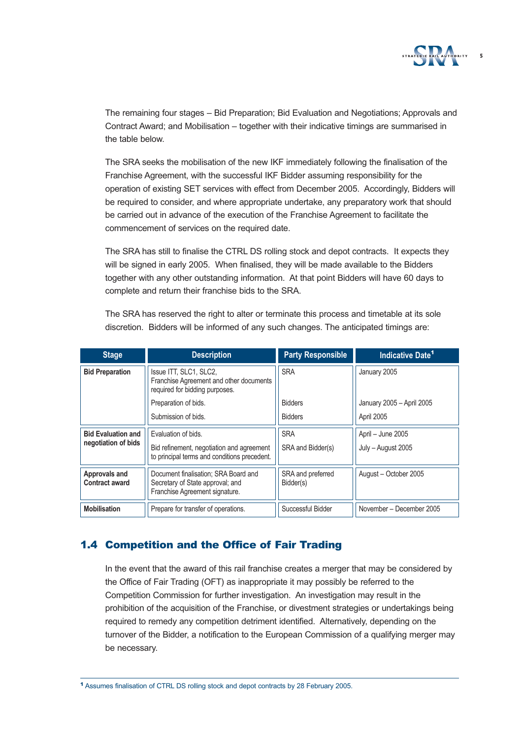The remaining four stages – Bid Preparation; Bid Evaluation and Negotiations; Approvals and Contract Award; and Mobilisation – together with their indicative timings are summarised in the table below.

The SRA seeks the mobilisation of the new IKF immediately following the finalisation of the Franchise Agreement, with the successful IKF Bidder assuming responsibility for the operation of existing SET services with effect from December 2005. Accordingly, Bidders will be required to consider, and where appropriate undertake, any preparatory work that should be carried out in advance of the execution of the Franchise Agreement to facilitate the commencement of services on the required date.

The SRA has still to finalise the CTRL DS rolling stock and depot contracts. It expects they will be signed in early 2005. When finalised, they will be made available to the Bidders together with any other outstanding information. At that point Bidders will have 60 days to complete and return their franchise bids to the SRA.

The SRA has reserved the right to alter or terminate this process and timetable at its sole discretion. Bidders will be informed of any such changes. The anticipated timings are:

| Stage | Description | Party Responsible | Indicative Date[1] |
|---|---|---|---|
| **Bid Preparation** | Issue ITT, SLC1, SLC2, Franchise Agreement and other documents required for bidding purposes. | SRA | January 2005 |
| | Preparation of bids. | Bidders | January 2005 – April 2005 |
| | Submission of bids. | Bidders | April 2005 |
| **Bid Evaluation and negotiation of bids** | Evaluation of bids. | SRA | April – June 2005 |
| | Bid refinement, negotiation and agreement to principal terms and conditions precedent. | SRA and Bidder(s) | July – August 2005 |
| **Approvals and Contract award** | Document finalisation; SRA Board and Secretary of State approval; and Franchise Agreement signature. | SRA and preferred Bidder(s) | August – October 2005 |
| **Mobilisation** | Prepare for transfer of operations. | Successful Bidder | November – December 2005 |

## 1.4 Competition and the Office of Fair Trading

In the event that the award of this rail franchise creates a merger that may be considered by the Office of Fair Trading (OFT) as inappropriate it may possibly be referred to the Competition Commission for further investigation. An investigation may result in the prohibition of the acquisition of the Franchise, or divestment strategies or undertakings being required to remedy any competition detriment identified. Alternatively, depending on the turnover of the Bidder, a notification to the European Commission of a qualifying merger may be necessary.

[1] Assumes finalisation of CTRL DS rolling stock and depot contracts by 28 February 2005.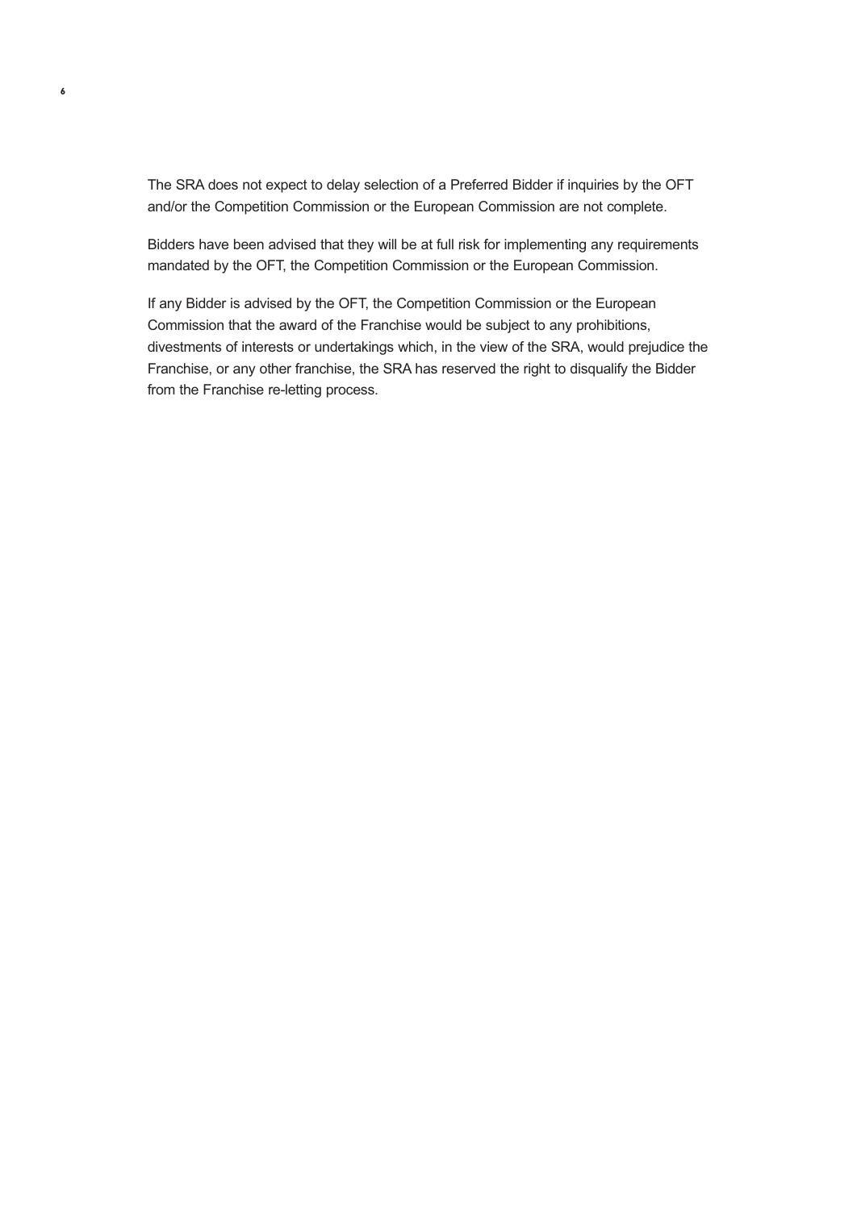The SRA does not expect to delay selection of a Preferred Bidder if inquiries by the OFT and/or the Competition Commission or the European Commission are not complete.

Bidders have been advised that they will be at full risk for implementing any requirements mandated by the OFT, the Competition Commission or the European Commission.

If any Bidder is advised by the OFT, the Competition Commission or the European Commission that the award of the Franchise would be subject to any prohibitions, divestments of interests or undertakings which, in the view of the SRA, would prejudice the Franchise, or any other franchise, the SRA has reserved the right to disqualify the Bidder from the Franchise re-letting process.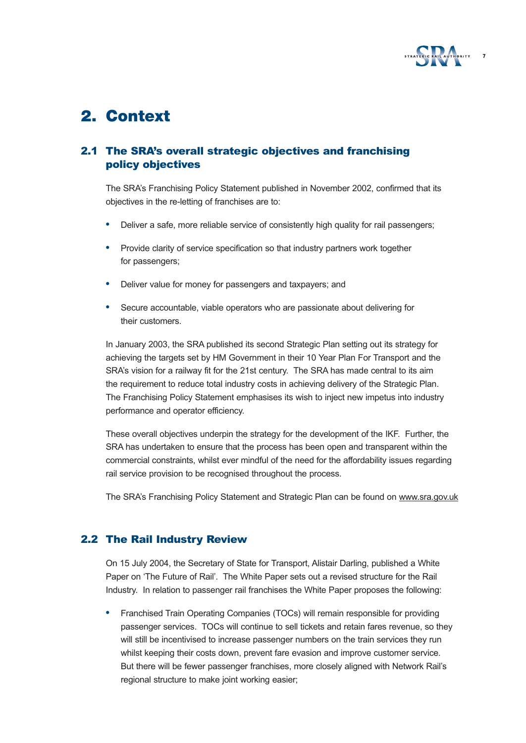# 2. Context

## 2.1 The SRA's overall strategic objectives and franchising policy objectives

The SRA's Franchising Policy Statement published in November 2002, confirmed that its objectives in the re-letting of franchises are to:

- Deliver a safe, more reliable service of consistently high quality for rail passengers;
- Provide clarity of service specification so that industry partners work together for passengers;
- Deliver value for money for passengers and taxpayers; and
- Secure accountable, viable operators who are passionate about delivering for their customers.

In January 2003, the SRA published its second Strategic Plan setting out its strategy for achieving the targets set by HM Government in their 10 Year Plan For Transport and the SRA's vision for a railway fit for the 21st century. The SRA has made central to its aim the requirement to reduce total industry costs in achieving delivery of the Strategic Plan. The Franchising Policy Statement emphasises its wish to inject new impetus into industry performance and operator efficiency.

These overall objectives underpin the strategy for the development of the IKF. Further, the SRA has undertaken to ensure that the process has been open and transparent within the commercial constraints, whilst ever mindful of the need for the affordability issues regarding rail service provision to be recognised throughout the process.

The SRA's Franchising Policy Statement and Strategic Plan can be found on www.sra.gov.uk

## 2.2 The Rail Industry Review

On 15 July 2004, the Secretary of State for Transport, Alistair Darling, published a White Paper on 'The Future of Rail'. The White Paper sets out a revised structure for the Rail Industry. In relation to passenger rail franchises the White Paper proposes the following:

- Franchised Train Operating Companies (TOCs) will remain responsible for providing passenger services. TOCs will continue to sell tickets and retain fares revenue, so they will still be incentivised to increase passenger numbers on the train services they run whilst keeping their costs down, prevent fare evasion and improve customer service. But there will be fewer passenger franchises, more closely aligned with Network Rail's regional structure to make joint working easier;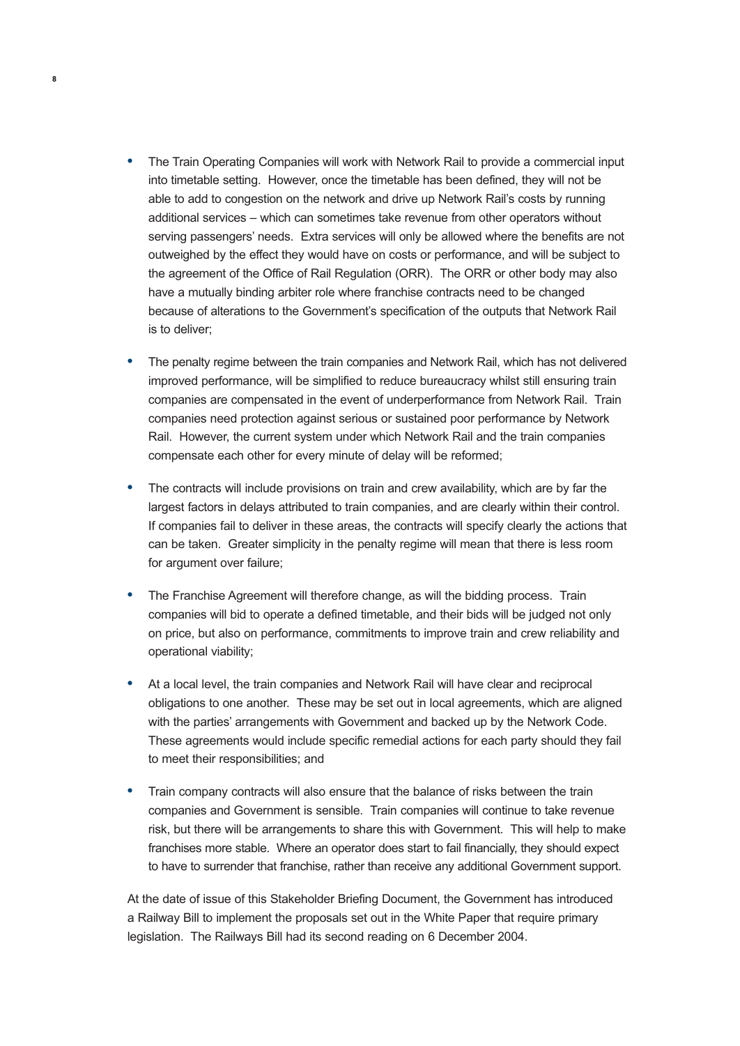- The Train Operating Companies will work with Network Rail to provide a commercial input into timetable setting. However, once the timetable has been defined, they will not be able to add to congestion on the network and drive up Network Rail's costs by running additional services – which can sometimes take revenue from other operators without serving passengers' needs. Extra services will only be allowed where the benefits are not outweighed by the effect they would have on costs or performance, and will be subject to the agreement of the Office of Rail Regulation (ORR). The ORR or other body may also have a mutually binding arbiter role where franchise contracts need to be changed because of alterations to the Government's specification of the outputs that Network Rail is to deliver;

- The penalty regime between the train companies and Network Rail, which has not delivered improved performance, will be simplified to reduce bureaucracy whilst still ensuring train companies are compensated in the event of underperformance from Network Rail. Train companies need protection against serious or sustained poor performance by Network Rail. However, the current system under which Network Rail and the train companies compensate each other for every minute of delay will be reformed;

- The contracts will include provisions on train and crew availability, which are by far the largest factors in delays attributed to train companies, and are clearly within their control. If companies fail to deliver in these areas, the contracts will specify clearly the actions that can be taken. Greater simplicity in the penalty regime will mean that there is less room for argument over failure;

- The Franchise Agreement will therefore change, as will the bidding process. Train companies will bid to operate a defined timetable, and their bids will be judged not only on price, but also on performance, commitments to improve train and crew reliability and operational viability;

- At a local level, the train companies and Network Rail will have clear and reciprocal obligations to one another. These may be set out in local agreements, which are aligned with the parties' arrangements with Government and backed up by the Network Code. These agreements would include specific remedial actions for each party should they fail to meet their responsibilities; and

- Train company contracts will also ensure that the balance of risks between the train companies and Government is sensible. Train companies will continue to take revenue risk, but there will be arrangements to share this with Government. This will help to make franchises more stable. Where an operator does start to fail financially, they should expect to have to surrender that franchise, rather than receive any additional Government support.

At the date of issue of this Stakeholder Briefing Document, the Government has introduced a Railway Bill to implement the proposals set out in the White Paper that require primary legislation. The Railways Bill had its second reading on 6 December 2004.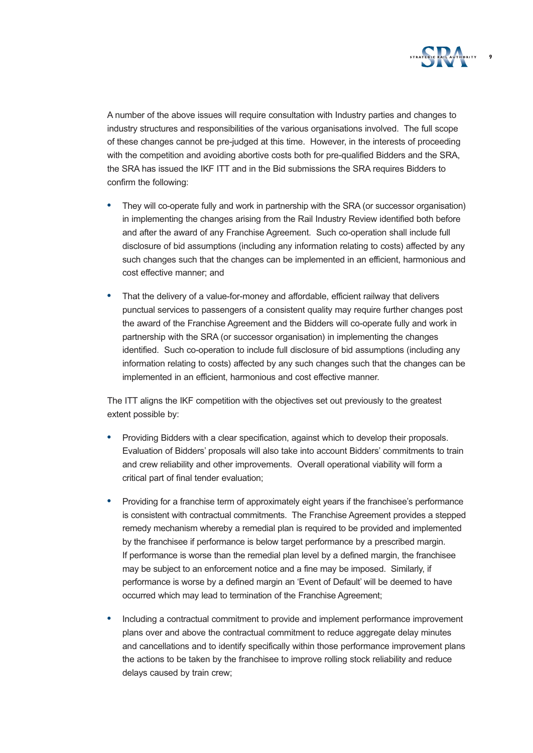A number of the above issues will require consultation with Industry parties and changes to industry structures and responsibilities of the various organisations involved. The full scope of these changes cannot be pre-judged at this time. However, in the interests of proceeding with the competition and avoiding abortive costs both for pre-qualified Bidders and the SRA, the SRA has issued the IKF ITT and in the Bid submissions the SRA requires Bidders to confirm the following:

- They will co-operate fully and work in partnership with the SRA (or successor organisation) in implementing the changes arising from the Rail Industry Review identified both before and after the award of any Franchise Agreement. Such co-operation shall include full disclosure of bid assumptions (including any information relating to costs) affected by any such changes such that the changes can be implemented in an efficient, harmonious and cost effective manner; and

- That the delivery of a value-for-money and affordable, efficient railway that delivers punctual services to passengers of a consistent quality may require further changes post the award of the Franchise Agreement and the Bidders will co-operate fully and work in partnership with the SRA (or successor organisation) in implementing the changes identified. Such co-operation to include full disclosure of bid assumptions (including any information relating to costs) affected by any such changes such that the changes can be implemented in an efficient, harmonious and cost effective manner.

The ITT aligns the IKF competition with the objectives set out previously to the greatest extent possible by:

- Providing Bidders with a clear specification, against which to develop their proposals. Evaluation of Bidders' proposals will also take into account Bidders' commitments to train and crew reliability and other improvements. Overall operational viability will form a critical part of final tender evaluation;

- Providing for a franchise term of approximately eight years if the franchisee's performance is consistent with contractual commitments. The Franchise Agreement provides a stepped remedy mechanism whereby a remedial plan is required to be provided and implemented by the franchisee if performance is below target performance by a prescribed margin. If performance is worse than the remedial plan level by a defined margin, the franchisee may be subject to an enforcement notice and a fine may be imposed. Similarly, if performance is worse by a defined margin an 'Event of Default' will be deemed to have occurred which may lead to termination of the Franchise Agreement;

- Including a contractual commitment to provide and implement performance improvement plans over and above the contractual commitment to reduce aggregate delay minutes and cancellations and to identify specifically within those performance improvement plans the actions to be taken by the franchisee to improve rolling stock reliability and reduce delays caused by train crew;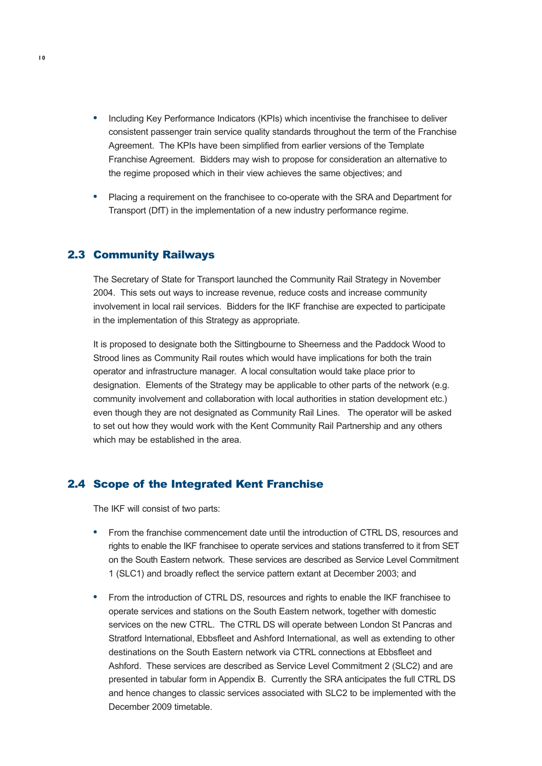- Including Key Performance Indicators (KPIs) which incentivise the franchisee to deliver consistent passenger train service quality standards throughout the term of the Franchise Agreement. The KPIs have been simplified from earlier versions of the Template Franchise Agreement. Bidders may wish to propose for consideration an alternative to the regime proposed which in their view achieves the same objectives; and

- Placing a requirement on the franchisee to co-operate with the SRA and Department for Transport (DfT) in the implementation of a new industry performance regime.

## 2.3 Community Railways

The Secretary of State for Transport launched the Community Rail Strategy in November 2004. This sets out ways to increase revenue, reduce costs and increase community involvement in local rail services. Bidders for the IKF franchise are expected to participate in the implementation of this Strategy as appropriate.

It is proposed to designate both the Sittingbourne to Sheerness and the Paddock Wood to Strood lines as Community Rail routes which would have implications for both the train operator and infrastructure manager. A local consultation would take place prior to designation. Elements of the Strategy may be applicable to other parts of the network (e.g. community involvement and collaboration with local authorities in station development etc.) even though they are not designated as Community Rail Lines. The operator will be asked to set out how they would work with the Kent Community Rail Partnership and any others which may be established in the area.

## 2.4 Scope of the Integrated Kent Franchise

The IKF will consist of two parts:

- From the franchise commencement date until the introduction of CTRL DS, resources and rights to enable the IKF franchisee to operate services and stations transferred to it from SET on the South Eastern network. These services are described as Service Level Commitment 1 (SLC1) and broadly reflect the service pattern extant at December 2003; and

- From the introduction of CTRL DS, resources and rights to enable the IKF franchisee to operate services and stations on the South Eastern network, together with domestic services on the new CTRL. The CTRL DS will operate between London St Pancras and Stratford International, Ebbsfleet and Ashford International, as well as extending to other destinations on the South Eastern network via CTRL connections at Ebbsfleet and Ashford. These services are described as Service Level Commitment 2 (SLC2) and are presented in tabular form in Appendix B. Currently the SRA anticipates the full CTRL DS and hence changes to classic services associated with SLC2 to be implemented with the December 2009 timetable.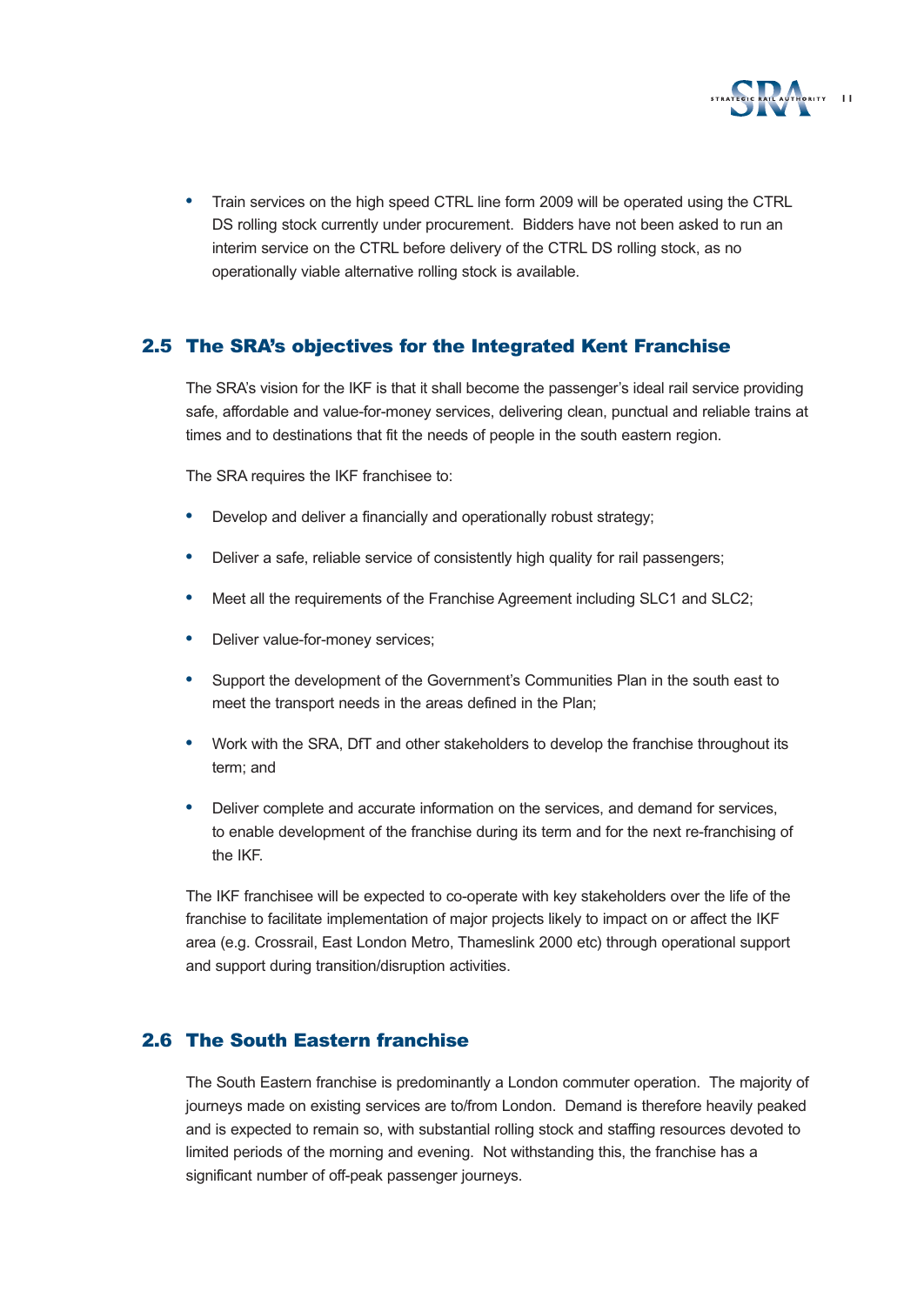- Train services on the high speed CTRL line form 2009 will be operated using the CTRL DS rolling stock currently under procurement. Bidders have not been asked to run an interim service on the CTRL before delivery of the CTRL DS rolling stock, as no operationally viable alternative rolling stock is available.

## 2.5 The SRA's objectives for the Integrated Kent Franchise

The SRA's vision for the IKF is that it shall become the passenger's ideal rail service providing safe, affordable and value-for-money services, delivering clean, punctual and reliable trains at times and to destinations that fit the needs of people in the south eastern region.

The SRA requires the IKF franchisee to:

- Develop and deliver a financially and operationally robust strategy;
- Deliver a safe, reliable service of consistently high quality for rail passengers;
- Meet all the requirements of the Franchise Agreement including SLC1 and SLC2;
- Deliver value-for-money services;
- Support the development of the Government's Communities Plan in the south east to meet the transport needs in the areas defined in the Plan;
- Work with the SRA, DfT and other stakeholders to develop the franchise throughout its term; and
- Deliver complete and accurate information on the services, and demand for services, to enable development of the franchise during its term and for the next re-franchising of the IKF.

The IKF franchisee will be expected to co-operate with key stakeholders over the life of the franchise to facilitate implementation of major projects likely to impact on or affect the IKF area (e.g. Crossrail, East London Metro, Thameslink 2000 etc) through operational support and support during transition/disruption activities.

## 2.6 The South Eastern franchise

The South Eastern franchise is predominantly a London commuter operation. The majority of journeys made on existing services are to/from London. Demand is therefore heavily peaked and is expected to remain so, with substantial rolling stock and staffing resources devoted to limited periods of the morning and evening. Not withstanding this, the franchise has a significant number of off-peak passenger journeys.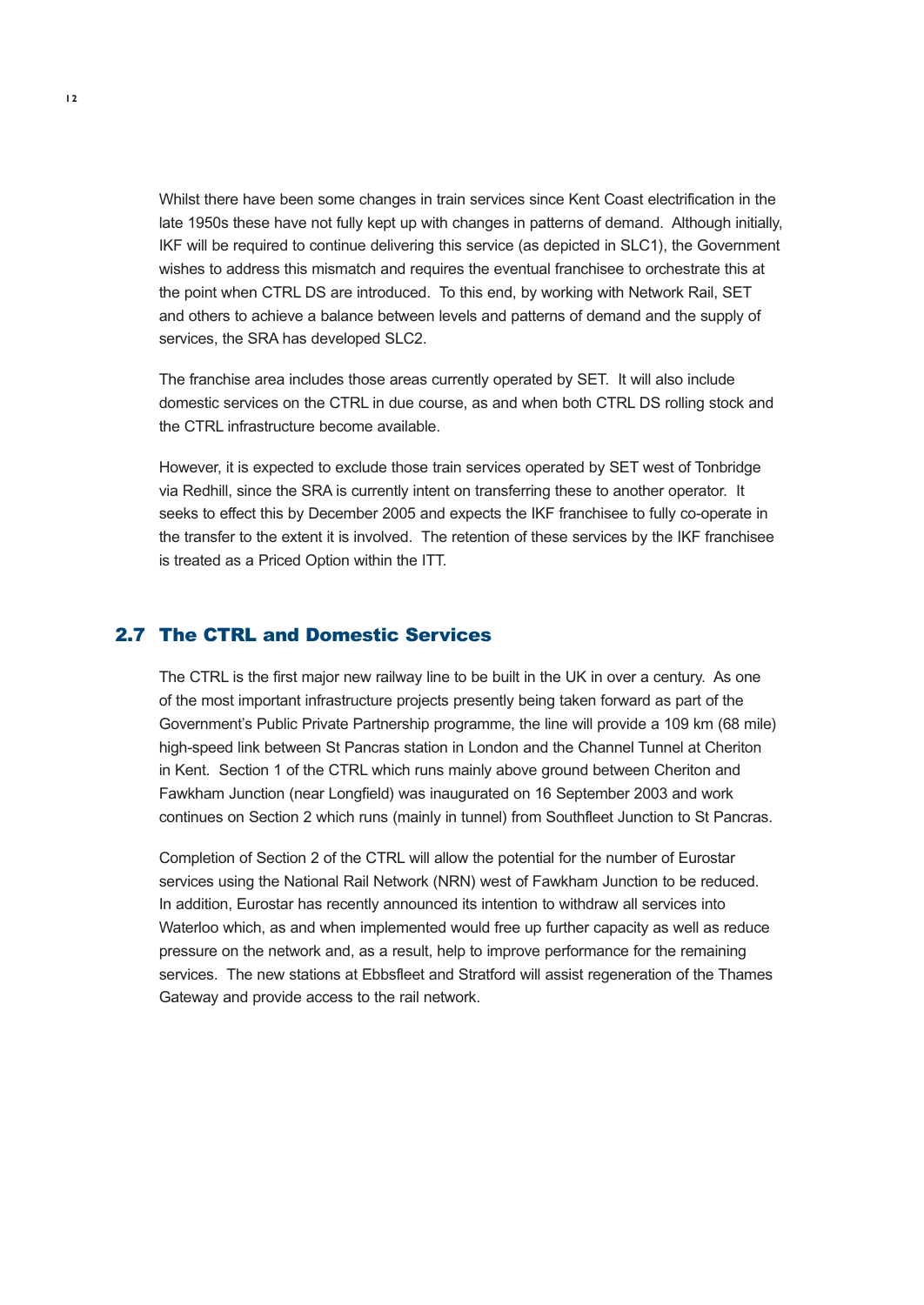Whilst there have been some changes in train services since Kent Coast electrification in the late 1950s these have not fully kept up with changes in patterns of demand. Although initially, IKF will be required to continue delivering this service (as depicted in SLC1), the Government wishes to address this mismatch and requires the eventual franchisee to orchestrate this at the point when CTRL DS are introduced. To this end, by working with Network Rail, SET and others to achieve a balance between levels and patterns of demand and the supply of services, the SRA has developed SLC2.

The franchise area includes those areas currently operated by SET. It will also include domestic services on the CTRL in due course, as and when both CTRL DS rolling stock and the CTRL infrastructure become available.

However, it is expected to exclude those train services operated by SET west of Tonbridge via Redhill, since the SRA is currently intent on transferring these to another operator. It seeks to effect this by December 2005 and expects the IKF franchisee to fully co-operate in the transfer to the extent it is involved. The retention of these services by the IKF franchisee is treated as a Priced Option within the ITT.

## 2.7 The CTRL and Domestic Services

The CTRL is the first major new railway line to be built in the UK in over a century. As one of the most important infrastructure projects presently being taken forward as part of the Government's Public Private Partnership programme, the line will provide a 109 km (68 mile) high-speed link between St Pancras station in London and the Channel Tunnel at Cheriton in Kent. Section 1 of the CTRL which runs mainly above ground between Cheriton and Fawkham Junction (near Longfield) was inaugurated on 16 September 2003 and work continues on Section 2 which runs (mainly in tunnel) from Southfleet Junction to St Pancras.

Completion of Section 2 of the CTRL will allow the potential for the number of Eurostar services using the National Rail Network (NRN) west of Fawkham Junction to be reduced. In addition, Eurostar has recently announced its intention to withdraw all services into Waterloo which, as and when implemented would free up further capacity as well as reduce pressure on the network and, as a result, help to improve performance for the remaining services. The new stations at Ebbsfleet and Stratford will assist regeneration of the Thames Gateway and provide access to the rail network.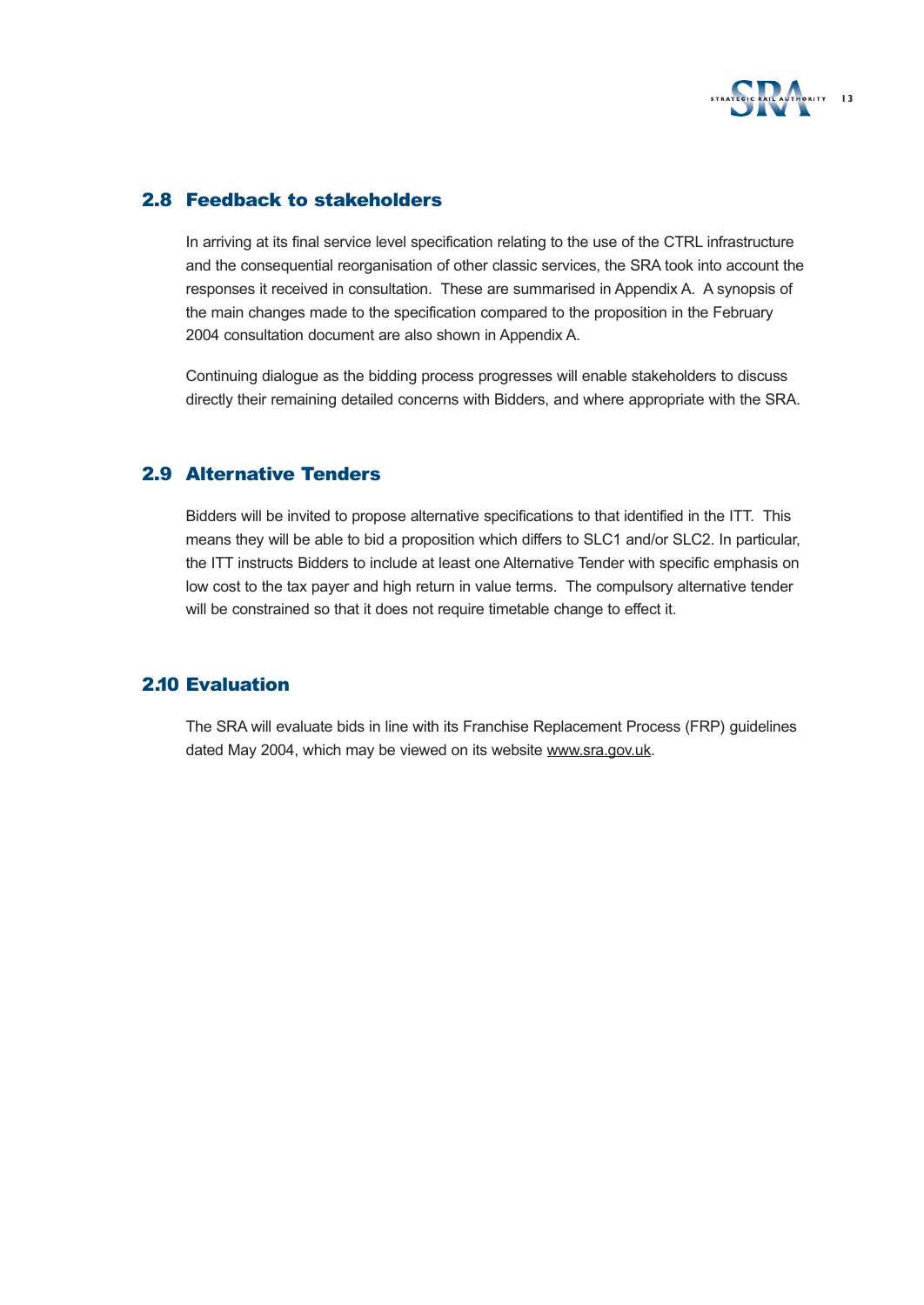## 2.8 Feedback to stakeholders

In arriving at its final service level specification relating to the use of the CTRL infrastructure and the consequential reorganisation of other classic services, the SRA took into account the responses it received in consultation. These are summarised in Appendix A. A synopsis of the main changes made to the specification compared to the proposition in the February 2004 consultation document are also shown in Appendix A.

Continuing dialogue as the bidding process progresses will enable stakeholders to discuss directly their remaining detailed concerns with Bidders, and where appropriate with the SRA.

## 2.9 Alternative Tenders

Bidders will be invited to propose alternative specifications to that identified in the ITT. This means they will be able to bid a proposition which differs to SLC1 and/or SLC2. In particular, the ITT instructs Bidders to include at least one Alternative Tender with specific emphasis on low cost to the tax payer and high return in value terms. The compulsory alternative tender will be constrained so that it does not require timetable change to effect it.

## 2.10 Evaluation

The SRA will evaluate bids in line with its Franchise Replacement Process (FRP) guidelines dated May 2004, which may be viewed on its website www.sra.gov.uk.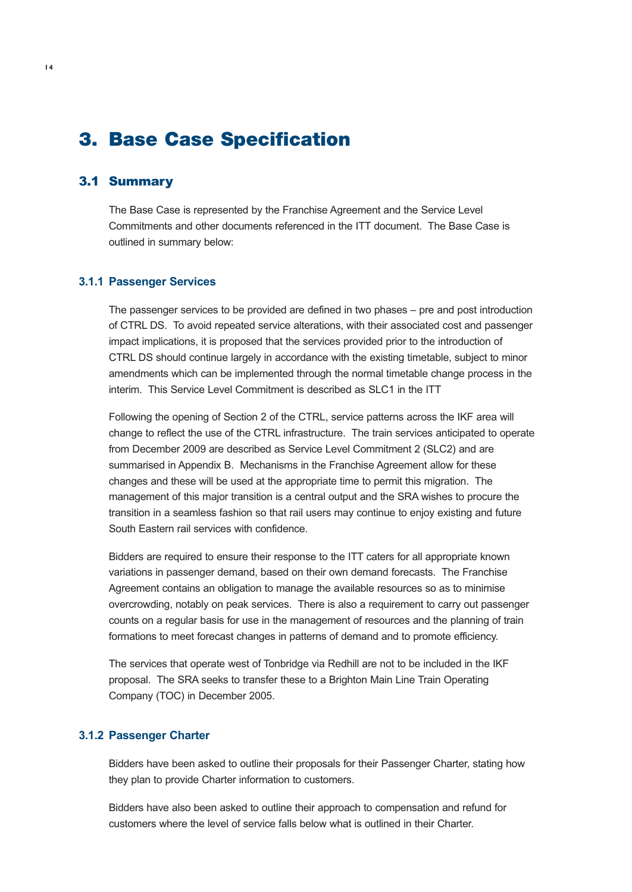# 3. Base Case Specification

## 3.1 Summary

The Base Case is represented by the Franchise Agreement and the Service Level Commitments and other documents referenced in the ITT document. The Base Case is outlined in summary below:

### 3.1.1 Passenger Services

The passenger services to be provided are defined in two phases – pre and post introduction of CTRL DS. To avoid repeated service alterations, with their associated cost and passenger impact implications, it is proposed that the services provided prior to the introduction of CTRL DS should continue largely in accordance with the existing timetable, subject to minor amendments which can be implemented through the normal timetable change process in the interim. This Service Level Commitment is described as SLC1 in the ITT

Following the opening of Section 2 of the CTRL, service patterns across the IKF area will change to reflect the use of the CTRL infrastructure. The train services anticipated to operate from December 2009 are described as Service Level Commitment 2 (SLC2) and are summarised in Appendix B. Mechanisms in the Franchise Agreement allow for these changes and these will be used at the appropriate time to permit this migration. The management of this major transition is a central output and the SRA wishes to procure the transition in a seamless fashion so that rail users may continue to enjoy existing and future South Eastern rail services with confidence.

Bidders are required to ensure their response to the ITT caters for all appropriate known variations in passenger demand, based on their own demand forecasts. The Franchise Agreement contains an obligation to manage the available resources so as to minimise overcrowding, notably on peak services. There is also a requirement to carry out passenger counts on a regular basis for use in the management of resources and the planning of train formations to meet forecast changes in patterns of demand and to promote efficiency.

The services that operate west of Tonbridge via Redhill are not to be included in the IKF proposal. The SRA seeks to transfer these to a Brighton Main Line Train Operating Company (TOC) in December 2005.

### 3.1.2 Passenger Charter

Bidders have been asked to outline their proposals for their Passenger Charter, stating how they plan to provide Charter information to customers.

Bidders have also been asked to outline their approach to compensation and refund for customers where the level of service falls below what is outlined in their Charter.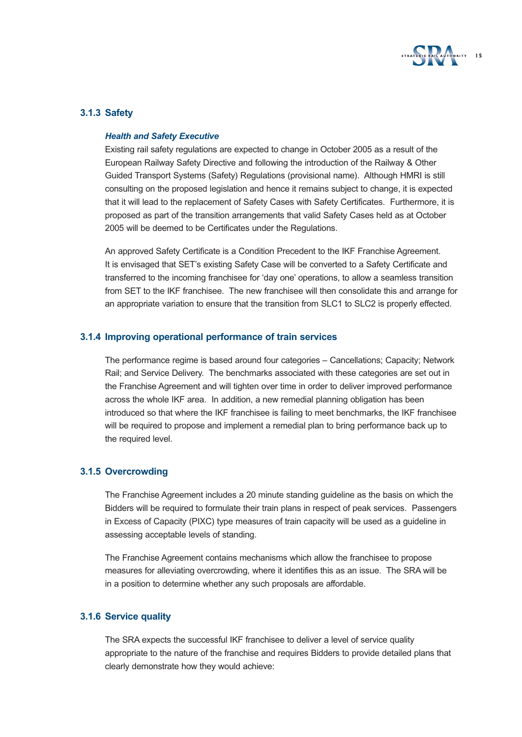### 3.1.3 Safety

***Health and Safety Executive***

Existing rail safety regulations are expected to change in October 2005 as a result of the European Railway Safety Directive and following the introduction of the Railway & Other Guided Transport Systems (Safety) Regulations (provisional name). Although HMRI is still consulting on the proposed legislation and hence it remains subject to change, it is expected that it will lead to the replacement of Safety Cases with Safety Certificates. Furthermore, it is proposed as part of the transition arrangements that valid Safety Cases held as at October 2005 will be deemed to be Certificates under the Regulations.

An approved Safety Certificate is a Condition Precedent to the IKF Franchise Agreement. It is envisaged that SET's existing Safety Case will be converted to a Safety Certificate and transferred to the incoming franchisee for 'day one' operations, to allow a seamless transition from SET to the IKF franchisee. The new franchisee will then consolidate this and arrange for an appropriate variation to ensure that the transition from SLC1 to SLC2 is properly effected.

### 3.1.4 Improving operational performance of train services

The performance regime is based around four categories – Cancellations; Capacity; Network Rail; and Service Delivery. The benchmarks associated with these categories are set out in the Franchise Agreement and will tighten over time in order to deliver improved performance across the whole IKF area. In addition, a new remedial planning obligation has been introduced so that where the IKF franchisee is failing to meet benchmarks, the IKF franchisee will be required to propose and implement a remedial plan to bring performance back up to the required level.

### 3.1.5 Overcrowding

The Franchise Agreement includes a 20 minute standing guideline as the basis on which the Bidders will be required to formulate their train plans in respect of peak services. Passengers in Excess of Capacity (PIXC) type measures of train capacity will be used as a guideline in assessing acceptable levels of standing.

The Franchise Agreement contains mechanisms which allow the franchisee to propose measures for alleviating overcrowding, where it identifies this as an issue. The SRA will be in a position to determine whether any such proposals are affordable.

### 3.1.6 Service quality

The SRA expects the successful IKF franchisee to deliver a level of service quality appropriate to the nature of the franchise and requires Bidders to provide detailed plans that clearly demonstrate how they would achieve: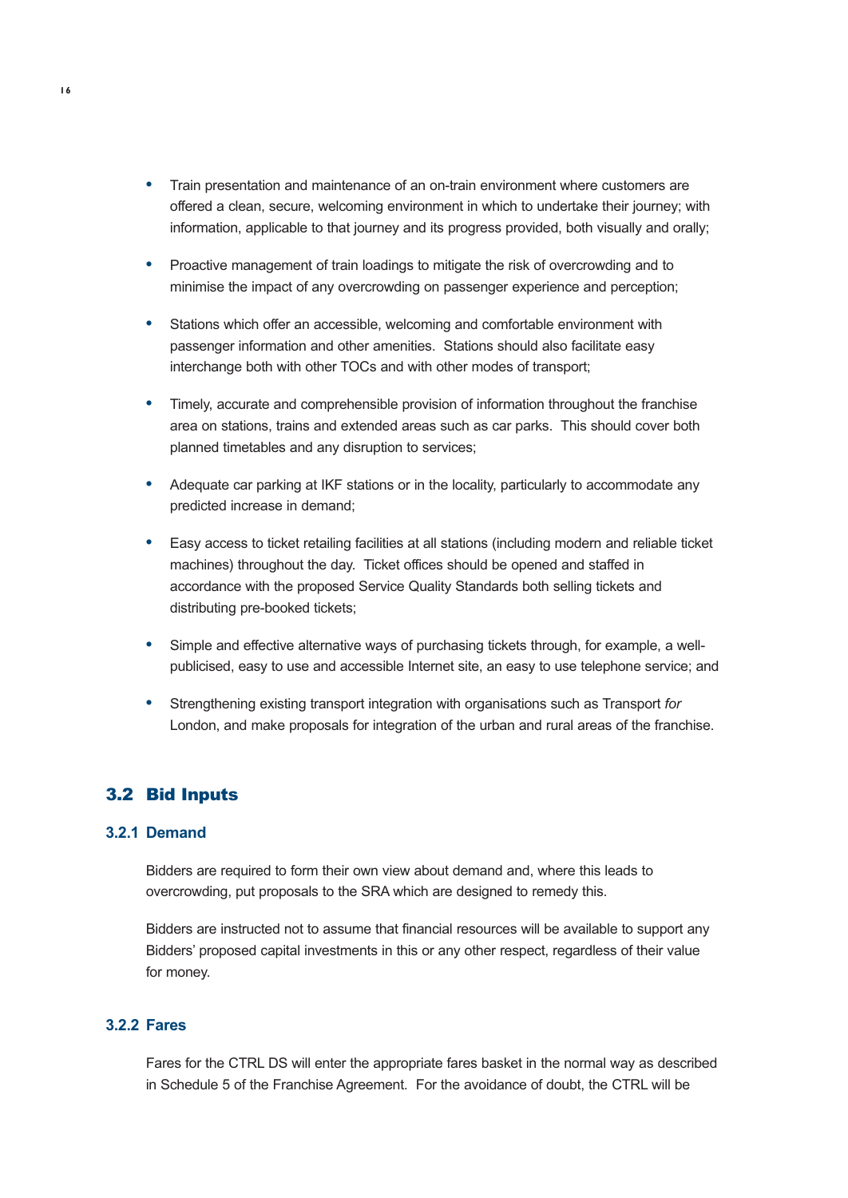- Train presentation and maintenance of an on-train environment where customers are offered a clean, secure, welcoming environment in which to undertake their journey; with information, applicable to that journey and its progress provided, both visually and orally;

- Proactive management of train loadings to mitigate the risk of overcrowding and to minimise the impact of any overcrowding on passenger experience and perception;

- Stations which offer an accessible, welcoming and comfortable environment with passenger information and other amenities. Stations should also facilitate easy interchange both with other TOCs and with other modes of transport;

- Timely, accurate and comprehensible provision of information throughout the franchise area on stations, trains and extended areas such as car parks. This should cover both planned timetables and any disruption to services;

- Adequate car parking at IKF stations or in the locality, particularly to accommodate any predicted increase in demand;

- Easy access to ticket retailing facilities at all stations (including modern and reliable ticket machines) throughout the day. Ticket offices should be opened and staffed in accordance with the proposed Service Quality Standards both selling tickets and distributing pre-booked tickets;

- Simple and effective alternative ways of purchasing tickets through, for example, a well-publicised, easy to use and accessible Internet site, an easy to use telephone service; and

- Strengthening existing transport integration with organisations such as Transport *for* London, and make proposals for integration of the urban and rural areas of the franchise.

## 3.2 Bid Inputs

### 3.2.1 Demand

Bidders are required to form their own view about demand and, where this leads to overcrowding, put proposals to the SRA which are designed to remedy this.

Bidders are instructed not to assume that financial resources will be available to support any Bidders' proposed capital investments in this or any other respect, regardless of their value for money.

### 3.2.2 Fares

Fares for the CTRL DS will enter the appropriate fares basket in the normal way as described in Schedule 5 of the Franchise Agreement. For the avoidance of doubt, the CTRL will be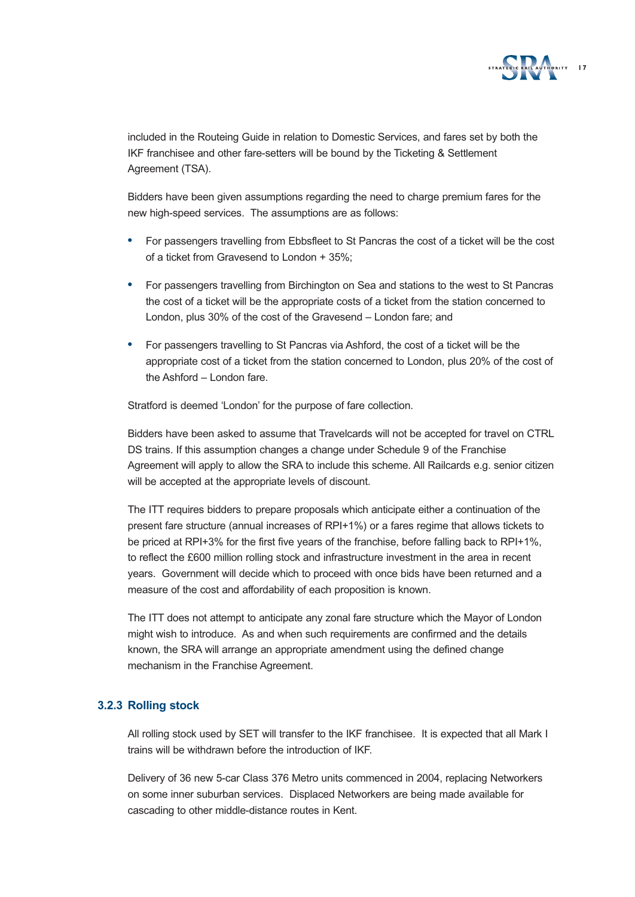included in the Routeing Guide in relation to Domestic Services, and fares set by both the IKF franchisee and other fare-setters will be bound by the Ticketing & Settlement Agreement (TSA).

Bidders have been given assumptions regarding the need to charge premium fares for the new high-speed services. The assumptions are as follows:

- For passengers travelling from Ebbsfleet to St Pancras the cost of a ticket will be the cost of a ticket from Gravesend to London + 35%;
- For passengers travelling from Birchington on Sea and stations to the west to St Pancras the cost of a ticket will be the appropriate costs of a ticket from the station concerned to London, plus 30% of the cost of the Gravesend – London fare; and
- For passengers travelling to St Pancras via Ashford, the cost of a ticket will be the appropriate cost of a ticket from the station concerned to London, plus 20% of the cost of the Ashford – London fare.

Stratford is deemed 'London' for the purpose of fare collection.

Bidders have been asked to assume that Travelcards will not be accepted for travel on CTRL DS trains. If this assumption changes a change under Schedule 9 of the Franchise Agreement will apply to allow the SRA to include this scheme. All Railcards e.g. senior citizen will be accepted at the appropriate levels of discount.

The ITT requires bidders to prepare proposals which anticipate either a continuation of the present fare structure (annual increases of RPI+1%) or a fares regime that allows tickets to be priced at RPI+3% for the first five years of the franchise, before falling back to RPI+1%, to reflect the £600 million rolling stock and infrastructure investment in the area in recent years. Government will decide which to proceed with once bids have been returned and a measure of the cost and affordability of each proposition is known.

The ITT does not attempt to anticipate any zonal fare structure which the Mayor of London might wish to introduce. As and when such requirements are confirmed and the details known, the SRA will arrange an appropriate amendment using the defined change mechanism in the Franchise Agreement.

### 3.2.3 Rolling stock

All rolling stock used by SET will transfer to the IKF franchisee. It is expected that all Mark I trains will be withdrawn before the introduction of IKF.

Delivery of 36 new 5-car Class 376 Metro units commenced in 2004, replacing Networkers on some inner suburban services. Displaced Networkers are being made available for cascading to other middle-distance routes in Kent.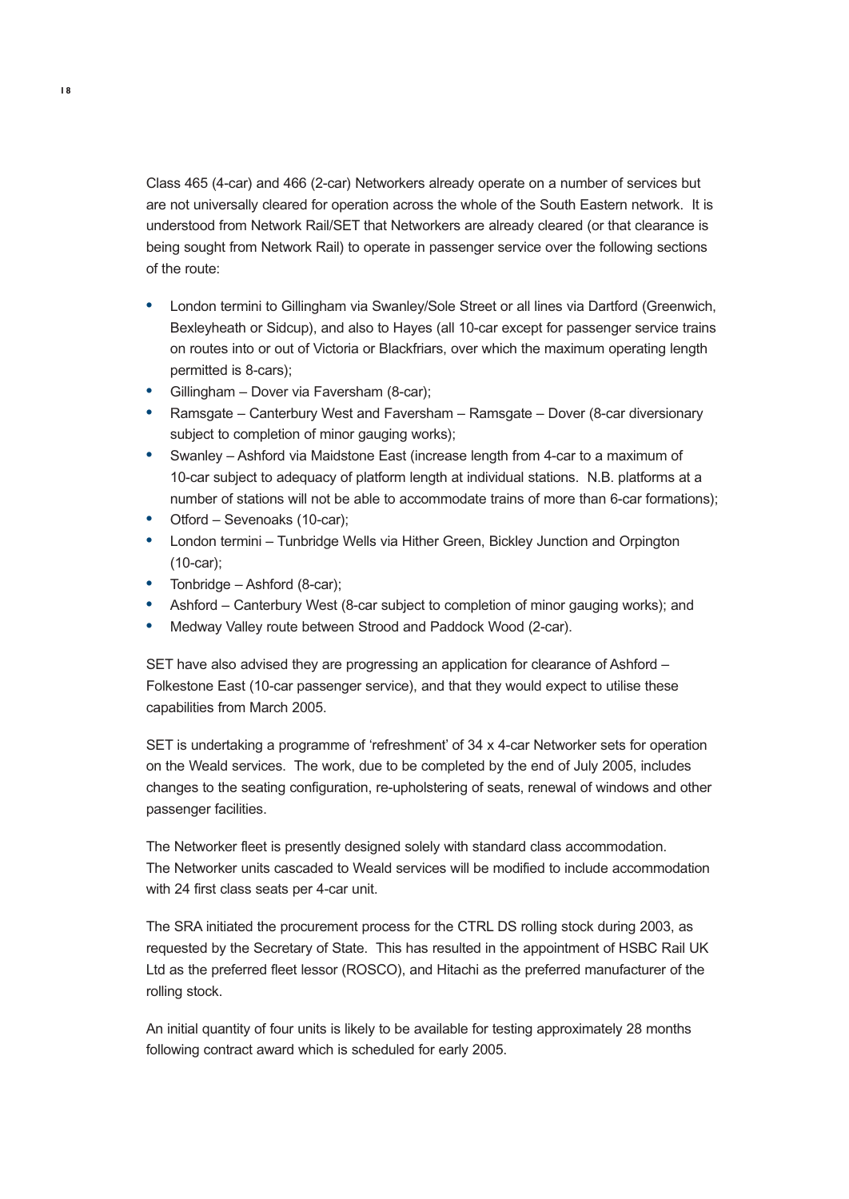Class 465 (4-car) and 466 (2-car) Networkers already operate on a number of services but are not universally cleared for operation across the whole of the South Eastern network. It is understood from Network Rail/SET that Networkers are already cleared (or that clearance is being sought from Network Rail) to operate in passenger service over the following sections of the route:

- London termini to Gillingham via Swanley/Sole Street or all lines via Dartford (Greenwich, Bexleyheath or Sidcup), and also to Hayes (all 10-car except for passenger service trains on routes into or out of Victoria or Blackfriars, over which the maximum operating length permitted is 8-cars);
- Gillingham – Dover via Faversham (8-car);
- Ramsgate – Canterbury West and Faversham – Ramsgate – Dover (8-car diversionary subject to completion of minor gauging works);
- Swanley – Ashford via Maidstone East (increase length from 4-car to a maximum of 10-car subject to adequacy of platform length at individual stations. N.B. platforms at a number of stations will not be able to accommodate trains of more than 6-car formations);
- Otford – Sevenoaks (10-car);
- London termini – Tunbridge Wells via Hither Green, Bickley Junction and Orpington (10-car);
- Tonbridge – Ashford (8-car);
- Ashford – Canterbury West (8-car subject to completion of minor gauging works); and
- Medway Valley route between Strood and Paddock Wood (2-car).

SET have also advised they are progressing an application for clearance of Ashford – Folkestone East (10-car passenger service), and that they would expect to utilise these capabilities from March 2005.

SET is undertaking a programme of 'refreshment' of 34 x 4-car Networker sets for operation on the Weald services. The work, due to be completed by the end of July 2005, includes changes to the seating configuration, re-upholstering of seats, renewal of windows and other passenger facilities.

The Networker fleet is presently designed solely with standard class accommodation. The Networker units cascaded to Weald services will be modified to include accommodation with 24 first class seats per 4-car unit.

The SRA initiated the procurement process for the CTRL DS rolling stock during 2003, as requested by the Secretary of State. This has resulted in the appointment of HSBC Rail UK Ltd as the preferred fleet lessor (ROSCO), and Hitachi as the preferred manufacturer of the rolling stock.

An initial quantity of four units is likely to be available for testing approximately 28 months following contract award which is scheduled for early 2005.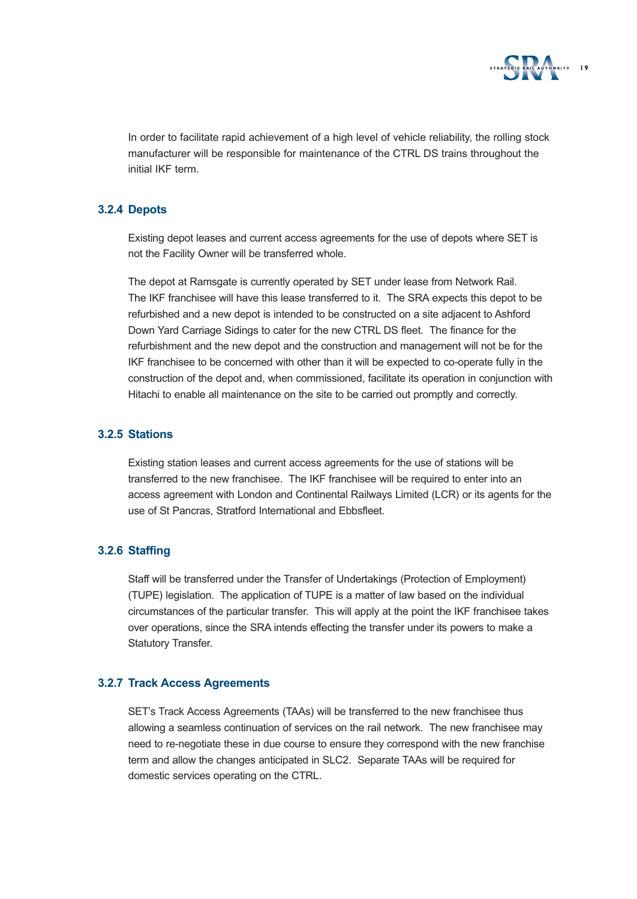In order to facilitate rapid achievement of a high level of vehicle reliability, the rolling stock manufacturer will be responsible for maintenance of the CTRL DS trains throughout the initial IKF term.

### 3.2.4 Depots

Existing depot leases and current access agreements for the use of depots where SET is not the Facility Owner will be transferred whole.

The depot at Ramsgate is currently operated by SET under lease from Network Rail. The IKF franchisee will have this lease transferred to it. The SRA expects this depot to be refurbished and a new depot is intended to be constructed on a site adjacent to Ashford Down Yard Carriage Sidings to cater for the new CTRL DS fleet. The finance for the refurbishment and the new depot and the construction and management will not be for the IKF franchisee to be concerned with other than it will be expected to co-operate fully in the construction of the depot and, when commissioned, facilitate its operation in conjunction with Hitachi to enable all maintenance on the site to be carried out promptly and correctly.

### 3.2.5 Stations

Existing station leases and current access agreements for the use of stations will be transferred to the new franchisee. The IKF franchisee will be required to enter into an access agreement with London and Continental Railways Limited (LCR) or its agents for the use of St Pancras, Stratford International and Ebbsfleet.

### 3.2.6 Staffing

Staff will be transferred under the Transfer of Undertakings (Protection of Employment) (TUPE) legislation. The application of TUPE is a matter of law based on the individual circumstances of the particular transfer. This will apply at the point the IKF franchisee takes over operations, since the SRA intends effecting the transfer under its powers to make a Statutory Transfer.

### 3.2.7 Track Access Agreements

SET's Track Access Agreements (TAAs) will be transferred to the new franchisee thus allowing a seamless continuation of services on the rail network. The new franchisee may need to re-negotiate these in due course to ensure they correspond with the new franchise term and allow the changes anticipated in SLC2. Separate TAAs will be required for domestic services operating on the CTRL.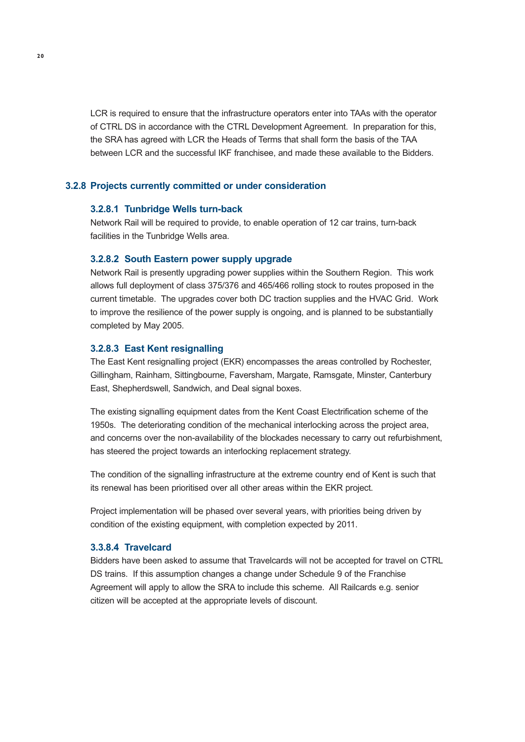LCR is required to ensure that the infrastructure operators enter into TAAs with the operator of CTRL DS in accordance with the CTRL Development Agreement. In preparation for this, the SRA has agreed with LCR the Heads of Terms that shall form the basis of the TAA between LCR and the successful IKF franchisee, and made these available to the Bidders.

### 3.2.8 Projects currently committed or under consideration

#### 3.2.8.1 Tunbridge Wells turn-back

Network Rail will be required to provide, to enable operation of 12 car trains, turn-back facilities in the Tunbridge Wells area.

#### 3.2.8.2 South Eastern power supply upgrade

Network Rail is presently upgrading power supplies within the Southern Region. This work allows full deployment of class 375/376 and 465/466 rolling stock to routes proposed in the current timetable. The upgrades cover both DC traction supplies and the HVAC Grid. Work to improve the resilience of the power supply is ongoing, and is planned to be substantially completed by May 2005.

#### 3.2.8.3 East Kent resignalling

The East Kent resignalling project (EKR) encompasses the areas controlled by Rochester, Gillingham, Rainham, Sittingbourne, Faversham, Margate, Ramsgate, Minster, Canterbury East, Shepherdswell, Sandwich, and Deal signal boxes.

The existing signalling equipment dates from the Kent Coast Electrification scheme of the 1950s. The deteriorating condition of the mechanical interlocking across the project area, and concerns over the non-availability of the blockades necessary to carry out refurbishment, has steered the project towards an interlocking replacement strategy.

The condition of the signalling infrastructure at the extreme country end of Kent is such that its renewal has been prioritised over all other areas within the EKR project.

Project implementation will be phased over several years, with priorities being driven by condition of the existing equipment, with completion expected by 2011.

#### 3.3.8.4 Travelcard

Bidders have been asked to assume that Travelcards will not be accepted for travel on CTRL DS trains. If this assumption changes a change under Schedule 9 of the Franchise Agreement will apply to allow the SRA to include this scheme. All Railcards e.g. senior citizen will be accepted at the appropriate levels of discount.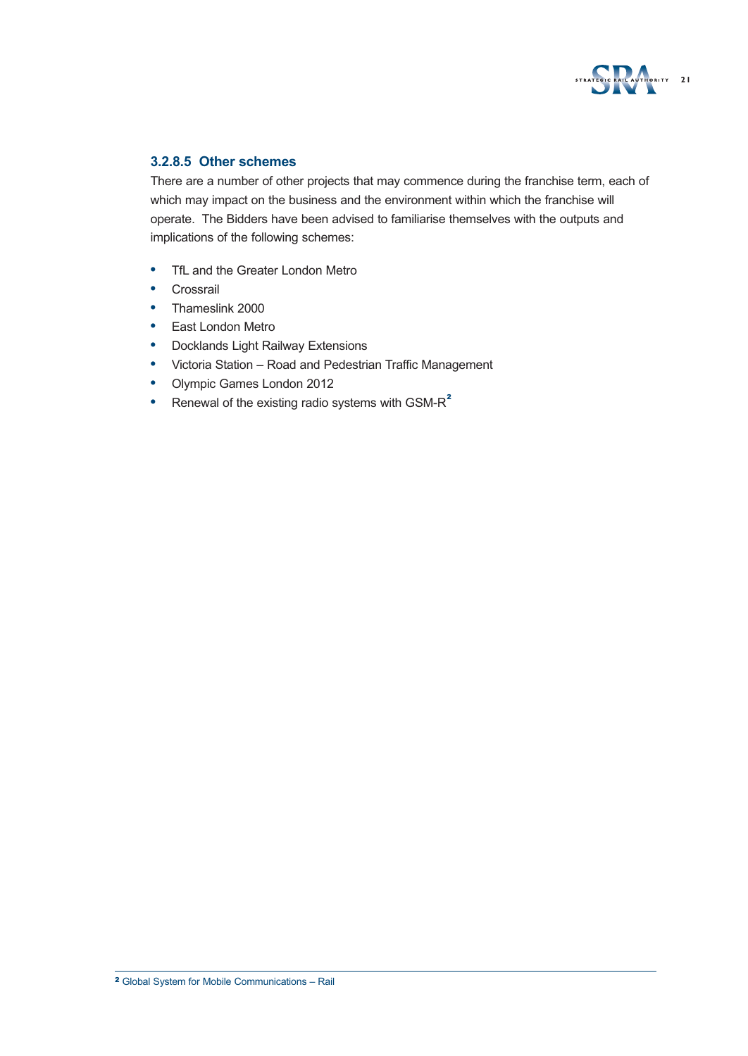### 3.2.8.5 Other schemes

There are a number of other projects that may commence during the franchise term, each of which may impact on the business and the environment within which the franchise will operate. The Bidders have been advised to familiarise themselves with the outputs and implications of the following schemes:

- TfL and the Greater London Metro
- Crossrail
- Thameslink 2000
- East London Metro
- Docklands Light Railway Extensions
- Victoria Station – Road and Pedestrian Traffic Management
- Olympic Games London 2012
- Renewal of the existing radio systems with GSM-R[2]

[2] Global System for Mobile Communications – Rail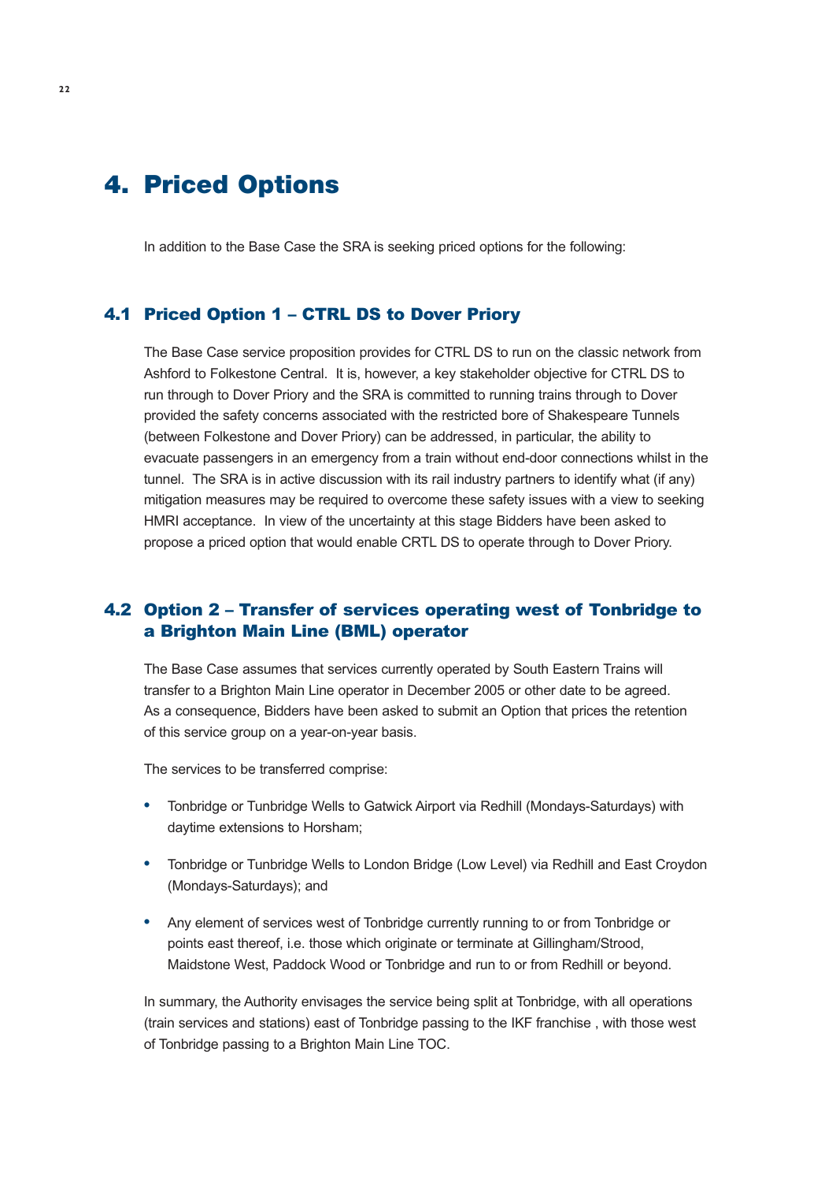# 4. Priced Options

In addition to the Base Case the SRA is seeking priced options for the following:

## 4.1 Priced Option 1 – CTRL DS to Dover Priory

The Base Case service proposition provides for CTRL DS to run on the classic network from Ashford to Folkestone Central. It is, however, a key stakeholder objective for CTRL DS to run through to Dover Priory and the SRA is committed to running trains through to Dover provided the safety concerns associated with the restricted bore of Shakespeare Tunnels (between Folkestone and Dover Priory) can be addressed, in particular, the ability to evacuate passengers in an emergency from a train without end-door connections whilst in the tunnel. The SRA is in active discussion with its rail industry partners to identify what (if any) mitigation measures may be required to overcome these safety issues with a view to seeking HMRI acceptance. In view of the uncertainty at this stage Bidders have been asked to propose a priced option that would enable CRTL DS to operate through to Dover Priory.

## 4.2 Option 2 – Transfer of services operating west of Tonbridge to a Brighton Main Line (BML) operator

The Base Case assumes that services currently operated by South Eastern Trains will transfer to a Brighton Main Line operator in December 2005 or other date to be agreed. As a consequence, Bidders have been asked to submit an Option that prices the retention of this service group on a year-on-year basis.

The services to be transferred comprise:

- Tonbridge or Tunbridge Wells to Gatwick Airport via Redhill (Mondays-Saturdays) with daytime extensions to Horsham;
- Tonbridge or Tunbridge Wells to London Bridge (Low Level) via Redhill and East Croydon (Mondays-Saturdays); and
- Any element of services west of Tonbridge currently running to or from Tonbridge or points east thereof, i.e. those which originate or terminate at Gillingham/Strood, Maidstone West, Paddock Wood or Tonbridge and run to or from Redhill or beyond.

In summary, the Authority envisages the service being split at Tonbridge, with all operations (train services and stations) east of Tonbridge passing to the IKF franchise , with those west of Tonbridge passing to a Brighton Main Line TOC.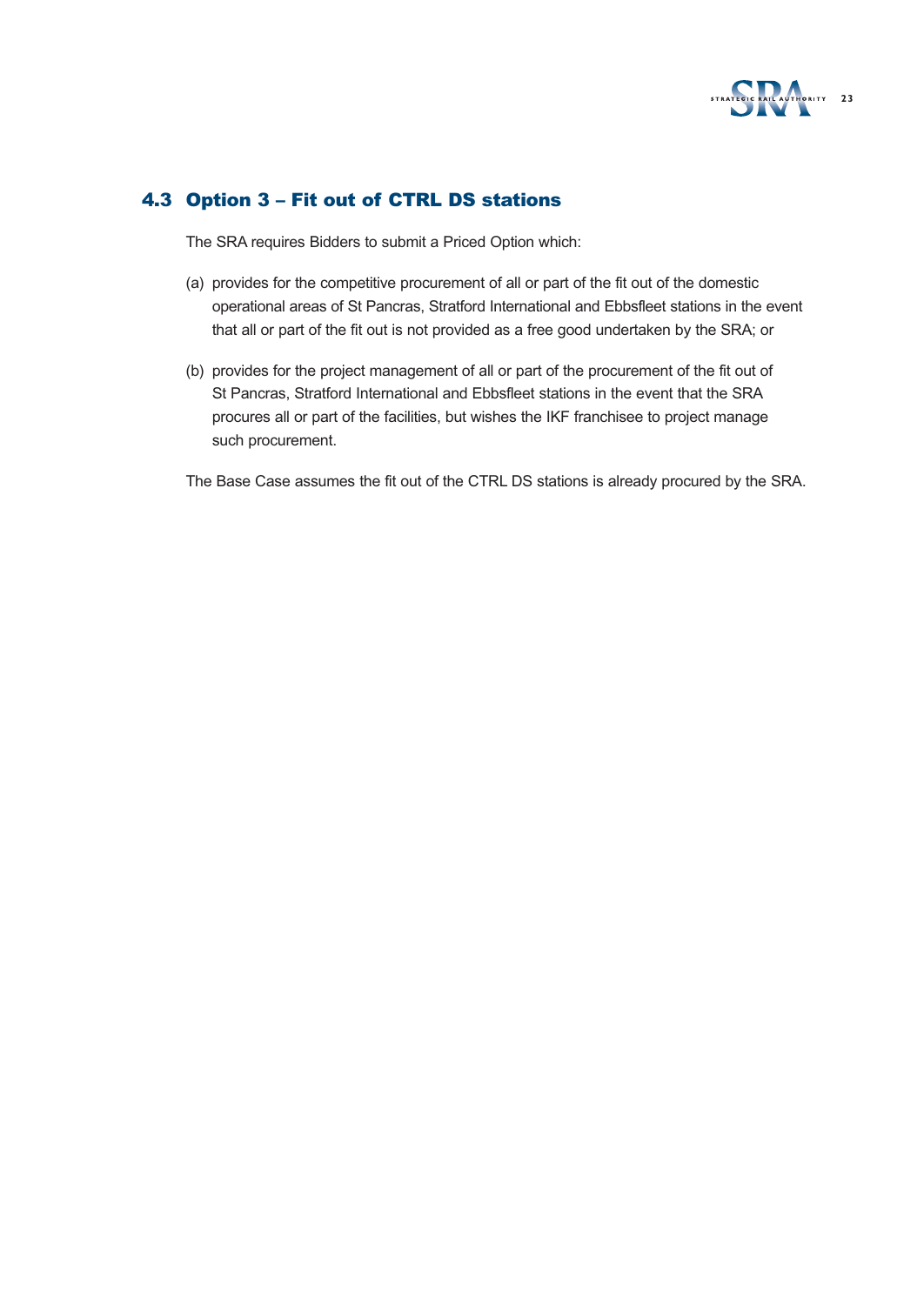## 4.3 Option 3 – Fit out of CTRL DS stations

The SRA requires Bidders to submit a Priced Option which:

(a) provides for the competitive procurement of all or part of the fit out of the domestic operational areas of St Pancras, Stratford International and Ebbsfleet stations in the event that all or part of the fit out is not provided as a free good undertaken by the SRA; or

(b) provides for the project management of all or part of the procurement of the fit out of St Pancras, Stratford International and Ebbsfleet stations in the event that the SRA procures all or part of the facilities, but wishes the IKF franchisee to project manage such procurement.

The Base Case assumes the fit out of the CTRL DS stations is already procured by the SRA.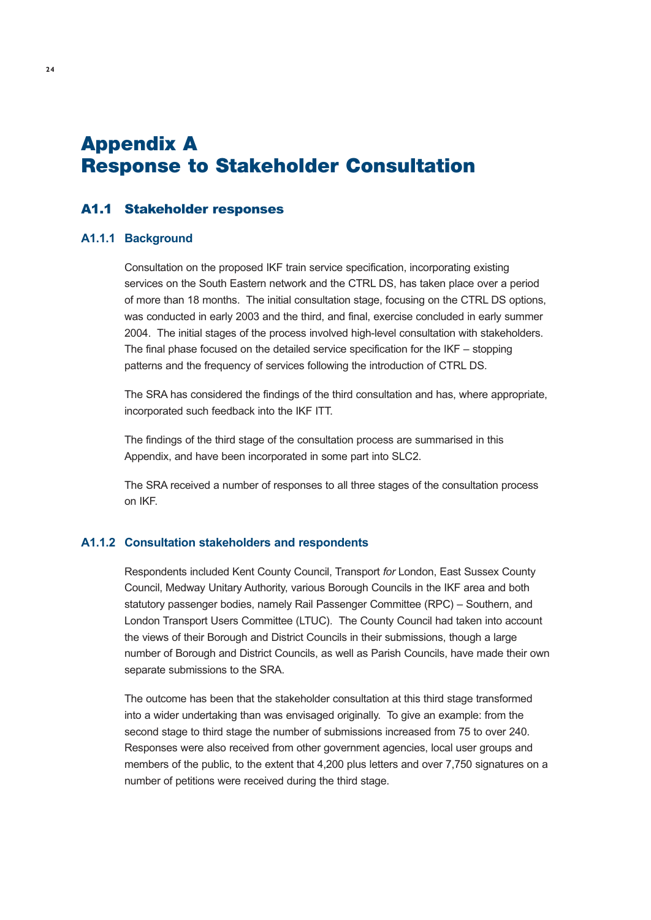# Appendix A
# Response to Stakeholder Consultation

## A1.1 Stakeholder responses

### A1.1.1 Background

Consultation on the proposed IKF train service specification, incorporating existing services on the South Eastern network and the CTRL DS, has taken place over a period of more than 18 months. The initial consultation stage, focusing on the CTRL DS options, was conducted in early 2003 and the third, and final, exercise concluded in early summer 2004. The initial stages of the process involved high-level consultation with stakeholders. The final phase focused on the detailed service specification for the IKF – stopping patterns and the frequency of services following the introduction of CTRL DS.

The SRA has considered the findings of the third consultation and has, where appropriate, incorporated such feedback into the IKF ITT.

The findings of the third stage of the consultation process are summarised in this Appendix, and have been incorporated in some part into SLC2.

The SRA received a number of responses to all three stages of the consultation process on IKF.

### A1.1.2 Consultation stakeholders and respondents

Respondents included Kent County Council, Transport *for* London, East Sussex County Council, Medway Unitary Authority, various Borough Councils in the IKF area and both statutory passenger bodies, namely Rail Passenger Committee (RPC) – Southern, and London Transport Users Committee (LTUC). The County Council had taken into account the views of their Borough and District Councils in their submissions, though a large number of Borough and District Councils, as well as Parish Councils, have made their own separate submissions to the SRA.

The outcome has been that the stakeholder consultation at this third stage transformed into a wider undertaking than was envisaged originally. To give an example: from the second stage to third stage the number of submissions increased from 75 to over 240. Responses were also received from other government agencies, local user groups and members of the public, to the extent that 4,200 plus letters and over 7,750 signatures on a number of petitions were received during the third stage.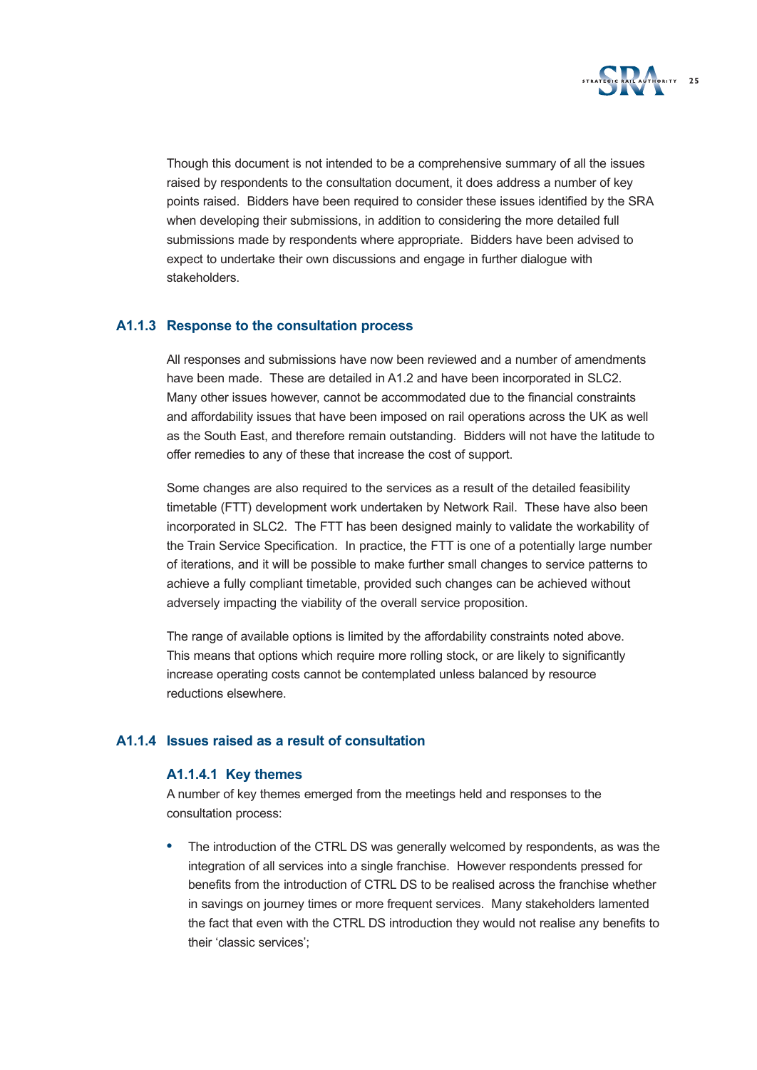Though this document is not intended to be a comprehensive summary of all the issues raised by respondents to the consultation document, it does address a number of key points raised. Bidders have been required to consider these issues identified by the SRA when developing their submissions, in addition to considering the more detailed full submissions made by respondents where appropriate. Bidders have been advised to expect to undertake their own discussions and engage in further dialogue with stakeholders.

### A1.1.3 Response to the consultation process

All responses and submissions have now been reviewed and a number of amendments have been made. These are detailed in A1.2 and have been incorporated in SLC2. Many other issues however, cannot be accommodated due to the financial constraints and affordability issues that have been imposed on rail operations across the UK as well as the South East, and therefore remain outstanding. Bidders will not have the latitude to offer remedies to any of these that increase the cost of support.

Some changes are also required to the services as a result of the detailed feasibility timetable (FTT) development work undertaken by Network Rail. These have also been incorporated in SLC2. The FTT has been designed mainly to validate the workability of the Train Service Specification. In practice, the FTT is one of a potentially large number of iterations, and it will be possible to make further small changes to service patterns to achieve a fully compliant timetable, provided such changes can be achieved without adversely impacting the viability of the overall service proposition.

The range of available options is limited by the affordability constraints noted above. This means that options which require more rolling stock, or are likely to significantly increase operating costs cannot be contemplated unless balanced by resource reductions elsewhere.

### A1.1.4 Issues raised as a result of consultation

#### A1.1.4.1 Key themes

A number of key themes emerged from the meetings held and responses to the consultation process:

- The introduction of the CTRL DS was generally welcomed by respondents, as was the integration of all services into a single franchise. However respondents pressed for benefits from the introduction of CTRL DS to be realised across the franchise whether in savings on journey times or more frequent services. Many stakeholders lamented the fact that even with the CTRL DS introduction they would not realise any benefits to their 'classic services';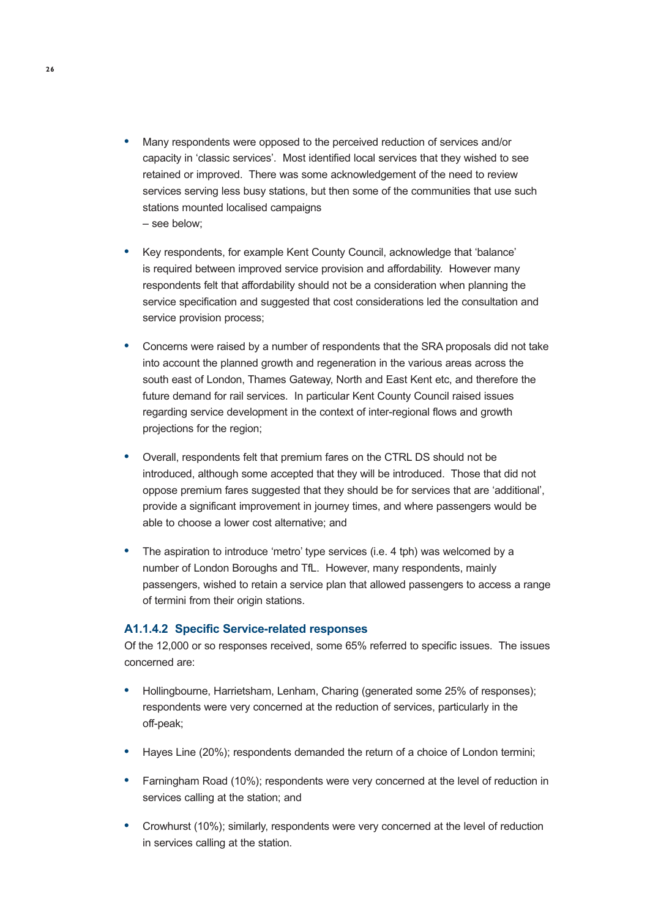- Many respondents were opposed to the perceived reduction of services and/or capacity in 'classic services'. Most identified local services that they wished to see retained or improved. There was some acknowledgement of the need to review services serving less busy stations, but then some of the communities that use such stations mounted localised campaigns – see below;

- Key respondents, for example Kent County Council, acknowledge that 'balance' is required between improved service provision and affordability. However many respondents felt that affordability should not be a consideration when planning the service specification and suggested that cost considerations led the consultation and service provision process;

- Concerns were raised by a number of respondents that the SRA proposals did not take into account the planned growth and regeneration in the various areas across the south east of London, Thames Gateway, North and East Kent etc, and therefore the future demand for rail services. In particular Kent County Council raised issues regarding service development in the context of inter-regional flows and growth projections for the region;

- Overall, respondents felt that premium fares on the CTRL DS should not be introduced, although some accepted that they will be introduced. Those that did not oppose premium fares suggested that they should be for services that are 'additional', provide a significant improvement in journey times, and where passengers would be able to choose a lower cost alternative; and

- The aspiration to introduce 'metro' type services (i.e. 4 tph) was welcomed by a number of London Boroughs and TfL. However, many respondents, mainly passengers, wished to retain a service plan that allowed passengers to access a range of termini from their origin stations.

### A1.1.4.2 Specific Service-related responses

Of the 12,000 or so responses received, some 65% referred to specific issues. The issues concerned are:

- Hollingbourne, Harrietsham, Lenham, Charing (generated some 25% of responses); respondents were very concerned at the reduction of services, particularly in the off-peak;

- Hayes Line (20%); respondents demanded the return of a choice of London termini;

- Farningham Road (10%); respondents were very concerned at the level of reduction in services calling at the station; and

- Crowhurst (10%); similarly, respondents were very concerned at the level of reduction in services calling at the station.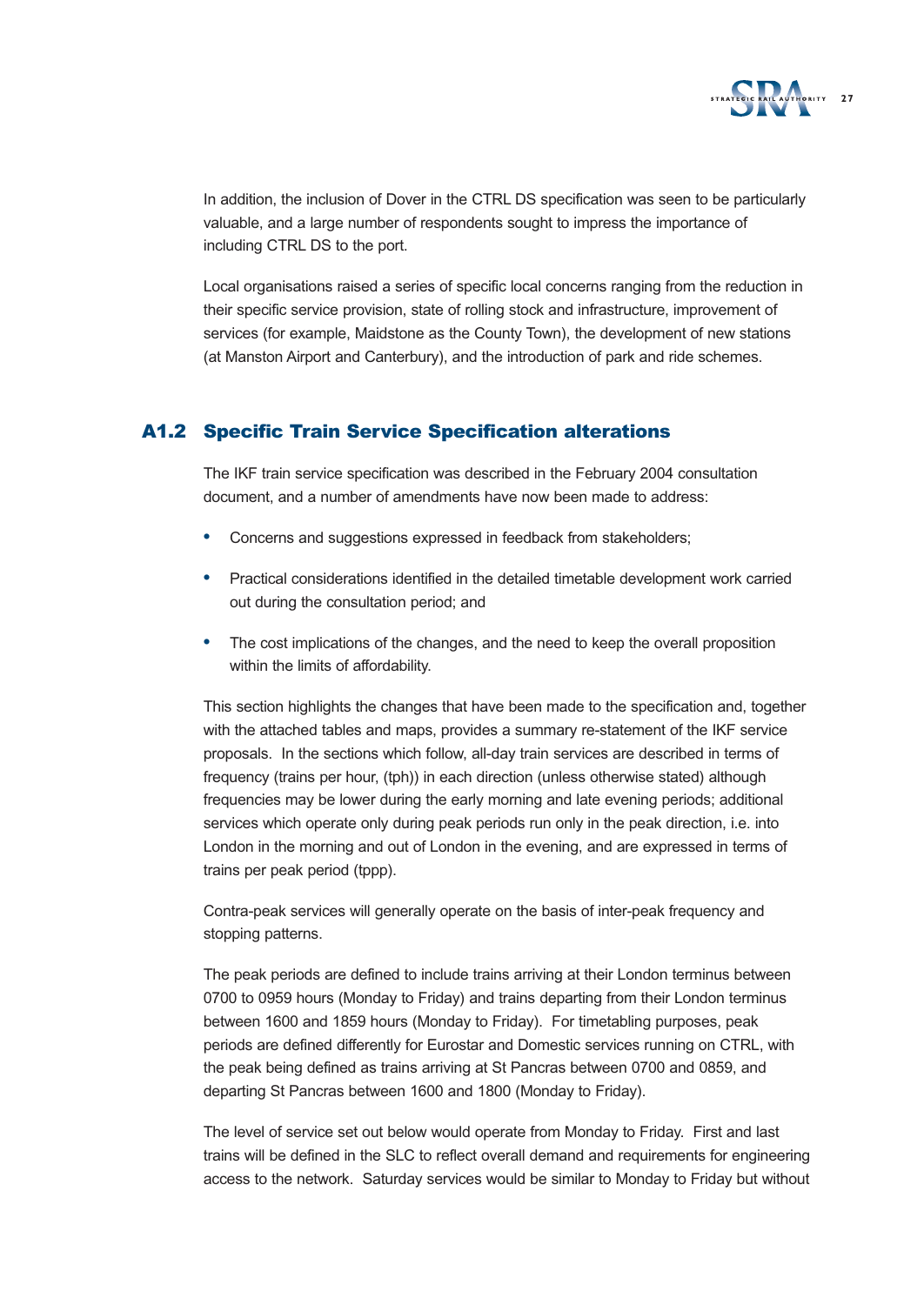In addition, the inclusion of Dover in the CTRL DS specification was seen to be particularly valuable, and a large number of respondents sought to impress the importance of including CTRL DS to the port.

Local organisations raised a series of specific local concerns ranging from the reduction in their specific service provision, state of rolling stock and infrastructure, improvement of services (for example, Maidstone as the County Town), the development of new stations (at Manston Airport and Canterbury), and the introduction of park and ride schemes.

## A1.2 Specific Train Service Specification alterations

The IKF train service specification was described in the February 2004 consultation document, and a number of amendments have now been made to address:

- Concerns and suggestions expressed in feedback from stakeholders;
- Practical considerations identified in the detailed timetable development work carried out during the consultation period; and
- The cost implications of the changes, and the need to keep the overall proposition within the limits of affordability.

This section highlights the changes that have been made to the specification and, together with the attached tables and maps, provides a summary re-statement of the IKF service proposals. In the sections which follow, all-day train services are described in terms of frequency (trains per hour, (tph)) in each direction (unless otherwise stated) although frequencies may be lower during the early morning and late evening periods; additional services which operate only during peak periods run only in the peak direction, i.e. into London in the morning and out of London in the evening, and are expressed in terms of trains per peak period (tppp).

Contra-peak services will generally operate on the basis of inter-peak frequency and stopping patterns.

The peak periods are defined to include trains arriving at their London terminus between 0700 to 0959 hours (Monday to Friday) and trains departing from their London terminus between 1600 and 1859 hours (Monday to Friday). For timetabling purposes, peak periods are defined differently for Eurostar and Domestic services running on CTRL, with the peak being defined as trains arriving at St Pancras between 0700 and 0859, and departing St Pancras between 1600 and 1800 (Monday to Friday).

The level of service set out below would operate from Monday to Friday. First and last trains will be defined in the SLC to reflect overall demand and requirements for engineering access to the network. Saturday services would be similar to Monday to Friday but without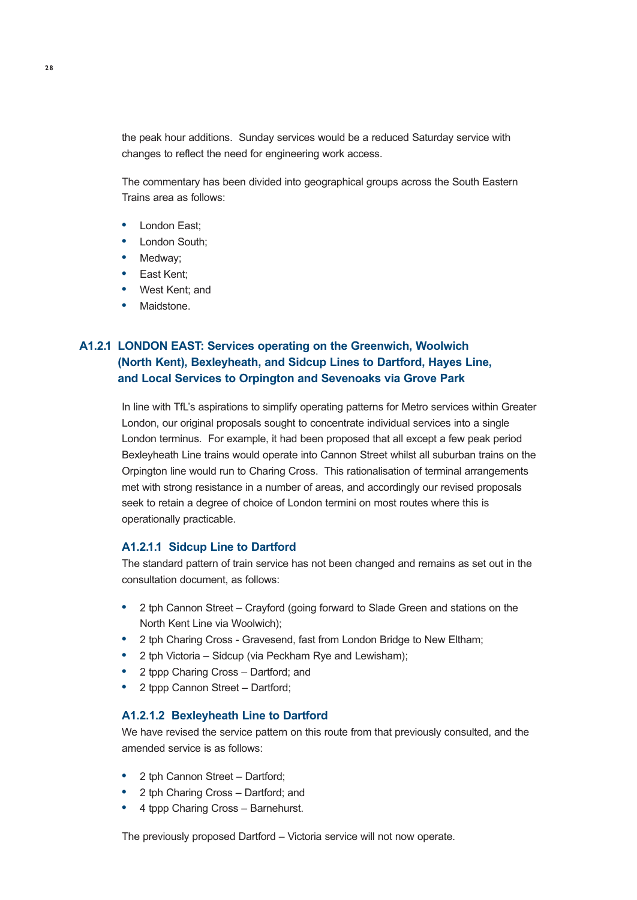the peak hour additions. Sunday services would be a reduced Saturday service with changes to reflect the need for engineering work access.

The commentary has been divided into geographical groups across the South Eastern Trains area as follows:

- London East;
- London South;
- Medway;
- East Kent;
- West Kent; and
- Maidstone.

## A1.2.1 LONDON EAST: Services operating on the Greenwich, Woolwich (North Kent), Bexleyheath, and Sidcup Lines to Dartford, Hayes Line, and Local Services to Orpington and Sevenoaks via Grove Park

In line with TfL's aspirations to simplify operating patterns for Metro services within Greater London, our original proposals sought to concentrate individual services into a single London terminus. For example, it had been proposed that all except a few peak period Bexleyheath Line trains would operate into Cannon Street whilst all suburban trains on the Orpington line would run to Charing Cross. This rationalisation of terminal arrangements met with strong resistance in a number of areas, and accordingly our revised proposals seek to retain a degree of choice of London termini on most routes where this is operationally practicable.

### A1.2.1.1 Sidcup Line to Dartford

The standard pattern of train service has not been changed and remains as set out in the consultation document, as follows:

- 2 tph Cannon Street – Crayford (going forward to Slade Green and stations on the North Kent Line via Woolwich);
- 2 tph Charing Cross - Gravesend, fast from London Bridge to New Eltham;
- 2 tph Victoria – Sidcup (via Peckham Rye and Lewisham);
- 2 tppp Charing Cross – Dartford; and
- 2 tppp Cannon Street – Dartford;

### A1.2.1.2 Bexleyheath Line to Dartford

We have revised the service pattern on this route from that previously consulted, and the amended service is as follows:

- 2 tph Cannon Street – Dartford;
- 2 tph Charing Cross – Dartford; and
- 4 tppp Charing Cross – Barnehurst.

The previously proposed Dartford – Victoria service will not now operate.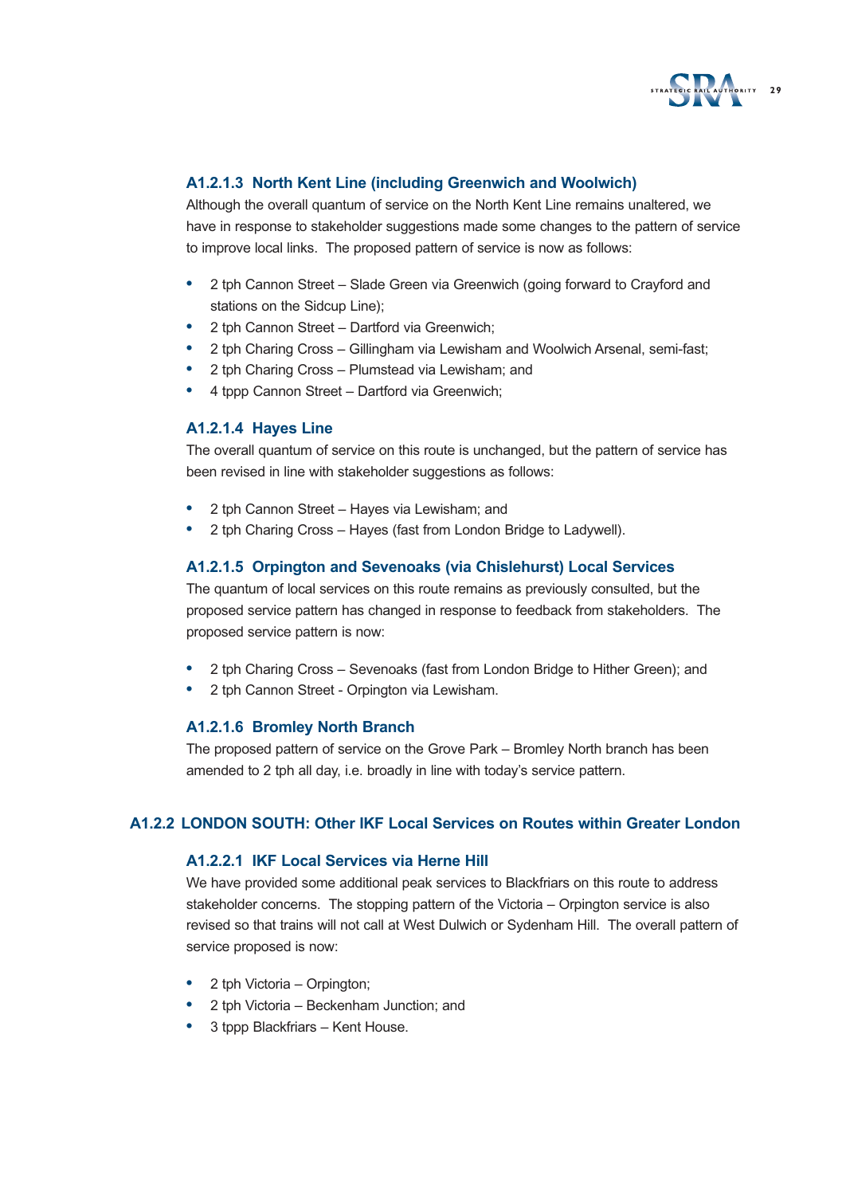### A1.2.1.3 North Kent Line (including Greenwich and Woolwich)

Although the overall quantum of service on the North Kent Line remains unaltered, we have in response to stakeholder suggestions made some changes to the pattern of service to improve local links. The proposed pattern of service is now as follows:

- 2 tph Cannon Street – Slade Green via Greenwich (going forward to Crayford and stations on the Sidcup Line);
- 2 tph Cannon Street – Dartford via Greenwich;
- 2 tph Charing Cross – Gillingham via Lewisham and Woolwich Arsenal, semi-fast;
- 2 tph Charing Cross – Plumstead via Lewisham; and
- 4 tppp Cannon Street – Dartford via Greenwich;

### A1.2.1.4 Hayes Line

The overall quantum of service on this route is unchanged, but the pattern of service has been revised in line with stakeholder suggestions as follows:

- 2 tph Cannon Street – Hayes via Lewisham; and
- 2 tph Charing Cross – Hayes (fast from London Bridge to Ladywell).

### A1.2.1.5 Orpington and Sevenoaks (via Chislehurst) Local Services

The quantum of local services on this route remains as previously consulted, but the proposed service pattern has changed in response to feedback from stakeholders. The proposed service pattern is now:

- 2 tph Charing Cross – Sevenoaks (fast from London Bridge to Hither Green); and
- 2 tph Cannon Street - Orpington via Lewisham.

### A1.2.1.6 Bromley North Branch

The proposed pattern of service on the Grove Park – Bromley North branch has been amended to 2 tph all day, i.e. broadly in line with today's service pattern.

## A1.2.2 LONDON SOUTH: Other IKF Local Services on Routes within Greater London

### A1.2.2.1 IKF Local Services via Herne Hill

We have provided some additional peak services to Blackfriars on this route to address stakeholder concerns. The stopping pattern of the Victoria – Orpington service is also revised so that trains will not call at West Dulwich or Sydenham Hill. The overall pattern of service proposed is now:

- 2 tph Victoria – Orpington;
- 2 tph Victoria – Beckenham Junction; and
- 3 tppp Blackfriars – Kent House.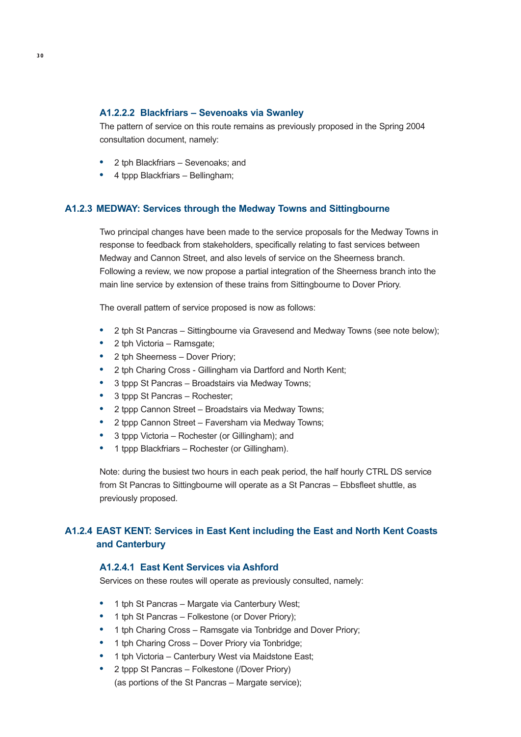#### A1.2.2.2 Blackfriars – Sevenoaks via Swanley

The pattern of service on this route remains as previously proposed in the Spring 2004 consultation document, namely:

- 2 tph Blackfriars – Sevenoaks; and
- 4 tppp Blackfriars – Bellingham;

### A1.2.3 MEDWAY: Services through the Medway Towns and Sittingbourne

Two principal changes have been made to the service proposals for the Medway Towns in response to feedback from stakeholders, specifically relating to fast services between Medway and Cannon Street, and also levels of service on the Sheerness branch. Following a review, we now propose a partial integration of the Sheerness branch into the main line service by extension of these trains from Sittingbourne to Dover Priory.

The overall pattern of service proposed is now as follows:

- 2 tph St Pancras – Sittingbourne via Gravesend and Medway Towns (see note below);
- 2 tph Victoria – Ramsgate;
- 2 tph Sheerness – Dover Priory;
- 2 tph Charing Cross - Gillingham via Dartford and North Kent;
- 3 tppp St Pancras – Broadstairs via Medway Towns;
- 3 tppp St Pancras – Rochester;
- 2 tppp Cannon Street – Broadstairs via Medway Towns;
- 2 tppp Cannon Street – Faversham via Medway Towns;
- 3 tppp Victoria – Rochester (or Gillingham); and
- 1 tppp Blackfriars – Rochester (or Gillingham).

Note: during the busiest two hours in each peak period, the half hourly CTRL DS service from St Pancras to Sittingbourne will operate as a St Pancras – Ebbsfleet shuttle, as previously proposed.

### A1.2.4 EAST KENT: Services in East Kent including the East and North Kent Coasts and Canterbury

#### A1.2.4.1 East Kent Services via Ashford

Services on these routes will operate as previously consulted, namely:

- 1 tph St Pancras – Margate via Canterbury West;
- 1 tph St Pancras – Folkestone (or Dover Priory);
- 1 tph Charing Cross – Ramsgate via Tonbridge and Dover Priory;
- 1 tph Charing Cross – Dover Priory via Tonbridge;
- 1 tph Victoria – Canterbury West via Maidstone East;
- 2 tppp St Pancras – Folkestone (/Dover Priory)
  (as portions of the St Pancras – Margate service);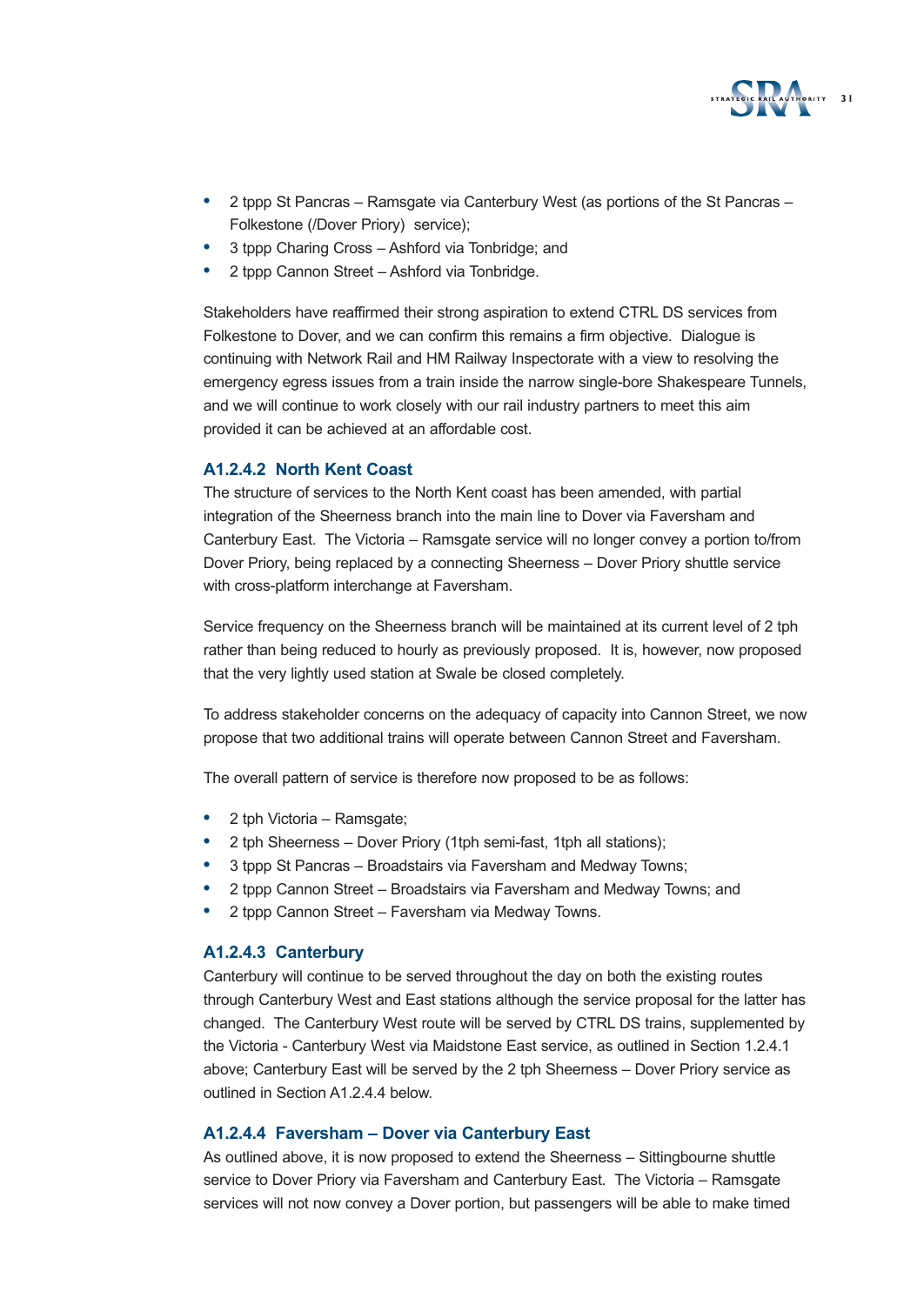- 2 tppp St Pancras – Ramsgate via Canterbury West (as portions of the St Pancras – Folkestone (/Dover Priory) service);
- 3 tppp Charing Cross – Ashford via Tonbridge; and
- 2 tppp Cannon Street – Ashford via Tonbridge.

Stakeholders have reaffirmed their strong aspiration to extend CTRL DS services from Folkestone to Dover, and we can confirm this remains a firm objective. Dialogue is continuing with Network Rail and HM Railway Inspectorate with a view to resolving the emergency egress issues from a train inside the narrow single-bore Shakespeare Tunnels, and we will continue to work closely with our rail industry partners to meet this aim provided it can be achieved at an affordable cost.

### A1.2.4.2 North Kent Coast

The structure of services to the North Kent coast has been amended, with partial integration of the Sheerness branch into the main line to Dover via Faversham and Canterbury East. The Victoria – Ramsgate service will no longer convey a portion to/from Dover Priory, being replaced by a connecting Sheerness – Dover Priory shuttle service with cross-platform interchange at Faversham.

Service frequency on the Sheerness branch will be maintained at its current level of 2 tph rather than being reduced to hourly as previously proposed. It is, however, now proposed that the very lightly used station at Swale be closed completely.

To address stakeholder concerns on the adequacy of capacity into Cannon Street, we now propose that two additional trains will operate between Cannon Street and Faversham.

The overall pattern of service is therefore now proposed to be as follows:

- 2 tph Victoria – Ramsgate;
- 2 tph Sheerness – Dover Priory (1tph semi-fast, 1tph all stations);
- 3 tppp St Pancras – Broadstairs via Faversham and Medway Towns;
- 2 tppp Cannon Street – Broadstairs via Faversham and Medway Towns; and
- 2 tppp Cannon Street – Faversham via Medway Towns.

### A1.2.4.3 Canterbury

Canterbury will continue to be served throughout the day on both the existing routes through Canterbury West and East stations although the service proposal for the latter has changed. The Canterbury West route will be served by CTRL DS trains, supplemented by the Victoria - Canterbury West via Maidstone East service, as outlined in Section 1.2.4.1 above; Canterbury East will be served by the 2 tph Sheerness – Dover Priory service as outlined in Section A1.2.4.4 below.

### A1.2.4.4 Faversham – Dover via Canterbury East

As outlined above, it is now proposed to extend the Sheerness – Sittingbourne shuttle service to Dover Priory via Faversham and Canterbury East. The Victoria – Ramsgate services will not now convey a Dover portion, but passengers will be able to make timed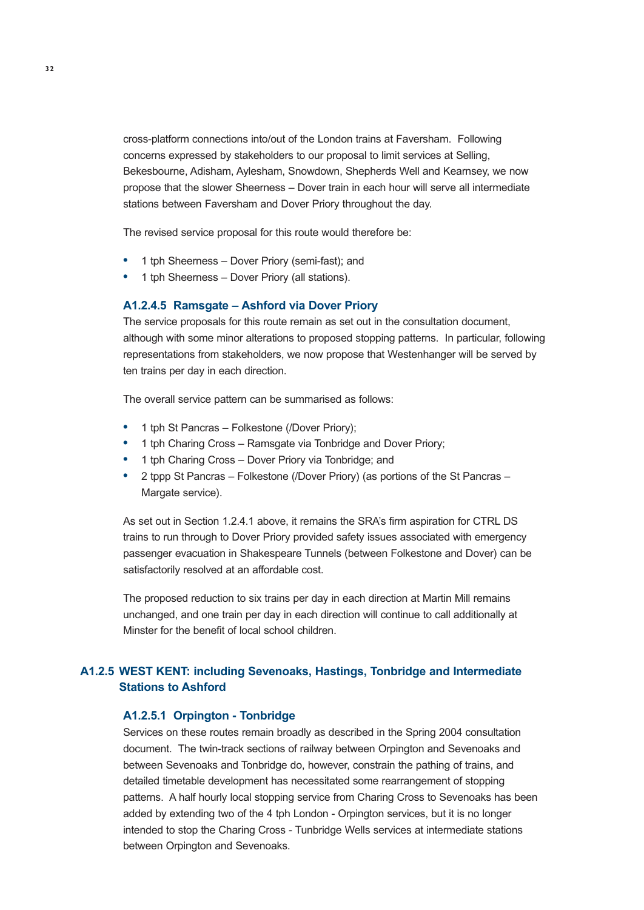cross-platform connections into/out of the London trains at Faversham. Following concerns expressed by stakeholders to our proposal to limit services at Selling, Bekesbourne, Adisham, Aylesham, Snowdown, Shepherds Well and Kearnsey, we now propose that the slower Sheerness – Dover train in each hour will serve all intermediate stations between Faversham and Dover Priory throughout the day.

The revised service proposal for this route would therefore be:

- 1 tph Sheerness – Dover Priory (semi-fast); and
- 1 tph Sheerness – Dover Priory (all stations).

#### A1.2.4.5 Ramsgate – Ashford via Dover Priory

The service proposals for this route remain as set out in the consultation document, although with some minor alterations to proposed stopping patterns. In particular, following representations from stakeholders, we now propose that Westenhanger will be served by ten trains per day in each direction.

The overall service pattern can be summarised as follows:

- 1 tph St Pancras – Folkestone (/Dover Priory);
- 1 tph Charing Cross – Ramsgate via Tonbridge and Dover Priory;
- 1 tph Charing Cross – Dover Priory via Tonbridge; and
- 2 tppp St Pancras – Folkestone (/Dover Priory) (as portions of the St Pancras – Margate service).

As set out in Section 1.2.4.1 above, it remains the SRA's firm aspiration for CTRL DS trains to run through to Dover Priory provided safety issues associated with emergency passenger evacuation in Shakespeare Tunnels (between Folkestone and Dover) can be satisfactorily resolved at an affordable cost.

The proposed reduction to six trains per day in each direction at Martin Mill remains unchanged, and one train per day in each direction will continue to call additionally at Minster for the benefit of local school children.

### A1.2.5 WEST KENT: including Sevenoaks, Hastings, Tonbridge and Intermediate Stations to Ashford

#### A1.2.5.1 Orpington - Tonbridge

Services on these routes remain broadly as described in the Spring 2004 consultation document. The twin-track sections of railway between Orpington and Sevenoaks and between Sevenoaks and Tonbridge do, however, constrain the pathing of trains, and detailed timetable development has necessitated some rearrangement of stopping patterns. A half hourly local stopping service from Charing Cross to Sevenoaks has been added by extending two of the 4 tph London - Orpington services, but it is no longer intended to stop the Charing Cross - Tunbridge Wells services at intermediate stations between Orpington and Sevenoaks.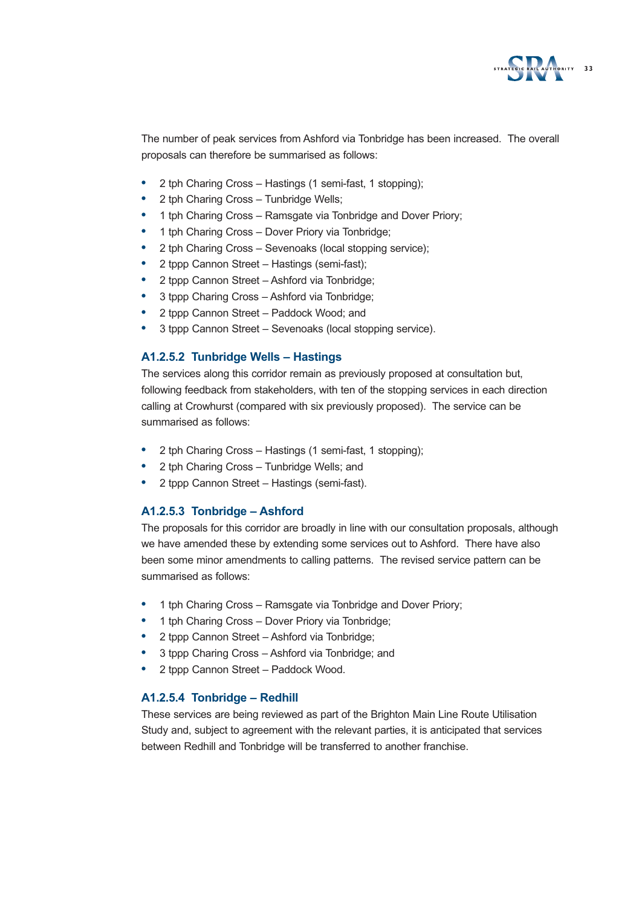The number of peak services from Ashford via Tonbridge has been increased. The overall proposals can therefore be summarised as follows:

- 2 tph Charing Cross – Hastings (1 semi-fast, 1 stopping);
- 2 tph Charing Cross – Tunbridge Wells;
- 1 tph Charing Cross – Ramsgate via Tonbridge and Dover Priory;
- 1 tph Charing Cross – Dover Priory via Tonbridge;
- 2 tph Charing Cross – Sevenoaks (local stopping service);
- 2 tppp Cannon Street – Hastings (semi-fast);
- 2 tppp Cannon Street – Ashford via Tonbridge;
- 3 tppp Charing Cross – Ashford via Tonbridge;
- 2 tppp Cannon Street – Paddock Wood; and
- 3 tppp Cannon Street – Sevenoaks (local stopping service).

### A1.2.5.2 Tunbridge Wells – Hastings

The services along this corridor remain as previously proposed at consultation but, following feedback from stakeholders, with ten of the stopping services in each direction calling at Crowhurst (compared with six previously proposed). The service can be summarised as follows:

- 2 tph Charing Cross – Hastings (1 semi-fast, 1 stopping);
- 2 tph Charing Cross – Tunbridge Wells; and
- 2 tppp Cannon Street – Hastings (semi-fast).

### A1.2.5.3 Tonbridge – Ashford

The proposals for this corridor are broadly in line with our consultation proposals, although we have amended these by extending some services out to Ashford. There have also been some minor amendments to calling patterns. The revised service pattern can be summarised as follows:

- 1 tph Charing Cross – Ramsgate via Tonbridge and Dover Priory;
- 1 tph Charing Cross – Dover Priory via Tonbridge;
- 2 tppp Cannon Street – Ashford via Tonbridge;
- 3 tppp Charing Cross – Ashford via Tonbridge; and
- 2 tppp Cannon Street – Paddock Wood.

### A1.2.5.4 Tonbridge – Redhill

These services are being reviewed as part of the Brighton Main Line Route Utilisation Study and, subject to agreement with the relevant parties, it is anticipated that services between Redhill and Tonbridge will be transferred to another franchise.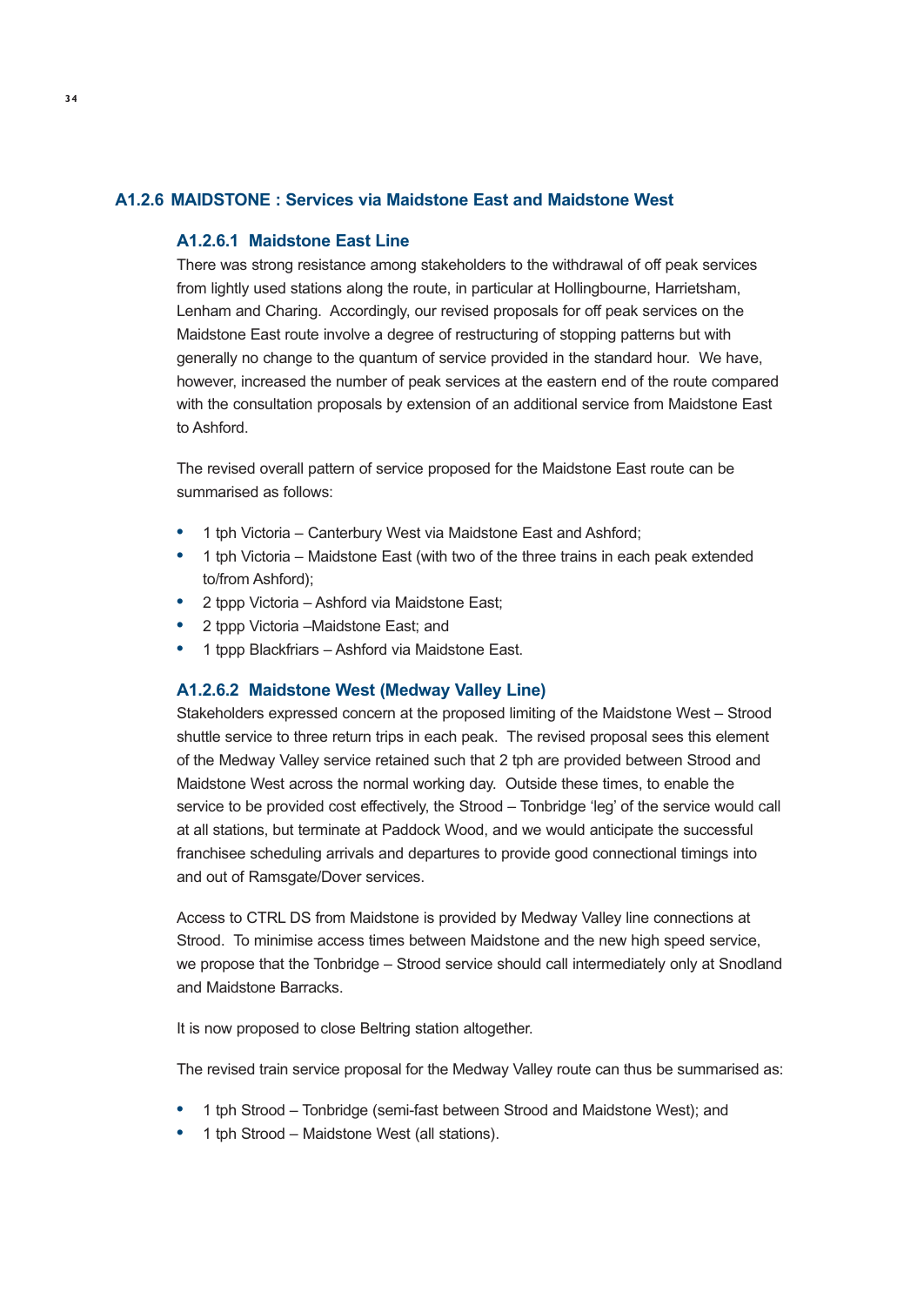## A1.2.6 MAIDSTONE : Services via Maidstone East and Maidstone West

### A1.2.6.1 Maidstone East Line

There was strong resistance among stakeholders to the withdrawal of off peak services from lightly used stations along the route, in particular at Hollingbourne, Harrietsham, Lenham and Charing. Accordingly, our revised proposals for off peak services on the Maidstone East route involve a degree of restructuring of stopping patterns but with generally no change to the quantum of service provided in the standard hour. We have, however, increased the number of peak services at the eastern end of the route compared with the consultation proposals by extension of an additional service from Maidstone East to Ashford.

The revised overall pattern of service proposed for the Maidstone East route can be summarised as follows:

- 1 tph Victoria – Canterbury West via Maidstone East and Ashford;
- 1 tph Victoria – Maidstone East (with two of the three trains in each peak extended to/from Ashford);
- 2 tppp Victoria – Ashford via Maidstone East;
- 2 tppp Victoria –Maidstone East; and
- 1 tppp Blackfriars – Ashford via Maidstone East.

### A1.2.6.2 Maidstone West (Medway Valley Line)

Stakeholders expressed concern at the proposed limiting of the Maidstone West – Strood shuttle service to three return trips in each peak. The revised proposal sees this element of the Medway Valley service retained such that 2 tph are provided between Strood and Maidstone West across the normal working day. Outside these times, to enable the service to be provided cost effectively, the Strood – Tonbridge 'leg' of the service would call at all stations, but terminate at Paddock Wood, and we would anticipate the successful franchisee scheduling arrivals and departures to provide good connectional timings into and out of Ramsgate/Dover services.

Access to CTRL DS from Maidstone is provided by Medway Valley line connections at Strood. To minimise access times between Maidstone and the new high speed service, we propose that the Tonbridge – Strood service should call intermediately only at Snodland and Maidstone Barracks.

It is now proposed to close Beltring station altogether.

The revised train service proposal for the Medway Valley route can thus be summarised as:

- 1 tph Strood – Tonbridge (semi-fast between Strood and Maidstone West); and
- 1 tph Strood – Maidstone West (all stations).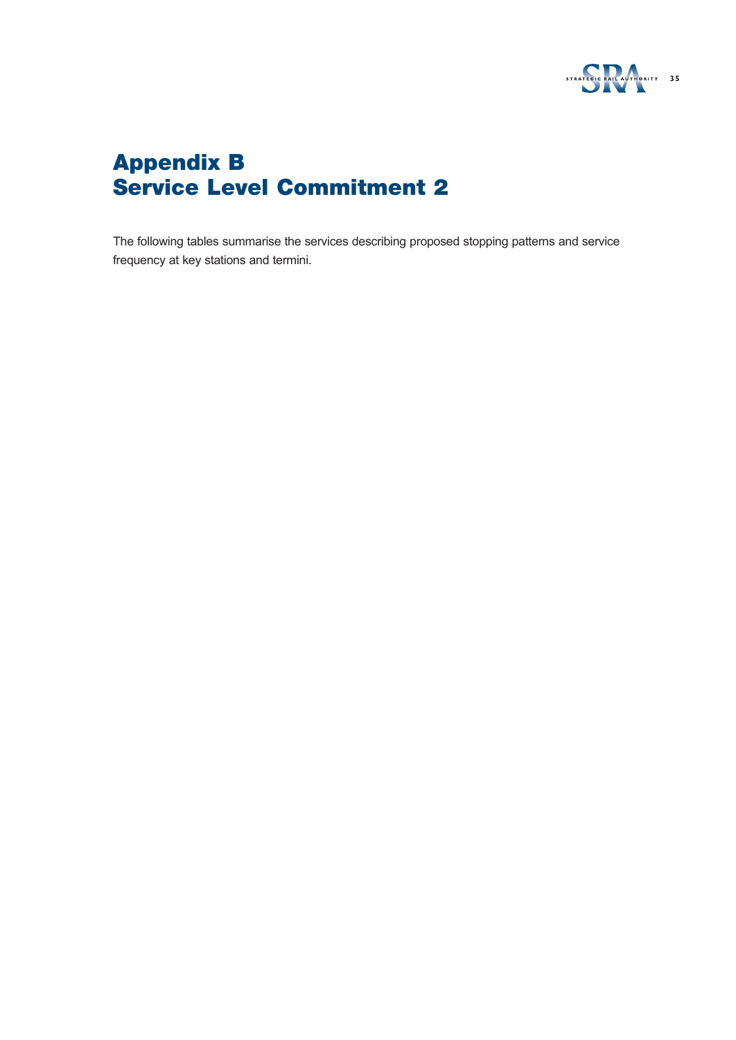# Appendix B
# Service Level Commitment 2

The following tables summarise the services describing proposed stopping patterns and service frequency at key stations and termini.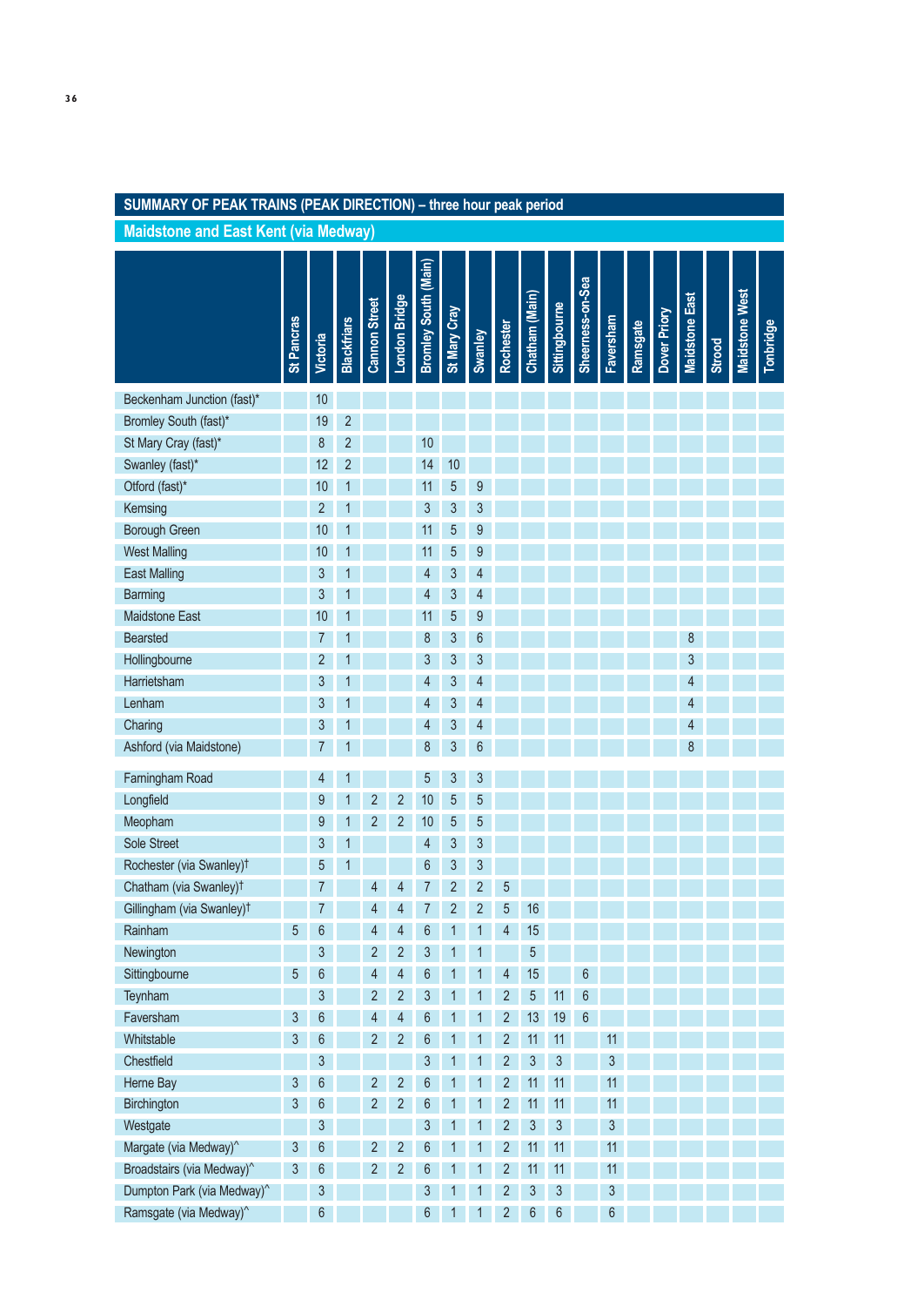## SUMMARY OF PEAK TRAINS (PEAK DIRECTION) – three hour peak period

### Maidstone and East Kent (via Medway)

| | St Pancras | Victoria | Blackfriars | Cannon Street | London Bridge | Bromley South (Main) | St Mary Cray | Swanley | Rochester | Chatham (Main) | Sittingbourne | Sheerness-on-Sea | Faversham | Ramsgate | Dover Priory | Maidstone East | Strood | Maidstone West | Tonbridge |
|---|---|---|---|---|---|---|---|---|---|---|---|---|---|---|---|---|---|---|---|
| Beckenham Junction (fast)* | | 10 | | | | | | | | | | | | | | | | | |
| Bromley South (fast)* | | 19 | 2 | | | | | | | | | | | | | | | | |
| St Mary Cray (fast)* | | 8 | 2 | | | 10 | | | | | | | | | | | | | |
| Swanley (fast)* | | 12 | 2 | | | 14 | 10 | | | | | | | | | | | | |
| Otford (fast)* | | 10 | 1 | | | 11 | 5 | 9 | | | | | | | | | | | |
| Kemsing | | 2 | 1 | | | 3 | 3 | 3 | | | | | | | | | | | |
| Borough Green | | 10 | 1 | | | 11 | 5 | 9 | | | | | | | | | | | |
| West Malling | | 10 | 1 | | | 11 | 5 | 9 | | | | | | | | | | | |
| East Malling | | 3 | 1 | | | 4 | 3 | 4 | | | | | | | | | | | |
| Barming | | 3 | 1 | | | 4 | 3 | 4 | | | | | | | | | | | |
| Maidstone East | | 10 | 1 | | | 11 | 5 | 9 | | | | | | | | | | | |
| Bearsted | | 7 | 1 | | | 8 | 3 | 6 | | | | | | | | 8 | | | |
| Hollingbourne | | 2 | 1 | | | 3 | 3 | 3 | | | | | | | | 3 | | | |
| Harrietsham | | 3 | 1 | | | 4 | 3 | 4 | | | | | | | | 4 | | | |
| Lenham | | 3 | 1 | | | 4 | 3 | 4 | | | | | | | | 4 | | | |
| Charing | | 3 | 1 | | | 4 | 3 | 4 | | | | | | | | 4 | | | |
| Ashford (via Maidstone) | | 7 | 1 | | | 8 | 3 | 6 | | | | | | | | 8 | | | |
| Farningham Road | | 4 | 1 | | | 5 | 3 | 3 | | | | | | | | | | | |
| Longfield | | 9 | 1 | 2 | 2 | 10 | 5 | 5 | | | | | | | | | | | |
| Meopham | | 9 | 1 | 2 | 2 | 10 | 5 | 5 | | | | | | | | | | | |
| Sole Street | | 3 | 1 | | | 4 | 3 | 3 | | | | | | | | | | | |
| Rochester (via Swanley)† | | 5 | 1 | | | 6 | 3 | 3 | | | | | | | | | | | |
| Chatham (via Swanley)† | | 7 | | 4 | 4 | 7 | 2 | 2 | 5 | | | | | | | | | | |
| Gillingham (via Swanley)† | | 7 | | 4 | 4 | 7 | 2 | 2 | 5 | 16 | | | | | | | | | |
| Rainham | 5 | 6 | | 4 | 4 | 6 | 1 | 1 | 4 | 15 | | | | | | | | | |
| Newington | | 3 | | 2 | 2 | 3 | 1 | 1 | | 5 | | | | | | | | | |
| Sittingbourne | 5 | 6 | | 4 | 4 | 6 | 1 | 1 | 4 | 15 | | 6 | | | | | | | |
| Teynham | | 3 | | 2 | 2 | 3 | 1 | 1 | 2 | 5 | 11 | 6 | | | | | | | |
| Faversham | 3 | 6 | | 4 | 4 | 6 | 1 | 1 | 2 | 13 | 19 | 6 | | | | | | | |
| Whitstable | 3 | 6 | | 2 | 2 | 6 | 1 | 1 | 2 | 11 | 11 | | 11 | | | | | | |
| Chestfield | | 3 | | | | 3 | 1 | 1 | 2 | 3 | 3 | | 3 | | | | | | |
| Herne Bay | 3 | 6 | | 2 | 2 | 6 | 1 | 1 | 2 | 11 | 11 | | 11 | | | | | | |
| Birchington | 3 | 6 | | 2 | 2 | 6 | 1 | 1 | 2 | 11 | 11 | | 11 | | | | | | |
| Westgate | | 3 | | | | 3 | 1 | 1 | 2 | 3 | 3 | | 3 | | | | | | |
| Margate (via Medway)^ | 3 | 6 | | 2 | 2 | 6 | 1 | 1 | 2 | 11 | 11 | | 11 | | | | | | |
| Broadstairs (via Medway)^ | 3 | 6 | | 2 | 2 | 6 | 1 | 1 | 2 | 11 | 11 | | 11 | | | | | | |
| Dumpton Park (via Medway)^ | | 3 | | | | 3 | 1 | 1 | 2 | 3 | 3 | | 3 | | | | | | |
| Ramsgate (via Medway)^ | | 6 | | | | 6 | 1 | 1 | 2 | 6 | 6 | | 6 | | | | | | |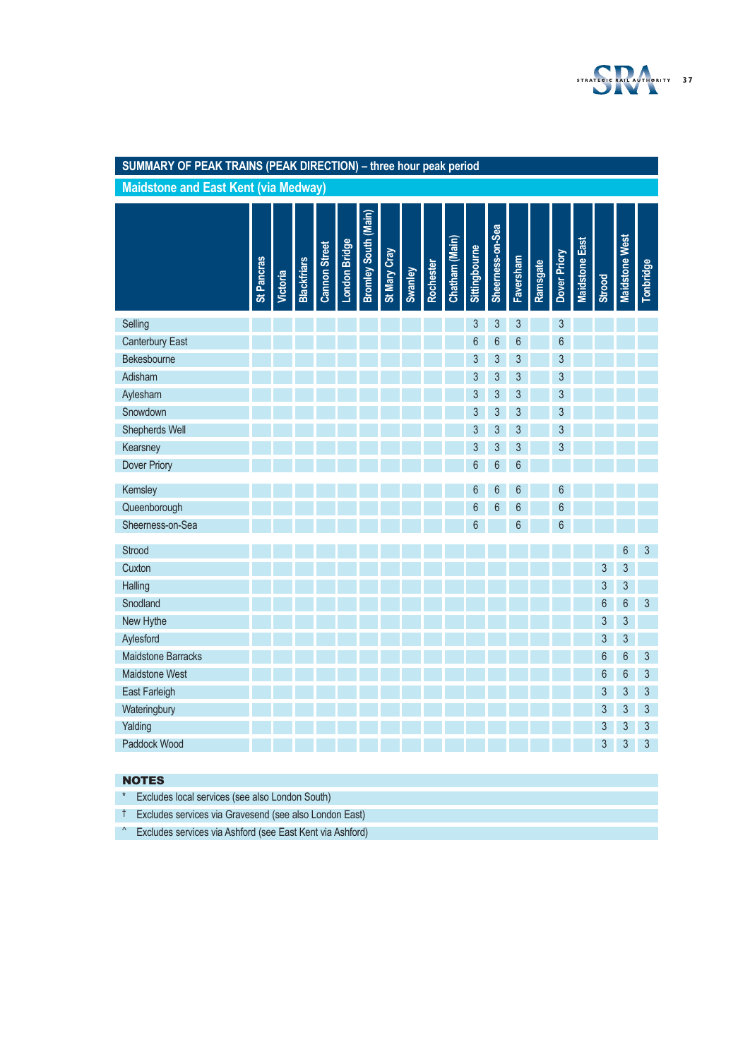## SUMMARY OF PEAK TRAINS (PEAK DIRECTION) – three hour peak period

### Maidstone and East Kent (via Medway)

| | St Pancras | Victoria | Blackfriars | Cannon Street | London Bridge | Bromley South (Main) | St Mary Cray | Swanley | Rochester | Chatham (Main) | Sittingbourne | Sheerness-on-Sea | Faversham | Ramsgate | Dover Priory | Maidstone East | Strood | Maidstone West | Tonbridge |
|---|---|---|---|---|---|---|---|---|---|---|---|---|---|---|---|---|---|---|---|
| Selling | | | | | | | | | | | 3 | 3 | 3 | | 3 | | | | |
| Canterbury East | | | | | | | | | | | 6 | 6 | 6 | | 6 | | | | |
| Bekesbourne | | | | | | | | | | | 3 | 3 | 3 | | 3 | | | | |
| Adisham | | | | | | | | | | | 3 | 3 | 3 | | 3 | | | | |
| Aylesham | | | | | | | | | | | 3 | 3 | 3 | | 3 | | | | |
| Snowdown | | | | | | | | | | | 3 | 3 | 3 | | 3 | | | | |
| Shepherds Well | | | | | | | | | | | 3 | 3 | 3 | | 3 | | | | |
| Kearsney | | | | | | | | | | | 3 | 3 | 3 | | 3 | | | | |
| Dover Priory | | | | | | | | | | | 6 | 6 | 6 | | | | | | |
| Kemsley | | | | | | | | | | | 6 | 6 | 6 | | 6 | | | | |
| Queenborough | | | | | | | | | | | 6 | 6 | 6 | | 6 | | | | |
| Sheerness-on-Sea | | | | | | | | | | | 6 | | 6 | | 6 | | | | |
| Strood | | | | | | | | | | | | | | | | | | 6 | 3 |
| Cuxton | | | | | | | | | | | | | | | | | 3 | 3 | |
| Halling | | | | | | | | | | | | | | | | | 3 | 3 | |
| Snodland | | | | | | | | | | | | | | | | | 6 | 6 | 3 |
| New Hythe | | | | | | | | | | | | | | | | | 3 | 3 | |
| Aylesford | | | | | | | | | | | | | | | | | 3 | 3 | |
| Maidstone Barracks | | | | | | | | | | | | | | | | | 6 | 6 | 3 |
| Maidstone West | | | | | | | | | | | | | | | | | 6 | 6 | 3 |
| East Farleigh | | | | | | | | | | | | | | | | | 3 | 3 | 3 |
| Wateringbury | | | | | | | | | | | | | | | | | 3 | 3 | 3 |
| Yalding | | | | | | | | | | | | | | | | | 3 | 3 | 3 |
| Paddock Wood | | | | | | | | | | | | | | | | | 3 | 3 | 3 |

**NOTES**

- * Excludes local services (see also London South)
- † Excludes services via Gravesend (see also London East)
- ^ Excludes services via Ashford (see East Kent via Ashford)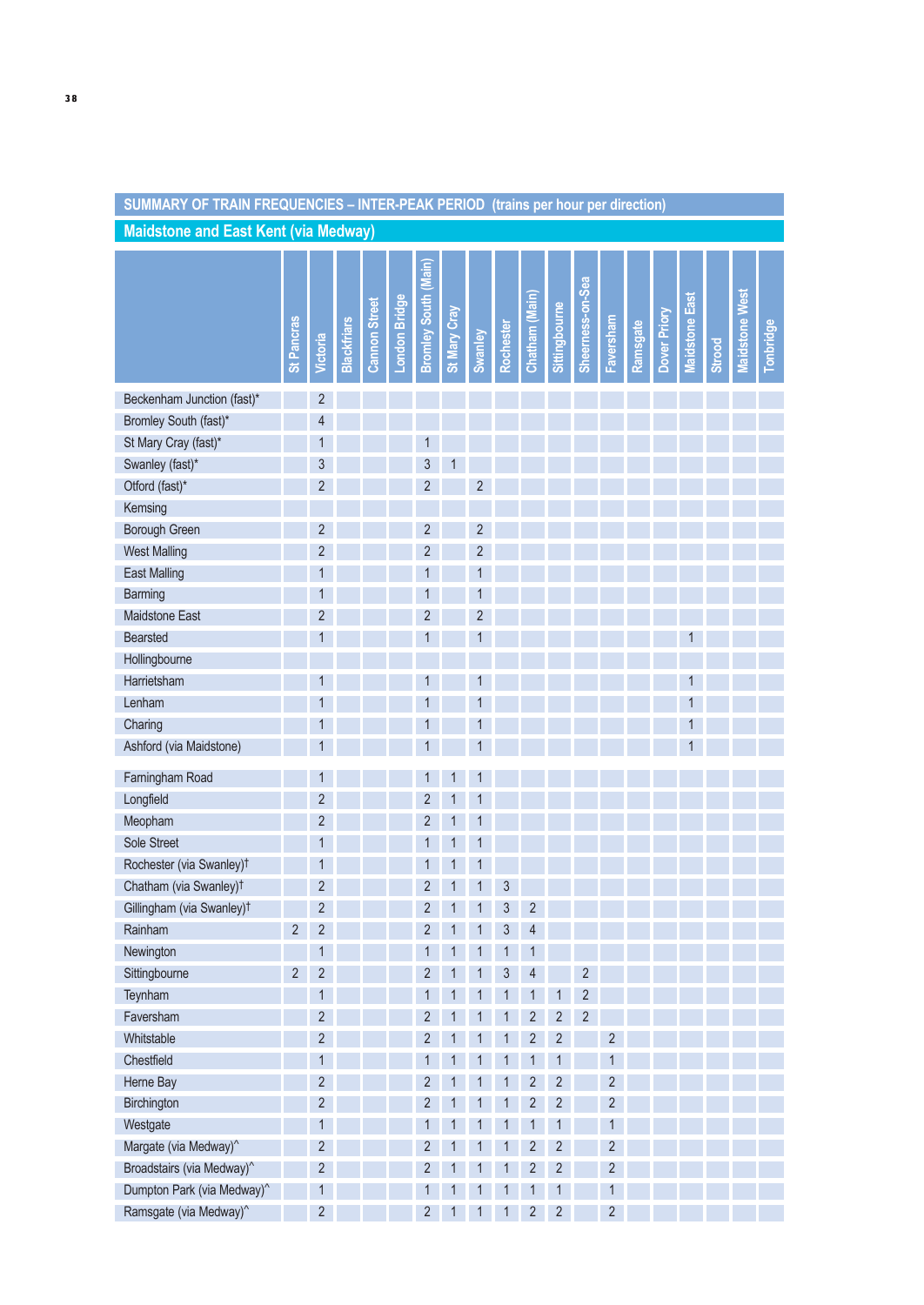## SUMMARY OF TRAIN FREQUENCIES – INTER-PEAK PERIOD (trains per hour per direction)

### Maidstone and East Kent (via Medway)

| | St Pancras | Victoria | Blackfriars | Cannon Street | London Bridge | Bromley South (Main) | St Mary Cray | Swanley | Rochester | Chatham (Main) | Sittingbourne | Sheerness-on-Sea | Faversham | Ramsgate | Dover Priory | Maidstone East | Strood | Maidstone West | Tonbridge |
|---|---|---|---|---|---|---|---|---|---|---|---|---|---|---|---|---|---|---|---|
| Beckenham Junction (fast)* | | 2 | | | | | | | | | | | | | | | | | |
| Bromley South (fast)* | | 4 | | | | | | | | | | | | | | | | | |
| St Mary Cray (fast)* | | 1 | | | | 1 | | | | | | | | | | | | | |
| Swanley (fast)* | | 3 | | | | 3 | 1 | | | | | | | | | | | | |
| Otford (fast)* | | 2 | | | | 2 | | 2 | | | | | | | | | | | |
| Kemsing | | | | | | | | | | | | | | | | | | | |
| Borough Green | | 2 | | | | 2 | | 2 | | | | | | | | | | | |
| West Malling | | 2 | | | | 2 | | 2 | | | | | | | | | | | |
| East Malling | | 1 | | | | 1 | | 1 | | | | | | | | | | | |
| Barming | | 1 | | | | 1 | | 1 | | | | | | | | | | | |
| Maidstone East | | 2 | | | | 2 | | 2 | | | | | | | | | | | |
| Bearsted | | 1 | | | | 1 | | 1 | | | | | | | | 1 | | | |
| Hollingbourne | | | | | | | | | | | | | | | | | | | |
| Harrietsham | | 1 | | | | 1 | | 1 | | | | | | | | 1 | | | |
| Lenham | | 1 | | | | 1 | | 1 | | | | | | | | 1 | | | |
| Charing | | 1 | | | | 1 | | 1 | | | | | | | | 1 | | | |
| Ashford (via Maidstone) | | 1 | | | | 1 | | 1 | | | | | | | | 1 | | | |
| Farningham Road | | 1 | | | | 1 | 1 | 1 | | | | | | | | | | | |
| Longfield | | 2 | | | | 2 | 1 | 1 | | | | | | | | | | | |
| Meopham | | 2 | | | | 2 | 1 | 1 | | | | | | | | | | | |
| Sole Street | | 1 | | | | 1 | 1 | 1 | | | | | | | | | | | |
| Rochester (via Swanley)† | | 1 | | | | 1 | 1 | 1 | | | | | | | | | | | |
| Chatham (via Swanley)† | | 2 | | | | 2 | 1 | 1 | 3 | | | | | | | | | | |
| Gillingham (via Swanley)† | | 2 | | | | 2 | 1 | 1 | 3 | 2 | | | | | | | | | |
| Rainham | 2 | 2 | | | | 2 | 1 | 1 | 3 | 4 | | | | | | | | | |
| Newington | | 1 | | | | 1 | 1 | 1 | 1 | 1 | | | | | | | | | |
| Sittingbourne | 2 | 2 | | | | 2 | 1 | 1 | 3 | 4 | | 2 | | | | | | | |
| Teynham | | 1 | | | | 1 | 1 | 1 | 1 | 1 | 1 | 2 | | | | | | | |
| Faversham | | 2 | | | | 2 | 1 | 1 | 1 | 2 | 2 | 2 | | | | | | | |
| Whitstable | | 2 | | | | 2 | 1 | 1 | 1 | 2 | 2 | | 2 | | | | | | |
| Chestfield | | 1 | | | | 1 | 1 | 1 | 1 | 1 | 1 | | 1 | | | | | | |
| Herne Bay | | 2 | | | | 2 | 1 | 1 | 1 | 2 | 2 | | 2 | | | | | | |
| Birchington | | 2 | | | | 2 | 1 | 1 | 1 | 2 | 2 | | 2 | | | | | | |
| Westgate | | 1 | | | | 1 | 1 | 1 | 1 | 1 | 1 | | 1 | | | | | | |
| Margate (via Medway)^ | | 2 | | | | 2 | 1 | 1 | 1 | 2 | 2 | | 2 | | | | | | |
| Broadstairs (via Medway)^ | | 2 | | | | 2 | 1 | 1 | 1 | 2 | 2 | | 2 | | | | | | |
| Dumpton Park (via Medway)^ | | 1 | | | | 1 | 1 | 1 | 1 | 1 | 1 | | 1 | | | | | | |
| Ramsgate (via Medway)^ | | 2 | | | | 2 | 1 | 1 | 1 | 2 | 2 | | 2 | | | | | | |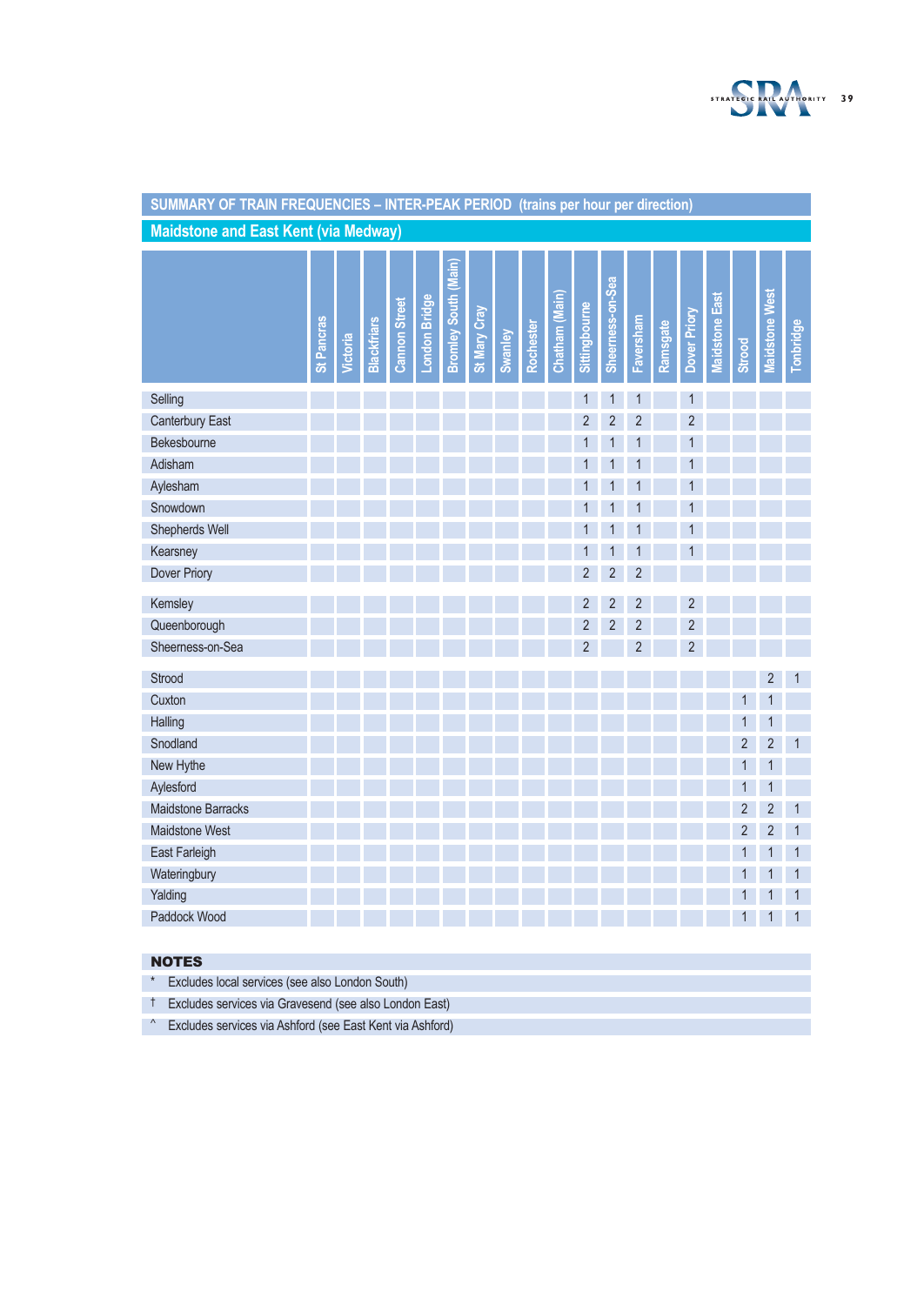## SUMMARY OF TRAIN FREQUENCIES – INTER-PEAK PERIOD (trains per hour per direction)

### Maidstone and East Kent (via Medway)

| | St Pancras | Victoria | Blackfriars | Cannon Street | London Bridge | Bromley South (Main) | St Mary Cray | Swanley | Rochester | Chatham (Main) | Sittingbourne | Sheerness-on-Sea | Faversham | Ramsgate | Dover Priory | Maidstone East | Strood | Maidstone West | Tonbridge |
|---|---|---|---|---|---|---|---|---|---|---|---|---|---|---|---|---|---|---|---|
| Selling | | | | | | | | | | | 1 | 1 | 1 | | 1 | | | | |
| Canterbury East | | | | | | | | | | | 2 | 2 | 2 | | 2 | | | | |
| Bekesbourne | | | | | | | | | | | 1 | 1 | 1 | | 1 | | | | |
| Adisham | | | | | | | | | | | 1 | 1 | 1 | | 1 | | | | |
| Aylesham | | | | | | | | | | | 1 | 1 | 1 | | 1 | | | | |
| Snowdown | | | | | | | | | | | 1 | 1 | 1 | | 1 | | | | |
| Shepherds Well | | | | | | | | | | | 1 | 1 | 1 | | 1 | | | | |
| Kearsney | | | | | | | | | | | 1 | 1 | 1 | | 1 | | | | |
| Dover Priory | | | | | | | | | | | 2 | 2 | 2 | | | | | | |
| Kemsley | | | | | | | | | | | 2 | 2 | 2 | | 2 | | | | |
| Queenborough | | | | | | | | | | | 2 | 2 | 2 | | 2 | | | | |
| Sheerness-on-Sea | | | | | | | | | | | 2 | | 2 | | 2 | | | | |
| Strood | | | | | | | | | | | | | | | | | | 2 | 1 |
| Cuxton | | | | | | | | | | | | | | | | | 1 | 1 | |
| Halling | | | | | | | | | | | | | | | | | 1 | 1 | |
| Snodland | | | | | | | | | | | | | | | | | 2 | 2 | 1 |
| New Hythe | | | | | | | | | | | | | | | | | 1 | 1 | |
| Aylesford | | | | | | | | | | | | | | | | | 1 | 1 | |
| Maidstone Barracks | | | | | | | | | | | | | | | | | 2 | 2 | 1 |
| Maidstone West | | | | | | | | | | | | | | | | | 2 | 2 | 1 |
| East Farleigh | | | | | | | | | | | | | | | | | 1 | 1 | 1 |
| Wateringbury | | | | | | | | | | | | | | | | | 1 | 1 | 1 |
| Yalding | | | | | | | | | | | | | | | | | 1 | 1 | 1 |
| Paddock Wood | | | | | | | | | | | | | | | | | 1 | 1 | 1 |

**NOTES**

- * Excludes local services (see also London South)
- † Excludes services via Gravesend (see also London East)
- ^ Excludes services via Ashford (see East Kent via Ashford)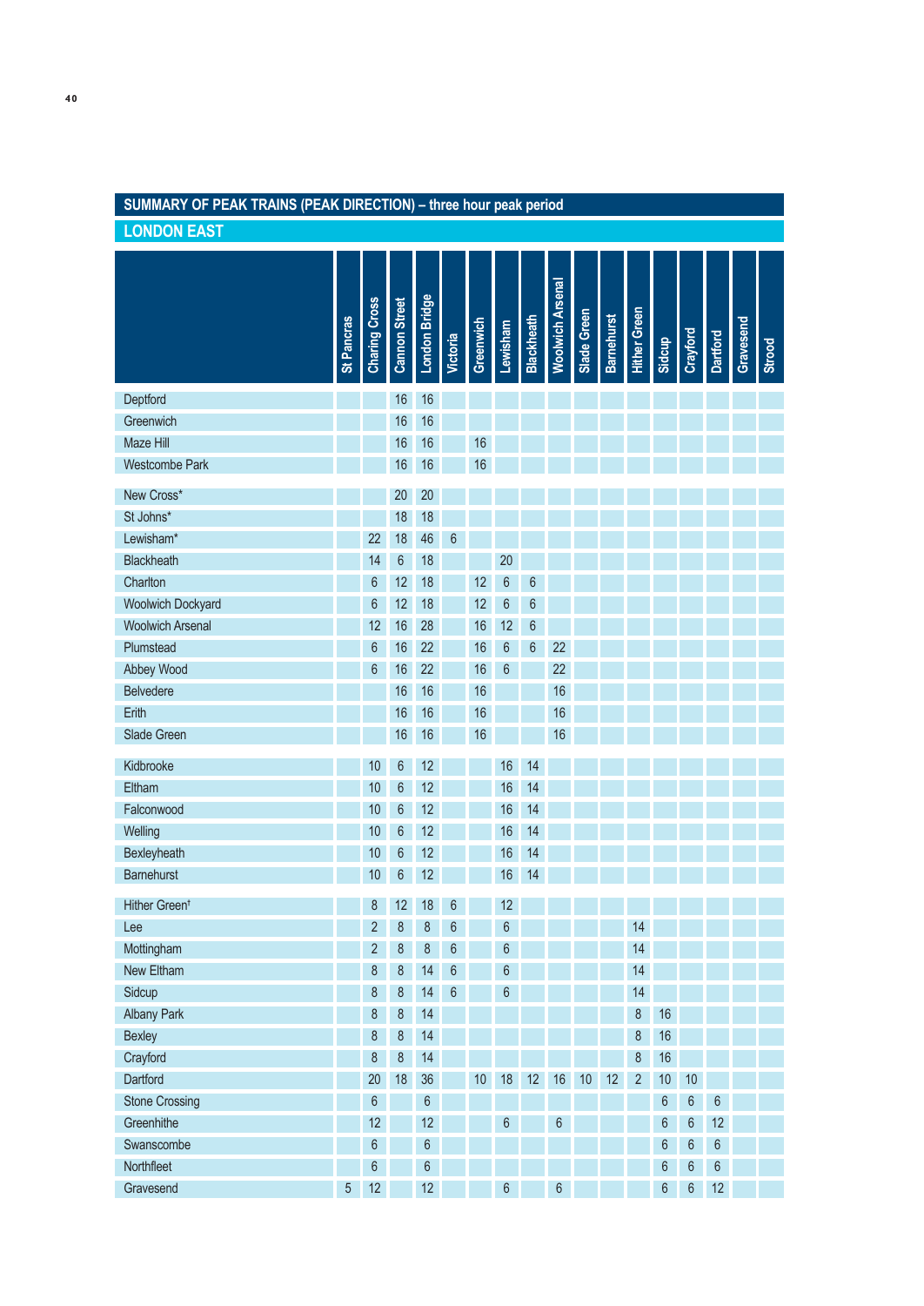## SUMMARY OF PEAK TRAINS (PEAK DIRECTION) – three hour peak period

### LONDON EAST

| | St Pancras | Charing Cross | Cannon Street | London Bridge | Victoria | Greenwich | Lewisham | Blackheath | Woolwich Arsenal | Slade Green | Barnehurst | Hither Green | Sidcup | Crayford | Dartford | Gravesend | Strood |
|---|---|---|---|---|---|---|---|---|---|---|---|---|---|---|---|---|---|
| Deptford | | | 16 | 16 | | | | | | | | | | | | | |
| Greenwich | | | 16 | 16 | | | | | | | | | | | | | |
| Maze Hill | | | 16 | 16 | | 16 | | | | | | | | | | | |
| Westcombe Park | | | 16 | 16 | | 16 | | | | | | | | | | | |
| New Cross* | | | 20 | 20 | | | | | | | | | | | | | |
| St Johns* | | | 18 | 18 | | | | | | | | | | | | | |
| Lewisham* | | 22 | 18 | 46 | 6 | | | | | | | | | | | | |
| Blackheath | | 14 | 6 | 18 | | | 20 | | | | | | | | | | |
| Charlton | | 6 | 12 | 18 | | 12 | 6 | 6 | | | | | | | | | |
| Woolwich Dockyard | | 6 | 12 | 18 | | 12 | 6 | 6 | | | | | | | | | |
| Woolwich Arsenal | | 12 | 16 | 28 | | 16 | 12 | 6 | | | | | | | | | |
| Plumstead | | 6 | 16 | 22 | | 16 | 6 | 6 | 22 | | | | | | | | |
| Abbey Wood | | 6 | 16 | 22 | | 16 | 6 | | 22 | | | | | | | | |
| Belvedere | | | 16 | 16 | | 16 | | | 16 | | | | | | | | |
| Erith | | | 16 | 16 | | 16 | | | 16 | | | | | | | | |
| Slade Green | | | 16 | 16 | | 16 | | | 16 | | | | | | | | |
| Kidbrooke | | 10 | 6 | 12 | | | 16 | 14 | | | | | | | | | |
| Eltham | | 10 | 6 | 12 | | | 16 | 14 | | | | | | | | | |
| Falconwood | | 10 | 6 | 12 | | | 16 | 14 | | | | | | | | | |
| Welling | | 10 | 6 | 12 | | | 16 | 14 | | | | | | | | | |
| Bexleyheath | | 10 | 6 | 12 | | | 16 | 14 | | | | | | | | | |
| Barnehurst | | 10 | 6 | 12 | | | 16 | 14 | | | | | | | | | |
| Hither Green† | | 8 | 12 | 18 | 6 | | 12 | | | | | | | | | | |
| Lee | | 2 | 8 | 8 | 6 | | 6 | | | | | 14 | | | | | |
| Mottingham | | 2 | 8 | 8 | 6 | | 6 | | | | | 14 | | | | | |
| New Eltham | | 8 | 8 | 14 | 6 | | 6 | | | | | 14 | | | | | |
| Sidcup | | 8 | 8 | 14 | 6 | | 6 | | | | | 14 | | | | | |
| Albany Park | | 8 | 8 | 14 | | | | | | | | 8 | 16 | | | | |
| Bexley | | 8 | 8 | 14 | | | | | | | | 8 | 16 | | | | |
| Crayford | | 8 | 8 | 14 | | | | | | | | 8 | 16 | | | | |
| Dartford | | 20 | 18 | 36 | | 10 | 18 | 12 | 16 | 10 | 12 | 2 | 10 | 10 | | | |
| Stone Crossing | | 6 | | 6 | | | | | | | | | 6 | 6 | 6 | | |
| Greenhithe | | 12 | | 12 | | | 6 | | 6 | | | | 6 | 6 | 12 | | |
| Swanscombe | | 6 | | 6 | | | | | | | | | 6 | 6 | 6 | | |
| Northfleet | | 6 | | 6 | | | | | | | | | 6 | 6 | 6 | | |
| Gravesend | 5 | 12 | | 12 | | | 6 | | 6 | | | | 6 | 6 | 12 | | |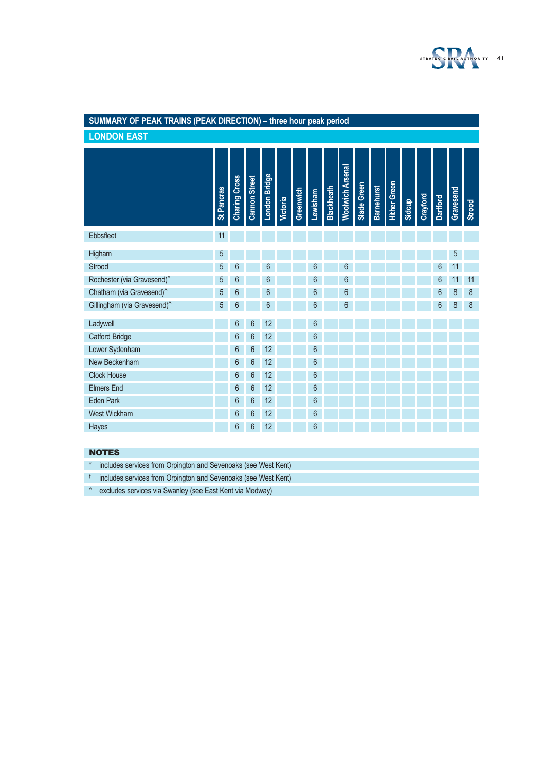## SUMMARY OF PEAK TRAINS (PEAK DIRECTION) – three hour peak period

### LONDON EAST

| | St Pancras | Charing Cross | Cannon Street | London Bridge | Victoria | Greenwich | Lewisham | Blackheath | Woolwich Arsenal | Slade Green | Barnehurst | Hither Green | Sidcup | Crayford | Dartford | Gravesend | Strood |
|---|---|---|---|---|---|---|---|---|---|---|---|---|---|---|---|---|---|
| Ebbsfleet | 11 | | | | | | | | | | | | | | | | |
| Higham | 5 | | | | | | | | | | | | | | | 5 | |
| Strood | 5 | 6 | | 6 | | | 6 | | 6 | | | | | | 6 | 11 | |
| Rochester (via Gravesend)^ | 5 | 6 | | 6 | | | 6 | | 6 | | | | | | 6 | 11 | 11 |
| Chatham (via Gravesend)^ | 5 | 6 | | 6 | | | 6 | | 6 | | | | | | 6 | 8 | 8 |
| Gillingham (via Gravesend)^ | 5 | 6 | | 6 | | | 6 | | 6 | | | | | | 6 | 8 | 8 |
| Ladywell | | 6 | 6 | 12 | | | 6 | | | | | | | | | | |
| Catford Bridge | | 6 | 6 | 12 | | | 6 | | | | | | | | | | |
| Lower Sydenham | | 6 | 6 | 12 | | | 6 | | | | | | | | | | |
| New Beckenham | | 6 | 6 | 12 | | | 6 | | | | | | | | | | |
| Clock House | | 6 | 6 | 12 | | | 6 | | | | | | | | | | |
| Elmers End | | 6 | 6 | 12 | | | 6 | | | | | | | | | | |
| Eden Park | | 6 | 6 | 12 | | | 6 | | | | | | | | | | |
| West Wickham | | 6 | 6 | 12 | | | 6 | | | | | | | | | | |
| Hayes | | 6 | 6 | 12 | | | 6 | | | | | | | | | | |

**NOTES**

- * includes services from Orpington and Sevenoaks (see West Kent)
- † includes services from Orpington and Sevenoaks (see West Kent)
- ^ excludes services via Swanley (see East Kent via Medway)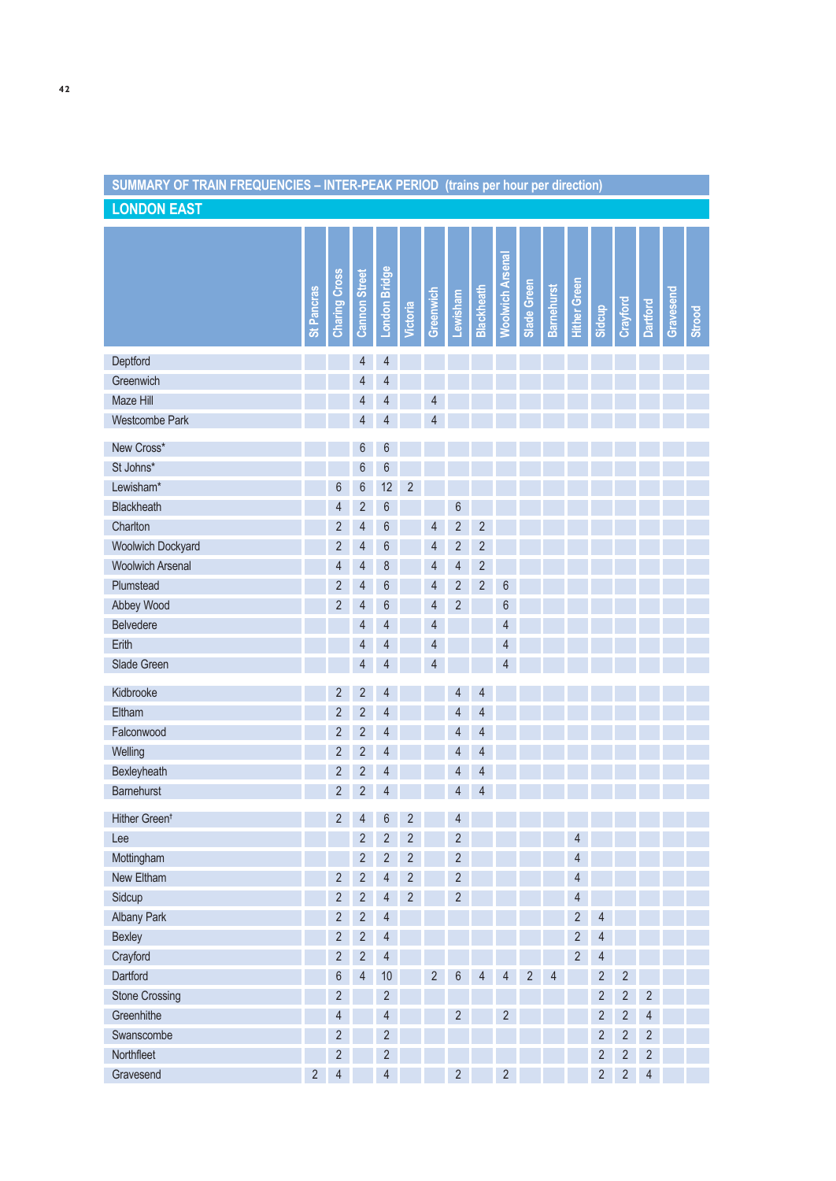## SUMMARY OF TRAIN FREQUENCIES – INTER-PEAK PERIOD (trains per hour per direction)

### LONDON EAST

| | St Pancras | Charing Cross | Cannon Street | London Bridge | Victoria | Greenwich | Lewisham | Blackheath | Woolwich Arsenal | Slade Green | Barnehurst | Hither Green | Sidcup | Crayford | Dartford | Gravesend | Strood |
|---|---|---|---|---|---|---|---|---|---|---|---|---|---|---|---|---|---|
| Deptford | | | 4 | 4 | | | | | | | | | | | | | |
| Greenwich | | | 4 | 4 | | | | | | | | | | | | | |
| Maze Hill | | | 4 | 4 | | 4 | | | | | | | | | | | |
| Westcombe Park | | | 4 | 4 | | 4 | | | | | | | | | | | |
| New Cross* | | | 6 | 6 | | | | | | | | | | | | | |
| St Johns* | | | 6 | 6 | | | | | | | | | | | | | |
| Lewisham* | | 6 | 6 | 12 | 2 | | | | | | | | | | | | |
| Blackheath | | 4 | 2 | 6 | | | 6 | | | | | | | | | | |
| Charlton | | 2 | 4 | 6 | | 4 | 2 | 2 | | | | | | | | | |
| Woolwich Dockyard | | 2 | 4 | 6 | | 4 | 2 | 2 | | | | | | | | | |
| Woolwich Arsenal | | 4 | 4 | 8 | | 4 | 4 | 2 | | | | | | | | | |
| Plumstead | | 2 | 4 | 6 | | 4 | 2 | 2 | 6 | | | | | | | | |
| Abbey Wood | | 2 | 4 | 6 | | 4 | 2 | | 6 | | | | | | | | |
| Belvedere | | | 4 | 4 | | 4 | | | 4 | | | | | | | | |
| Erith | | | 4 | 4 | | 4 | | | 4 | | | | | | | | |
| Slade Green | | | 4 | 4 | | 4 | | | 4 | | | | | | | | |
| Kidbrooke | | 2 | 2 | 4 | | | 4 | 4 | | | | | | | | | |
| Eltham | | 2 | 2 | 4 | | | 4 | 4 | | | | | | | | | |
| Falconwood | | 2 | 2 | 4 | | | 4 | 4 | | | | | | | | | |
| Welling | | 2 | 2 | 4 | | | 4 | 4 | | | | | | | | | |
| Bexleyheath | | 2 | 2 | 4 | | | 4 | 4 | | | | | | | | | |
| Barnehurst | | 2 | 2 | 4 | | | 4 | 4 | | | | | | | | | |
| Hither Green† | | 2 | 4 | 6 | 2 | | 4 | | | | | | | | | | |
| Lee | | | 2 | 2 | 2 | | 2 | | | | | 4 | | | | | |
| Mottingham | | | 2 | 2 | 2 | | 2 | | | | | 4 | | | | | |
| New Eltham | | 2 | 2 | 4 | 2 | | 2 | | | | | 4 | | | | | |
| Sidcup | | 2 | 2 | 4 | 2 | | 2 | | | | | 4 | | | | | |
| Albany Park | | 2 | 2 | 4 | | | | | | | | 2 | 4 | | | | |
| Bexley | | 2 | 2 | 4 | | | | | | | | 2 | 4 | | | | |
| Crayford | | 2 | 2 | 4 | | | | | | | | 2 | 4 | | | | |
| Dartford | | 6 | 4 | 10 | | 2 | 6 | 4 | 4 | 2 | 4 | | 2 | 2 | | | |
| Stone Crossing | | 2 | | 2 | | | | | | | | | 2 | 2 | 2 | | |
| Greenhithe | | 4 | | 4 | | | 2 | | 2 | | | | 2 | 2 | 4 | | |
| Swanscombe | | 2 | | 2 | | | | | | | | | 2 | 2 | 2 | | |
| Northfleet | | 2 | | 2 | | | | | | | | | 2 | 2 | 2 | | |
| Gravesend | 2 | 4 | | 4 | | | 2 | | 2 | | | | 2 | 2 | 4 | | |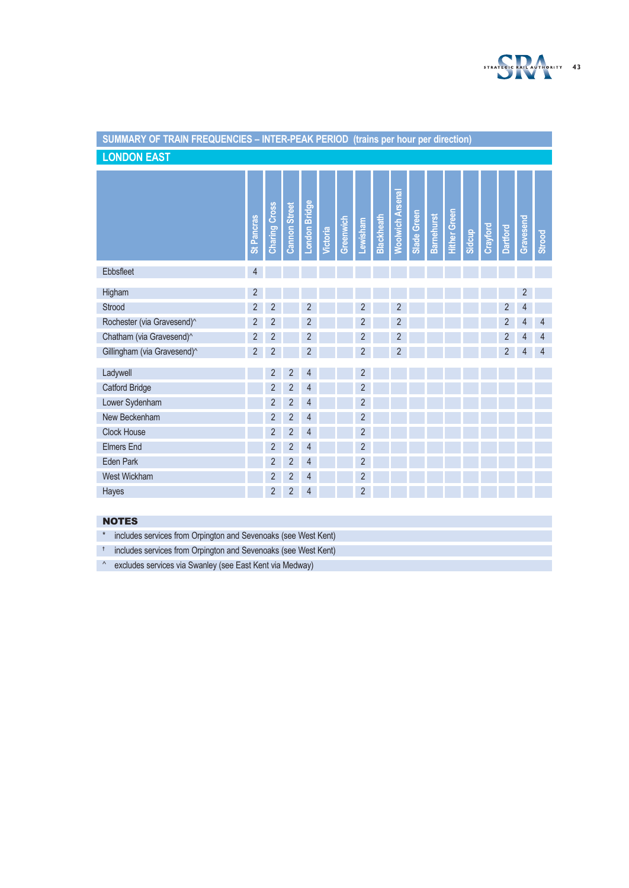## SUMMARY OF TRAIN FREQUENCIES – INTER-PEAK PERIOD (trains per hour per direction)

### LONDON EAST

| | St Pancras | Charing Cross | Cannon Street | London Bridge | Victoria | Greenwich | Lewisham | Blackheath | Woolwich Arsenal | Slade Green | Barnehurst | Hither Green | Sidcup | Crayford | Dartford | Gravesend | Strood |
|---|---|---|---|---|---|---|---|---|---|---|---|---|---|---|---|---|---|
| Ebbsfleet | 4 | | | | | | | | | | | | | | | | |
| Higham | 2 | | | | | | | | | | | | | | | 2 | |
| Strood | 2 | 2 | | 2 | | | 2 | | 2 | | | | | | 2 | 4 | |
| Rochester (via Gravesend)^ | 2 | 2 | | 2 | | | 2 | | 2 | | | | | | 2 | 4 | 4 |
| Chatham (via Gravesend)^ | 2 | 2 | | 2 | | | 2 | | 2 | | | | | | 2 | 4 | 4 |
| Gillingham (via Gravesend)^ | 2 | 2 | | 2 | | | 2 | | 2 | | | | | | 2 | 4 | 4 |
| Ladywell | | 2 | 2 | 4 | | | 2 | | | | | | | | | | |
| Catford Bridge | | 2 | 2 | 4 | | | 2 | | | | | | | | | | |
| Lower Sydenham | | 2 | 2 | 4 | | | 2 | | | | | | | | | | |
| New Beckenham | | 2 | 2 | 4 | | | 2 | | | | | | | | | | |
| Clock House | | 2 | 2 | 4 | | | 2 | | | | | | | | | | |
| Elmers End | | 2 | 2 | 4 | | | 2 | | | | | | | | | | |
| Eden Park | | 2 | 2 | 4 | | | 2 | | | | | | | | | | |
| West Wickham | | 2 | 2 | 4 | | | 2 | | | | | | | | | | |
| Hayes | | 2 | 2 | 4 | | | 2 | | | | | | | | | | |

**NOTES**

- * includes services from Orpington and Sevenoaks (see West Kent)
- † includes services from Orpington and Sevenoaks (see West Kent)
- ^ excludes services via Swanley (see East Kent via Medway)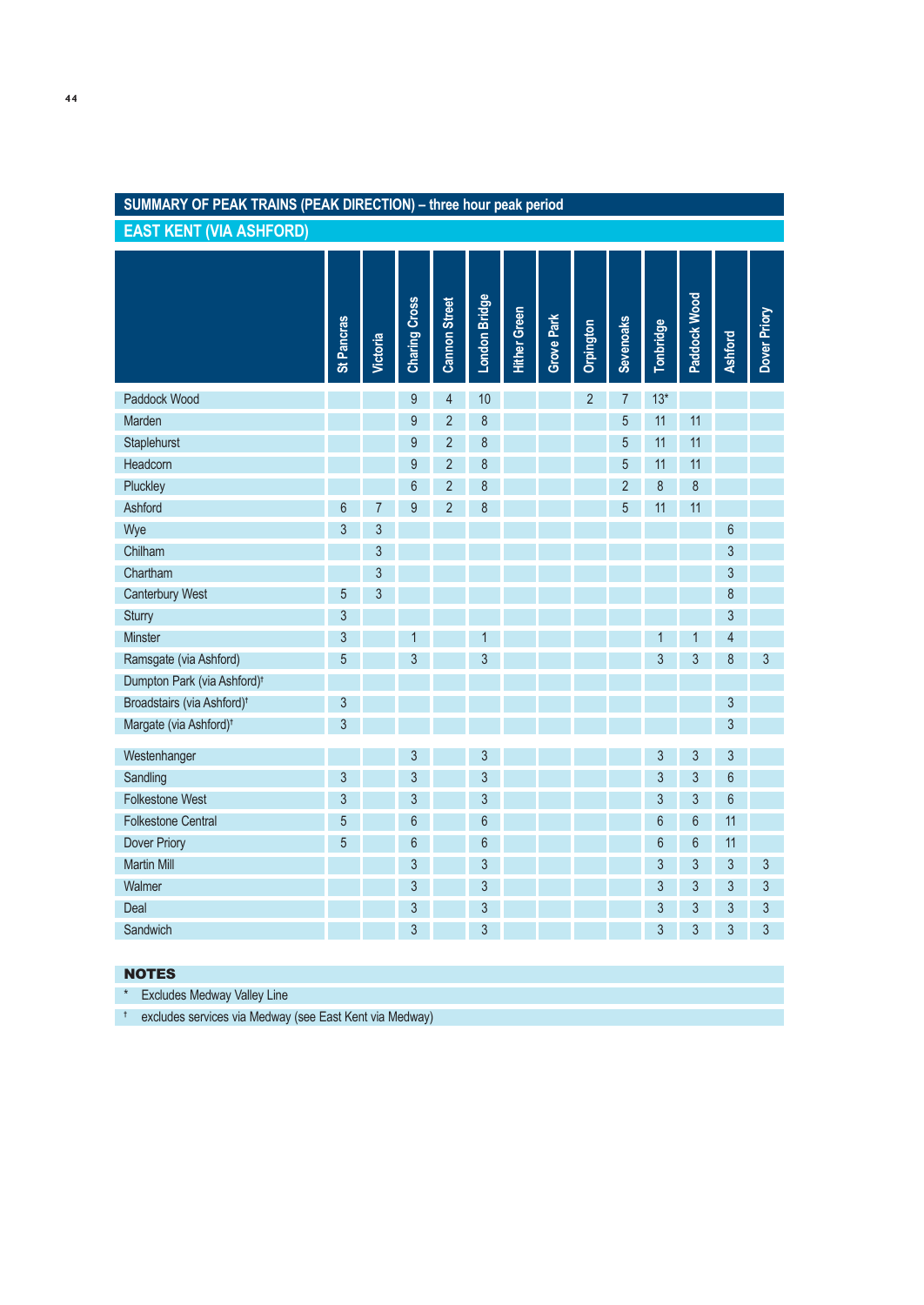## SUMMARY OF PEAK TRAINS (PEAK DIRECTION) – three hour peak period

### EAST KENT (VIA ASHFORD)

| | St Pancras | Victoria | Charing Cross | Cannon Street | London Bridge | Hither Green | Grove Park | Orpington | Sevenoaks | Tonbridge | Paddock Wood | Ashford | Dover Priory |
|---|---|---|---|---|---|---|---|---|---|---|---|---|---|
| Paddock Wood | | | 9 | 4 | 10 | | | 2 | 7 | 13* | | | |
| Marden | | | 9 | 2 | 8 | | | | 5 | 11 | 11 | | |
| Staplehurst | | | 9 | 2 | 8 | | | | 5 | 11 | 11 | | |
| Headcorn | | | 9 | 2 | 8 | | | | 5 | 11 | 11 | | |
| Pluckley | | | 6 | 2 | 8 | | | | 2 | 8 | 8 | | |
| Ashford | 6 | 7 | 9 | 2 | 8 | | | | 5 | 11 | 11 | | |
| Wye | 3 | 3 | | | | | | | | | | 6 | |
| Chilham | | 3 | | | | | | | | | | 3 | |
| Chartham | | 3 | | | | | | | | | | 3 | |
| Canterbury West | 5 | 3 | | | | | | | | | | 8 | |
| Sturry | 3 | | | | | | | | | | | 3 | |
| Minster | 3 | | 1 | | 1 | | | | | 1 | 1 | 4 | |
| Ramsgate (via Ashford) | 5 | | 3 | | 3 | | | | | 3 | 3 | 8 | 3 |
| Dumpton Park (via Ashford)† | | | | | | | | | | | | | |
| Broadstairs (via Ashford)† | 3 | | | | | | | | | | | 3 | |
| Margate (via Ashford)† | 3 | | | | | | | | | | | 3 | |
| Westenhanger | | | 3 | | 3 | | | | | 3 | 3 | 3 | |
| Sandling | 3 | | 3 | | 3 | | | | | 3 | 3 | 6 | |
| Folkestone West | 3 | | 3 | | 3 | | | | | 3 | 3 | 6 | |
| Folkestone Central | 5 | | 6 | | 6 | | | | | 6 | 6 | 11 | |
| Dover Priory | 5 | | 6 | | 6 | | | | | 6 | 6 | 11 | |
| Martin Mill | | | 3 | | 3 | | | | | 3 | 3 | 3 | 3 |
| Walmer | | | 3 | | 3 | | | | | 3 | 3 | 3 | 3 |
| Deal | | | 3 | | 3 | | | | | 3 | 3 | 3 | 3 |
| Sandwich | | | 3 | | 3 | | | | | 3 | 3 | 3 | 3 |

**NOTES**

\* Excludes Medway Valley Line

† excludes services via Medway (see East Kent via Medway)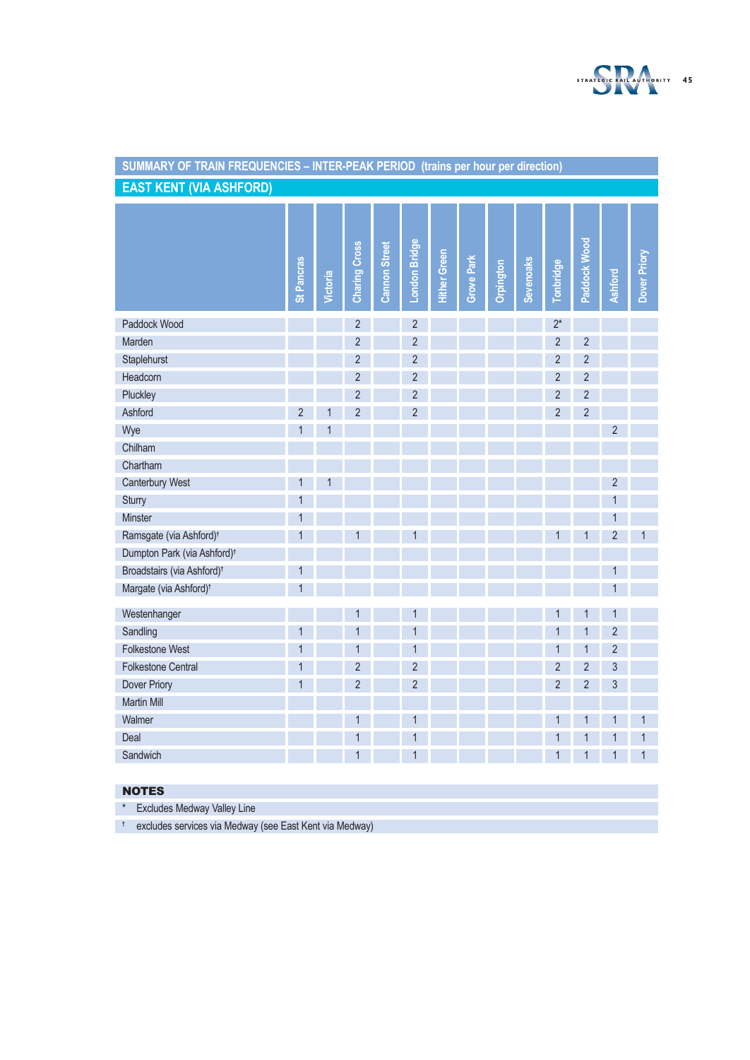## SUMMARY OF TRAIN FREQUENCIES – INTER-PEAK PERIOD (trains per hour per direction)

### EAST KENT (VIA ASHFORD)

| | St Pancras | Victoria | Charing Cross | Cannon Street | London Bridge | Hither Green | Grove Park | Orpington | Sevenoaks | Tonbridge | Paddock Wood | Ashford | Dover Priory |
|---|---|---|---|---|---|---|---|---|---|---|---|---|---|
| Paddock Wood | | | 2 | | 2 | | | | | 2* | | | |
| Marden | | | 2 | | 2 | | | | | 2 | 2 | | |
| Staplehurst | | | 2 | | 2 | | | | | 2 | 2 | | |
| Headcorn | | | 2 | | 2 | | | | | 2 | 2 | | |
| Pluckley | | | 2 | | 2 | | | | | 2 | 2 | | |
| Ashford | 2 | 1 | 2 | | 2 | | | | | 2 | 2 | | |
| Wye | 1 | 1 | | | | | | | | | | 2 | |
| Chilham | | | | | | | | | | | | | |
| Chartham | | | | | | | | | | | | | |
| Canterbury West | 1 | 1 | | | | | | | | | | 2 | |
| Sturry | 1 | | | | | | | | | | | 1 | |
| Minster | 1 | | | | | | | | | | | 1 | |
| Ramsgate (via Ashford)† | 1 | | 1 | | 1 | | | | | 1 | 1 | 2 | 1 |
| Dumpton Park (via Ashford)† | | | | | | | | | | | | | |
| Broadstairs (via Ashford)† | 1 | | | | | | | | | | | 1 | |
| Margate (via Ashford)† | 1 | | | | | | | | | | | 1 | |
| Westenhanger | | | 1 | | 1 | | | | | 1 | 1 | 1 | |
| Sandling | 1 | | 1 | | 1 | | | | | 1 | 1 | 2 | |
| Folkestone West | 1 | | 1 | | 1 | | | | | 1 | 1 | 2 | |
| Folkestone Central | 1 | | 2 | | 2 | | | | | 2 | 2 | 3 | |
| Dover Priory | 1 | | 2 | | 2 | | | | | 2 | 2 | 3 | |
| Martin Mill | | | | | | | | | | | | | |
| Walmer | | | 1 | | 1 | | | | | 1 | 1 | 1 | 1 |
| Deal | | | 1 | | 1 | | | | | 1 | 1 | 1 | 1 |
| Sandwich | | | 1 | | 1 | | | | | 1 | 1 | 1 | 1 |

**NOTES**

- * Excludes Medway Valley Line
- † excludes services via Medway (see East Kent via Medway)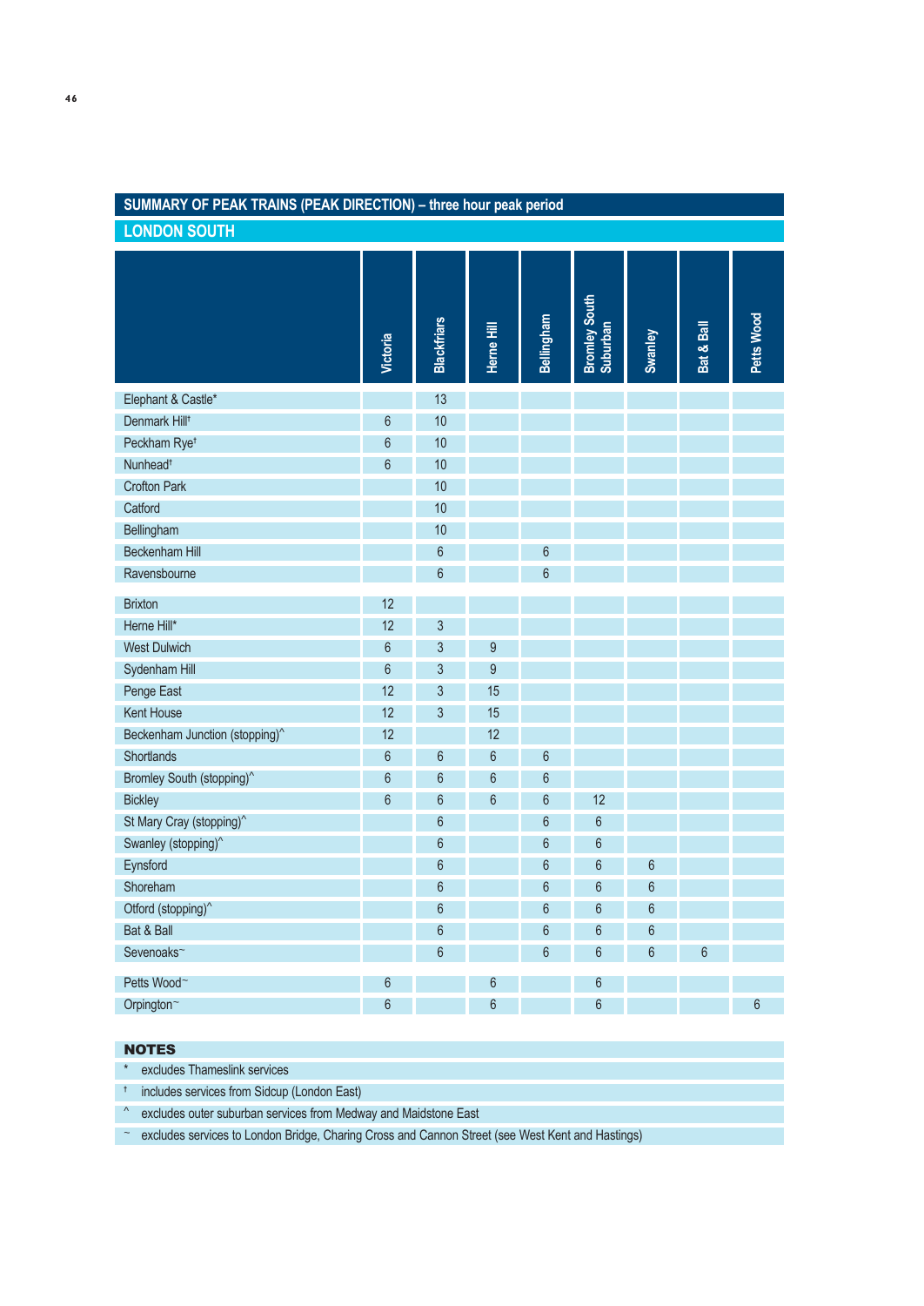## SUMMARY OF PEAK TRAINS (PEAK DIRECTION) – three hour peak period

### LONDON SOUTH

| | Victoria | Blackfriars | Herne Hill | Bellingham | Bromley South Suburban | Swanley | Bat & Ball | Petts Wood |
|---|---|---|---|---|---|---|---|---|
| Elephant & Castle* | | 13 | | | | | | |
| Denmark Hill† | 6 | 10 | | | | | | |
| Peckham Rye† | 6 | 10 | | | | | | |
| Nunhead† | 6 | 10 | | | | | | |
| Crofton Park | | 10 | | | | | | |
| Catford | | 10 | | | | | | |
| Bellingham | | 10 | | | | | | |
| Beckenham Hill | | 6 | | 6 | | | | |
| Ravensbourne | | 6 | | 6 | | | | |
| Brixton | 12 | | | | | | | |
| Herne Hill* | 12 | 3 | | | | | | |
| West Dulwich | 6 | 3 | 9 | | | | | |
| Sydenham Hill | 6 | 3 | 9 | | | | | |
| Penge East | 12 | 3 | 15 | | | | | |
| Kent House | 12 | 3 | 15 | | | | | |
| Beckenham Junction (stopping)^ | 12 | | 12 | | | | | |
| Shortlands | 6 | 6 | 6 | 6 | | | | |
| Bromley South (stopping)^ | 6 | 6 | 6 | 6 | | | | |
| Bickley | 6 | 6 | 6 | 6 | 12 | | | |
| St Mary Cray (stopping)^ | | 6 | | 6 | 6 | | | |
| Swanley (stopping)^ | | 6 | | 6 | 6 | | | |
| Eynsford | | 6 | | 6 | 6 | 6 | | |
| Shoreham | | 6 | | 6 | 6 | 6 | | |
| Otford (stopping)^ | | 6 | | 6 | 6 | 6 | | |
| Bat & Ball | | 6 | | 6 | 6 | 6 | | |
| Sevenoaks~ | | 6 | | 6 | 6 | 6 | 6 | |
| Petts Wood~ | 6 | | 6 | | 6 | | | |
| Orpington~ | 6 | | 6 | | 6 | | | 6 |

**NOTES**

- \* excludes Thameslink services
- † includes services from Sidcup (London East)
- ^ excludes outer suburban services from Medway and Maidstone East
- ~ excludes services to London Bridge, Charing Cross and Cannon Street (see West Kent and Hastings)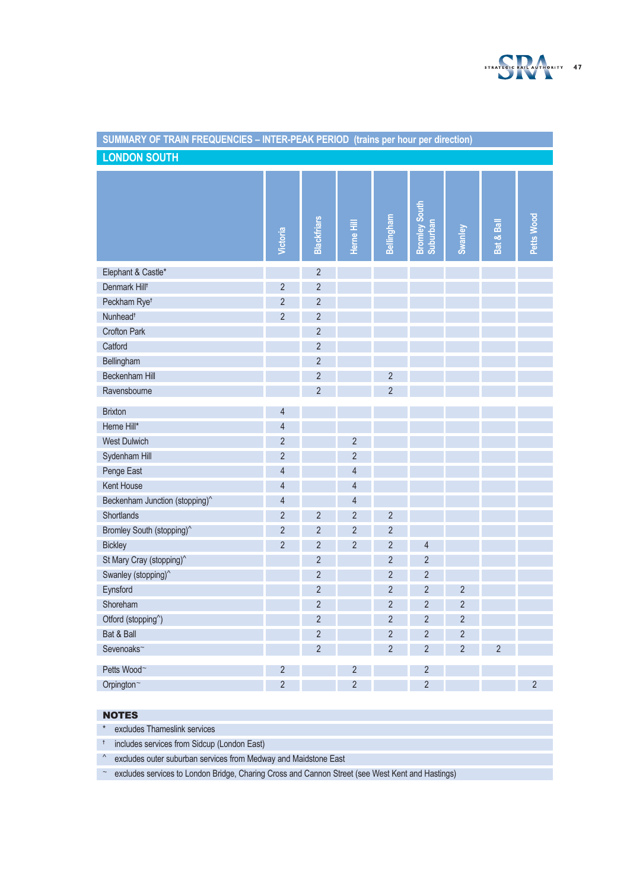## SUMMARY OF TRAIN FREQUENCIES – INTER-PEAK PERIOD (trains per hour per direction)

### LONDON SOUTH

| | Victoria | Blackfriars | Herne Hill | Bellingham | Bromley South Suburban | Swanley | Bat & Ball | Petts Wood |
|---|---|---|---|---|---|---|---|---|
| Elephant & Castle* | | 2 | | | | | | |
| Denmark Hill† | 2 | 2 | | | | | | |
| Peckham Rye† | 2 | 2 | | | | | | |
| Nunhead† | 2 | 2 | | | | | | |
| Crofton Park | | 2 | | | | | | |
| Catford | | 2 | | | | | | |
| Bellingham | | 2 | | | | | | |
| Beckenham Hill | | 2 | | 2 | | | | |
| Ravensbourne | | 2 | | 2 | | | | |
| Brixton | 4 | | | | | | | |
| Herne Hill* | 4 | | | | | | | |
| West Dulwich | 2 | | 2 | | | | | |
| Sydenham Hill | 2 | | 2 | | | | | |
| Penge East | 4 | | 4 | | | | | |
| Kent House | 4 | | 4 | | | | | |
| Beckenham Junction (stopping)^ | 4 | | 4 | | | | | |
| Shortlands | 2 | 2 | 2 | 2 | | | | |
| Bromley South (stopping)^ | 2 | 2 | 2 | 2 | | | | |
| Bickley | 2 | 2 | 2 | 2 | 4 | | | |
| St Mary Cray (stopping)^ | | 2 | | 2 | 2 | | | |
| Swanley (stopping)^ | | 2 | | 2 | 2 | | | |
| Eynsford | | 2 | | 2 | 2 | 2 | | |
| Shoreham | | 2 | | 2 | 2 | 2 | | |
| Otford (stopping^) | | 2 | | 2 | 2 | 2 | | |
| Bat & Ball | | 2 | | 2 | 2 | 2 | | |
| Sevenoaks~ | | 2 | | 2 | 2 | 2 | 2 | |
| Petts Wood~ | 2 | | 2 | | 2 | | | |
| Orpington~ | 2 | | 2 | | 2 | | | 2 |

**NOTES**

- \* excludes Thameslink services
- † includes services from Sidcup (London East)
- ^ excludes outer suburban services from Medway and Maidstone East
- ~ excludes services to London Bridge, Charing Cross and Cannon Street (see West Kent and Hastings)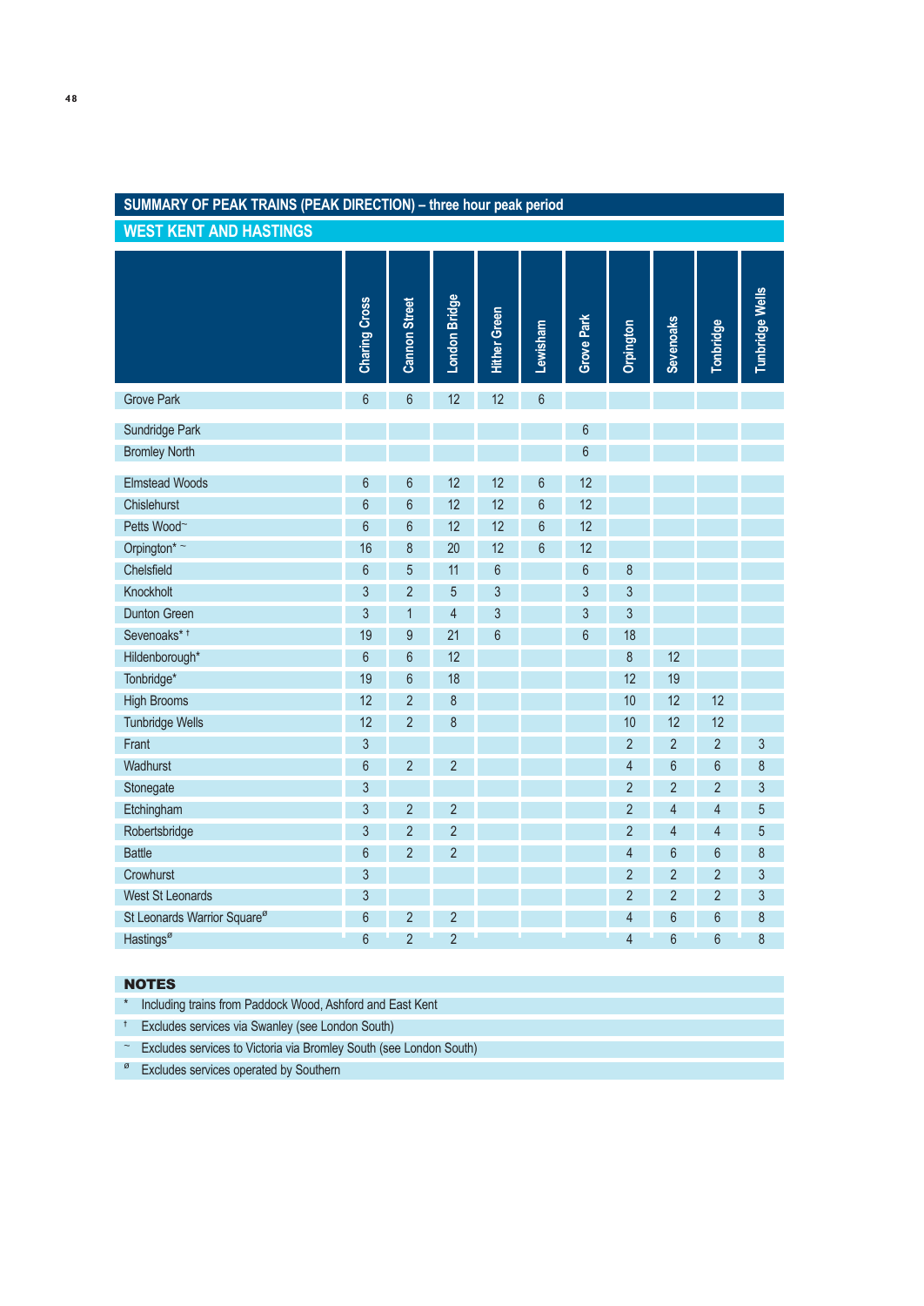## SUMMARY OF PEAK TRAINS (PEAK DIRECTION) – three hour peak period

### WEST KENT AND HASTINGS

| | Charing Cross | Cannon Street | London Bridge | Hither Green | Lewisham | Grove Park | Orpington | Sevenoaks | Tonbridge | Tunbridge Wells |
|---|---|---|---|---|---|---|---|---|---|---|
| Grove Park | 6 | 6 | 12 | 12 | 6 | | | | | |
| Sundridge Park | | | | | | 6 | | | | |
| Bromley North | | | | | | 6 | | | | |
| Elmstead Woods | 6 | 6 | 12 | 12 | 6 | 12 | | | | |
| Chislehurst | 6 | 6 | 12 | 12 | 6 | 12 | | | | |
| Petts Wood~ | 6 | 6 | 12 | 12 | 6 | 12 | | | | |
| Orpington* ~ | 16 | 8 | 20 | 12 | 6 | 12 | | | | |
| Chelsfield | 6 | 5 | 11 | 6 | | 6 | 8 | | | |
| Knockholt | 3 | 2 | 5 | 3 | | 3 | 3 | | | |
| Dunton Green | 3 | 1 | 4 | 3 | | 3 | 3 | | | |
| Sevenoaks* † | 19 | 9 | 21 | 6 | | 6 | 18 | | | |
| Hildenborough* | 6 | 6 | 12 | | | | 8 | 12 | | |
| Tonbridge* | 19 | 6 | 18 | | | | 12 | 19 | | |
| High Brooms | 12 | 2 | 8 | | | | 10 | 12 | 12 | |
| Tunbridge Wells | 12 | 2 | 8 | | | | 10 | 12 | 12 | |
| Frant | 3 | | | | | | 2 | 2 | 2 | 3 |
| Wadhurst | 6 | 2 | 2 | | | | 4 | 6 | 6 | 8 |
| Stonegate | 3 | | | | | | 2 | 2 | 2 | 3 |
| Etchingham | 3 | 2 | 2 | | | | 2 | 4 | 4 | 5 |
| Robertsbridge | 3 | 2 | 2 | | | | 2 | 4 | 4 | 5 |
| Battle | 6 | 2 | 2 | | | | 4 | 6 | 6 | 8 |
| Crowhurst | 3 | | | | | | 2 | 2 | 2 | 3 |
| West St Leonards | 3 | | | | | | 2 | 2 | 2 | 3 |
| St Leonards Warrior Square ø | 6 | 2 | 2 | | | | 4 | 6 | 6 | 8 |
| Hastings ø | 6 | 2 | 2 | | | | 4 | 6 | 6 | 8 |

**NOTES**

- \* Including trains from Paddock Wood, Ashford and East Kent
- † Excludes services via Swanley (see London South)
- ~ Excludes services to Victoria via Bromley South (see London South)
- ø Excludes services operated by Southern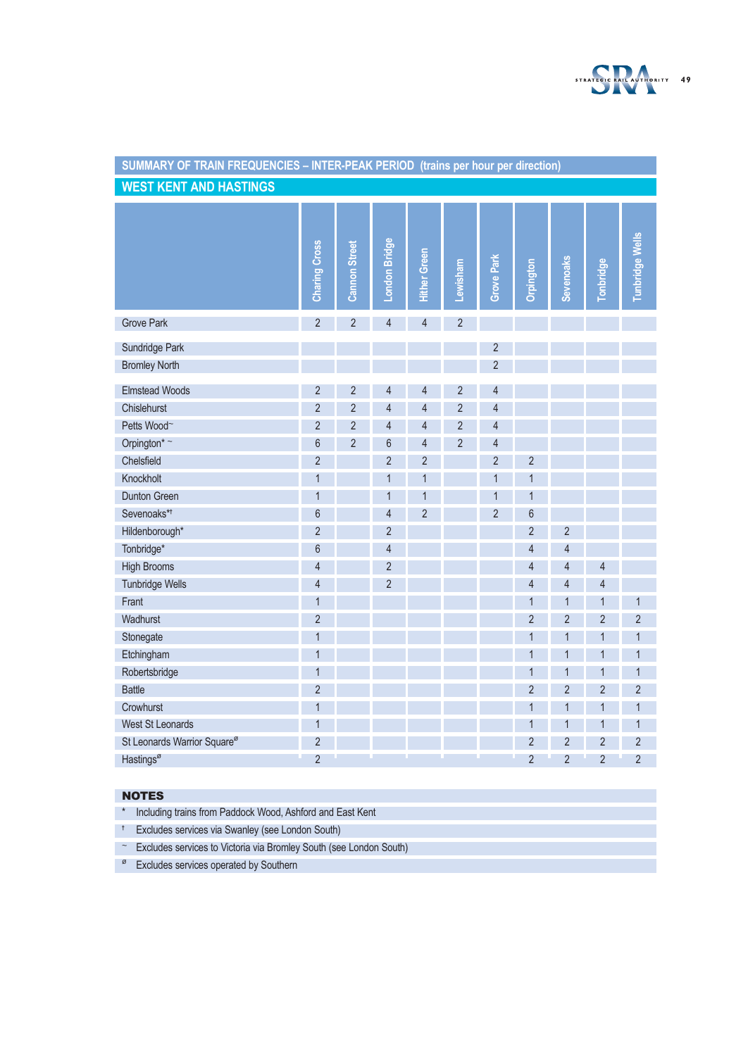## SUMMARY OF TRAIN FREQUENCIES – INTER-PEAK PERIOD (trains per hour per direction)

### WEST KENT AND HASTINGS

| | Charing Cross | Cannon Street | London Bridge | Hither Green | Lewisham | Grove Park | Orpington | Sevenoaks | Tonbridge | Tunbridge Wells |
|---|---|---|---|---|---|---|---|---|---|---|
| Grove Park | 2 | 2 | 4 | 4 | 2 | | | | | |
| Sundridge Park | | | | | | 2 | | | | |
| Bromley North | | | | | | 2 | | | | |
| Elmstead Woods | 2 | 2 | 4 | 4 | 2 | 4 | | | | |
| Chislehurst | 2 | 2 | 4 | 4 | 2 | 4 | | | | |
| Petts Wood~ | 2 | 2 | 4 | 4 | 2 | 4 | | | | |
| Orpington* ~ | 6 | 2 | 6 | 4 | 2 | 4 | | | | |
| Chelsfield | 2 | | 2 | 2 | | 2 | 2 | | | |
| Knockholt | 1 | | 1 | 1 | | 1 | 1 | | | |
| Dunton Green | 1 | | 1 | 1 | | 1 | 1 | | | |
| Sevenoaks*† | 6 | | 4 | 2 | | 2 | 6 | | | |
| Hildenborough* | 2 | | 2 | | | | 2 | 2 | | |
| Tonbridge* | 6 | | 4 | | | | 4 | 4 | | |
| High Brooms | 4 | | 2 | | | | 4 | 4 | 4 | |
| Tunbridge Wells | 4 | | 2 | | | | 4 | 4 | 4 | |
| Frant | 1 | | | | | | 1 | 1 | 1 | 1 |
| Wadhurst | 2 | | | | | | 2 | 2 | 2 | 2 |
| Stonegate | 1 | | | | | | 1 | 1 | 1 | 1 |
| Etchingham | 1 | | | | | | 1 | 1 | 1 | 1 |
| Robertsbridge | 1 | | | | | | 1 | 1 | 1 | 1 |
| Battle | 2 | | | | | | 2 | 2 | 2 | 2 |
| Crowhurst | 1 | | | | | | 1 | 1 | 1 | 1 |
| West St Leonards | 1 | | | | | | 1 | 1 | 1 | 1 |
| St Leonards Warrior Squareø | 2 | | | | | | 2 | 2 | 2 | 2 |
| Hastingsø | 2 | | | | | | 2 | 2 | 2 | 2 |

**NOTES**

- \* Including trains from Paddock Wood, Ashford and East Kent
- † Excludes services via Swanley (see London South)
- ~ Excludes services to Victoria via Bromley South (see London South)
- ø Excludes services operated by Southern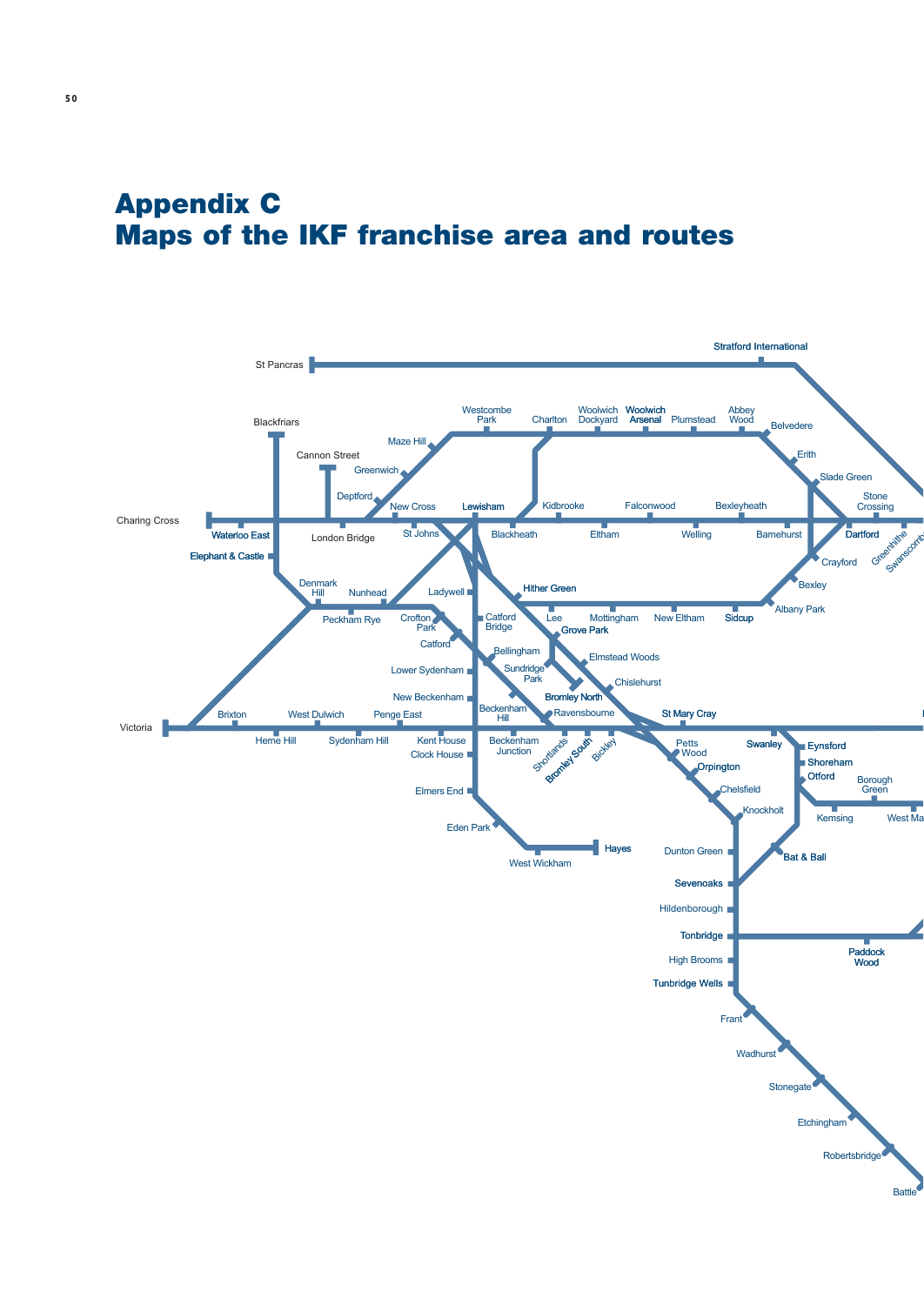# Appendix C
# Maps of the IKF franchise area and routes

St Pancras
Stratford International
Blackfriars
Cannon Street
Charing Cross
Waterloo East
Elephant & Castle
London Bridge
Maze Hill
Greenwich
Deptford
New Cross
St Johns
Westcombe Park
Charlton
Woolwich Dockyard
Woolwich Arsenal
Plumstead
Abbey Wood
Belvedere
Erith
Slade Green
Stone Crossing
Dartford
Greenhithe
Swanscombe
Lewisham
Blackheath
Kidbrooke
Eltham
Falconwood
Welling
Bexleyheath
Barnehurst
Crayford
Bexley
Albany Park
Hither Green
Lee
Mottingham
New Eltham
Sidcup
Grove Park
Elmstead Woods
Chislehurst
Denmark Hill
Nunhead
Peckham Rye
Ladywell
Crofton Park
Catford
Catford Bridge
Bellingham
Lower Sydenham
Sundridge Park
Bromley North
New Beckenham
Beckenham Hill
Ravensbourne
St Mary Cray
Victoria
Brixton
Herne Hill
West Dulwich
Sydenham Hill
Penge East
Kent House
Clock House
Beckenham Junction
Shortlands
Bromley South
Bickley
Petts Wood
Orpington
Chelsfield
Knockholt
Swanley
Eynsford
Shoreham
Otford
Kemsing
Borough Green
West Malling
Elmers End
Eden Park
West Wickham
Hayes
Dunton Green
Bat & Ball
Sevenoaks
Hildenborough
Tonbridge
Paddock Wood
High Brooms
Tunbridge Wells
Frant
Wadhurst
Stonegate
Etchingham
Robertsbridge
Battle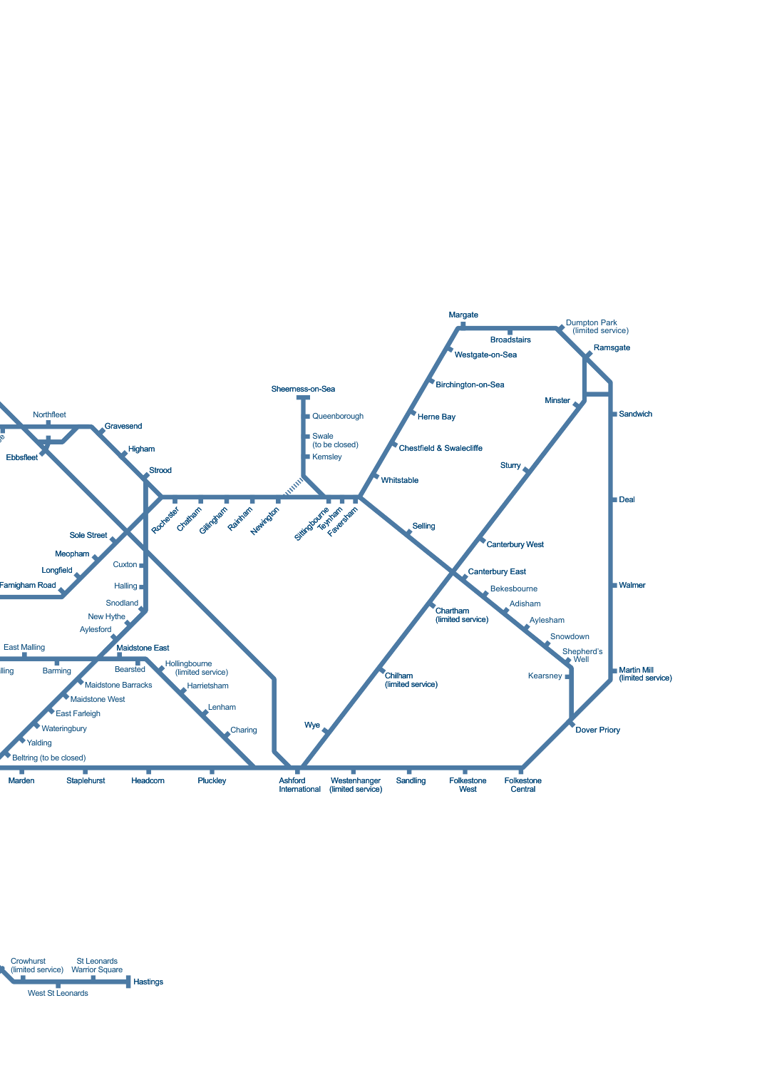Sheerness-on-Sea

Queenborough

Swale
(to be closed)

Kemsley

Margate

Broadstairs

Dumpton Park
(limited service)

Ramsgate

Westgate-on-Sea

Birchington-on-Sea

Herne Bay

Chestfield & Swalecliffe

Whitstable

Minster

Sandwich

Sturry

Deal

Northfleet

Gravesend

Ebbsfleet

Higham

Strood

Rochester

Chatham

Gillingham

Rainham

Newington

Sittingbourne

Teynham

Faversham

Selling

Canterbury West

Canterbury East

Bekesbourne

Adisham

Aylesham

Snowdown

Shepherd's Well

Walmer

Sole Street

Meopham

Longfield

Farningham Road

Cuxton

Halling

Snodland

New Hythe

Aylesford

Chartham
(limited service)

East Malling

Maidstone East

Bearsted

Barming

Hollingbourne
(limited service)

Harrietsham

Maidstone Barracks

Maidstone West

East Farleigh

Wateringbury

Yalding

Beltring (to be closed)

Lenham

Charing

Chilham
(limited service)

Kearsney

Martin Mill
(limited service)

Wye

Dover Priory

Marden

Staplehurst

Headcorn

Pluckley

Ashford
International

Westenhanger
(limited service)

Sandling

Folkestone
West

Folkestone
Central

Crowhurst
(limited service)

St Leonards
Warrior Square

Hastings

West St Leonards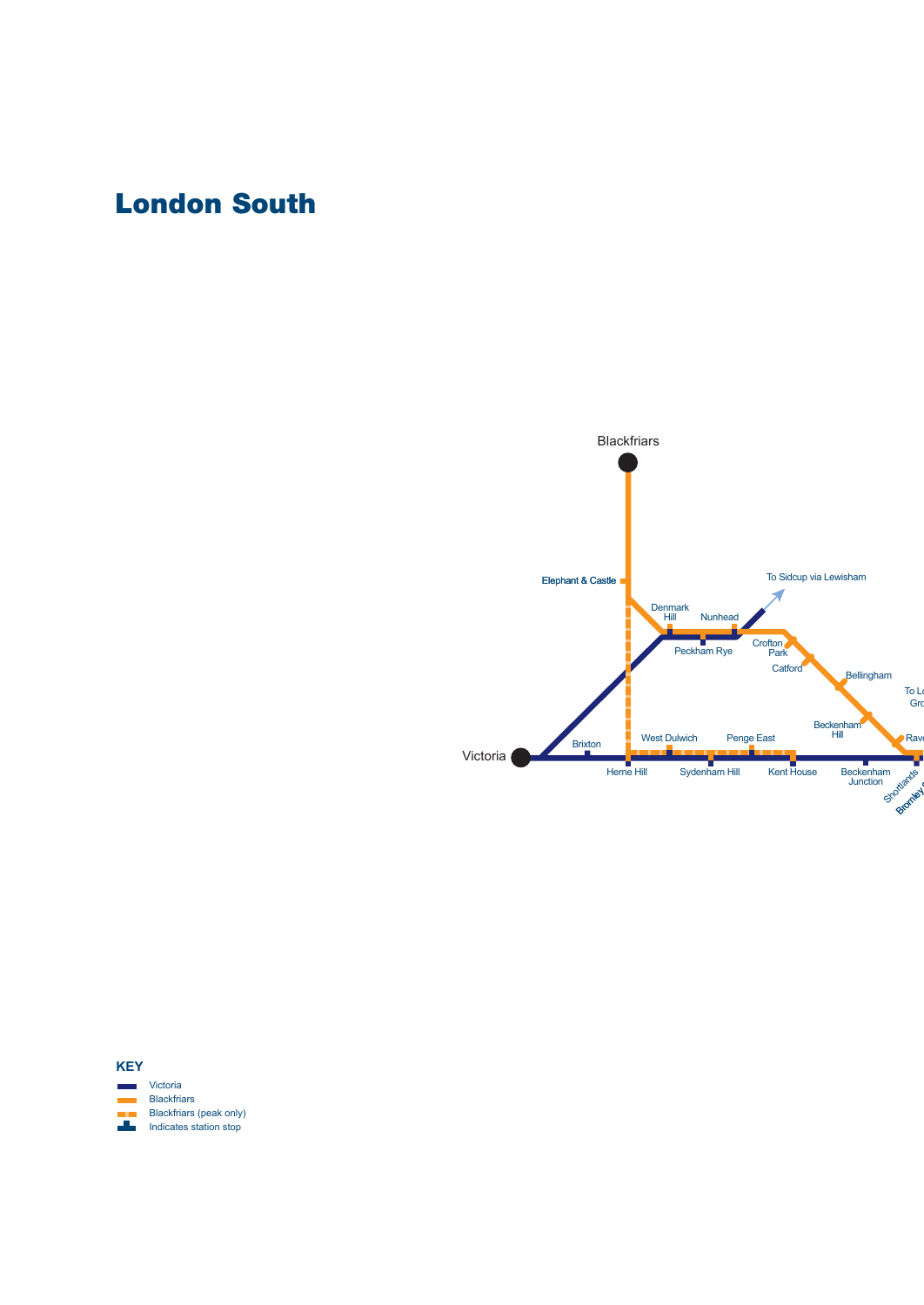# London South

Blackfriars

Elephant & Castle

Denmark Hill

Nunhead

To Sidcup via Lewisham

Peckham Rye

Crofton Park

Catford

Bellingham

Beckenham Hill

Victoria

Brixton

Herne Hill

West Dulwich

Sydenham Hill

Penge East

Kent House

Beckenham Junction

Shortlands

**KEY**

- Victoria
- Blackfriars
- Blackfriars (peak only)
- Indicates station stop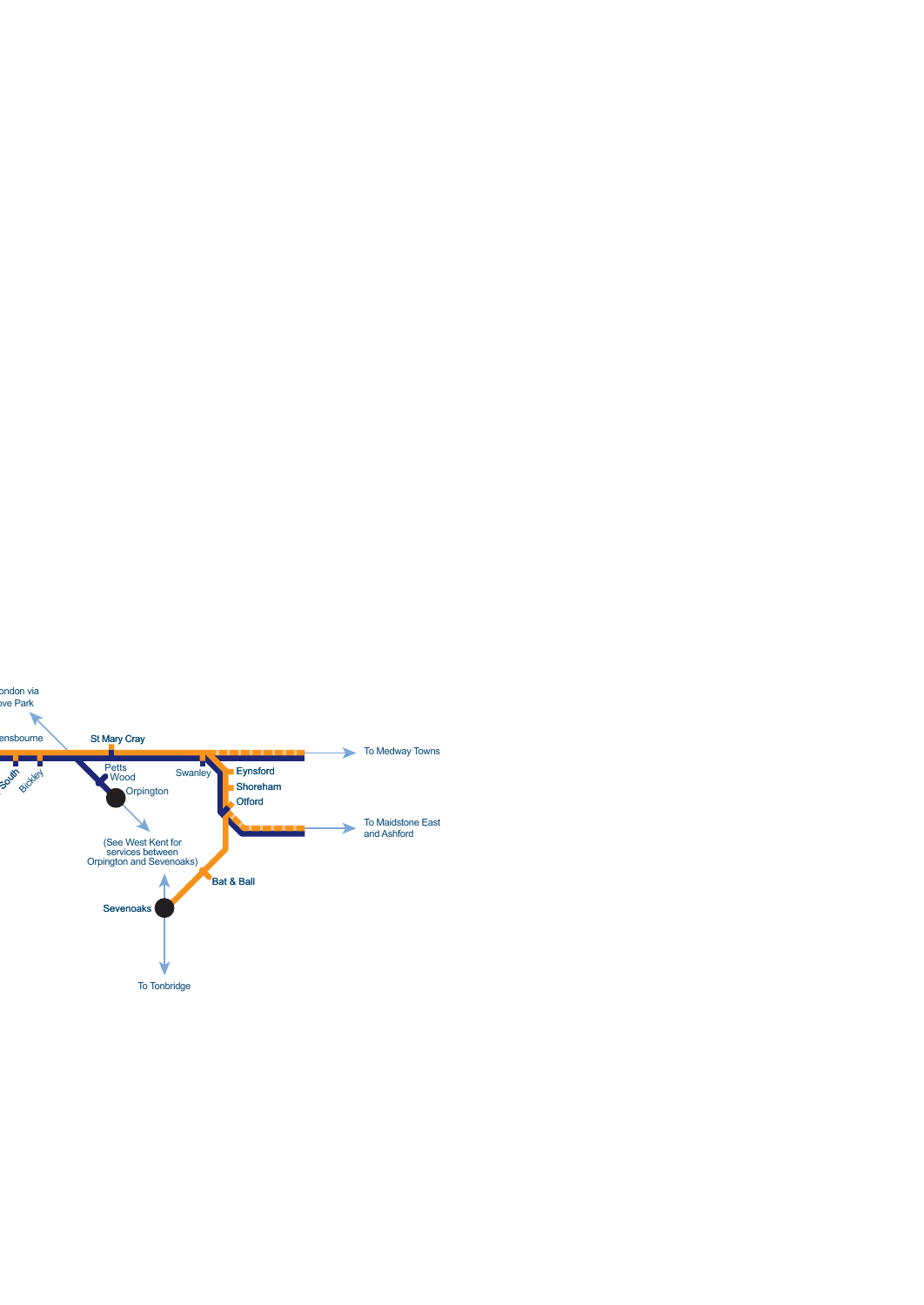ondon via
ove Park

ensbourne

St Mary Cray

To Medway Towns

South

Bickley

Petts
Wood

Swanley

Eynsford

Shoreham

Otford

Orpington

To Maidstone East
and Ashford

(See West Kent for
services between
Orpington and Sevenoaks)

Bat & Ball

Sevenoaks

To Tonbridge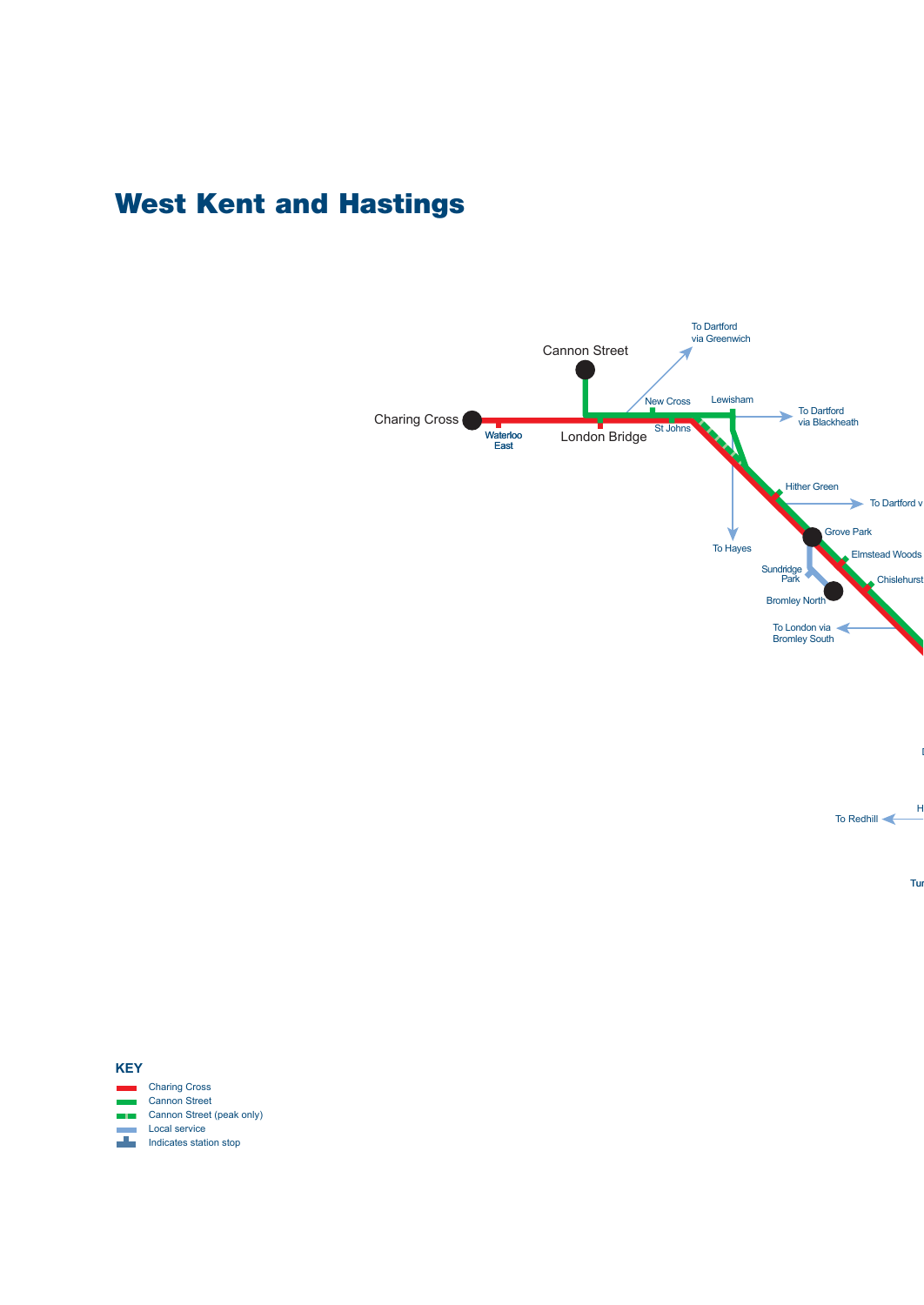# West Kent and Hastings

Cannon Street

To Dartford via Greenwich

Charing Cross

Waterloo East

London Bridge

New Cross

St Johns

Lewisham

To Dartford via Blackheath

Hither Green

To Dartford v

Grove Park

To Hayes

Elmstead Woods

Sundridge Park

Chislehurst

Bromley North

To London via Bromley South

To Redhill

**KEY**

- Charing Cross
- Cannon Street
- Cannon Street (peak only)
- Local service
- Indicates station stop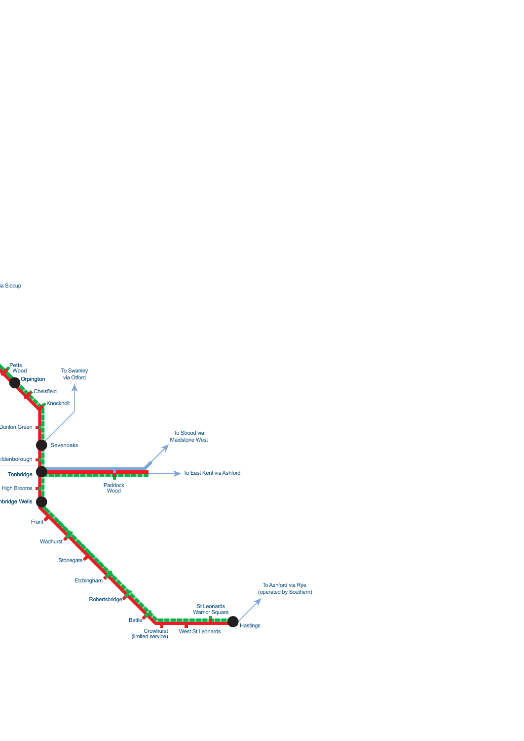...ia Sidcup

Petts Wood

Orpington

Chelsfield

Knockholt

To Swanley via Otford

...Dunton Green

Sevenoaks

...ildenborough

Tonbridge

To Strood via Maidstone West

To East Kent via Ashford

Paddock Wood

High Brooms

...nbridge Wells

Frant

Wadhurst

Stonegate

Etchingham

Robertsbridge

Battle

Crowhurst (limited service)

West St Leonards

St Leonards Warrior Square

Hastings

To Ashford via Rye (operated by Southern)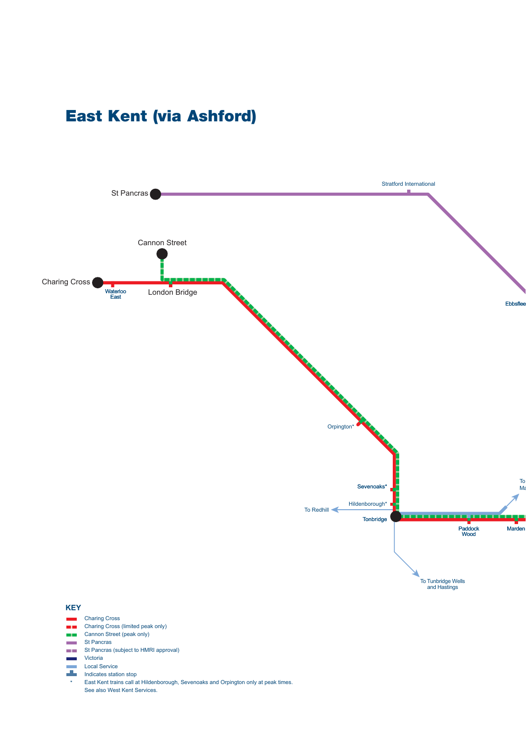# East Kent (via Ashford)

St Pancras

Stratford International

Cannon Street

Charing Cross

Waterloo East

London Bridge

Ebbsflee

Orpington*

Sevenoaks*

Hildenborough*

To Redhill

Tonbridge

Paddock Wood

Marden

To Ma

To Tunbridge Wells and Hastings

**KEY**

- Charing Cross
- Charing Cross (limited peak only)
- Cannon Street (peak only)
- St Pancras
- St Pancras (subject to HMRI approval)
- Victoria
- Local Service
- Indicates station stop
- \* East Kent trains call at Hildenborough, Sevenoaks and Orpington only at peak times. See also West Kent Services.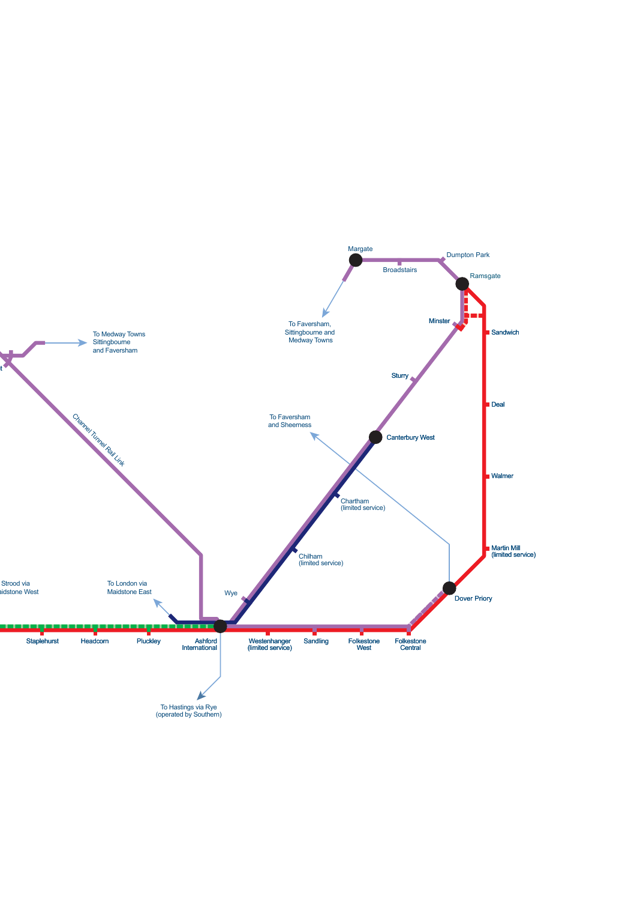Margate

Broadstairs

Dumpton Park

Ramsgate

To Faversham, Sittingbourne and Medway Towns

Minster

Sandwich

To Medway Towns Sittingbourne and Faversham

Sturry

Deal

Channel Tunnel Rail Link

To Faversham and Sheerness

Canterbury West

Walmer

Chartham (limited service)

Chilham (limited service)

Martin Mill (limited service)

Strood via Maidstone West

To London via Maidstone East

Wye

Dover Priory

Staplehurst

Headcorn

Pluckley

Ashford International

Westenhanger (limited service)

Sandling

Folkestone West

Folkestone Central

To Hastings via Rye (operated by Southern)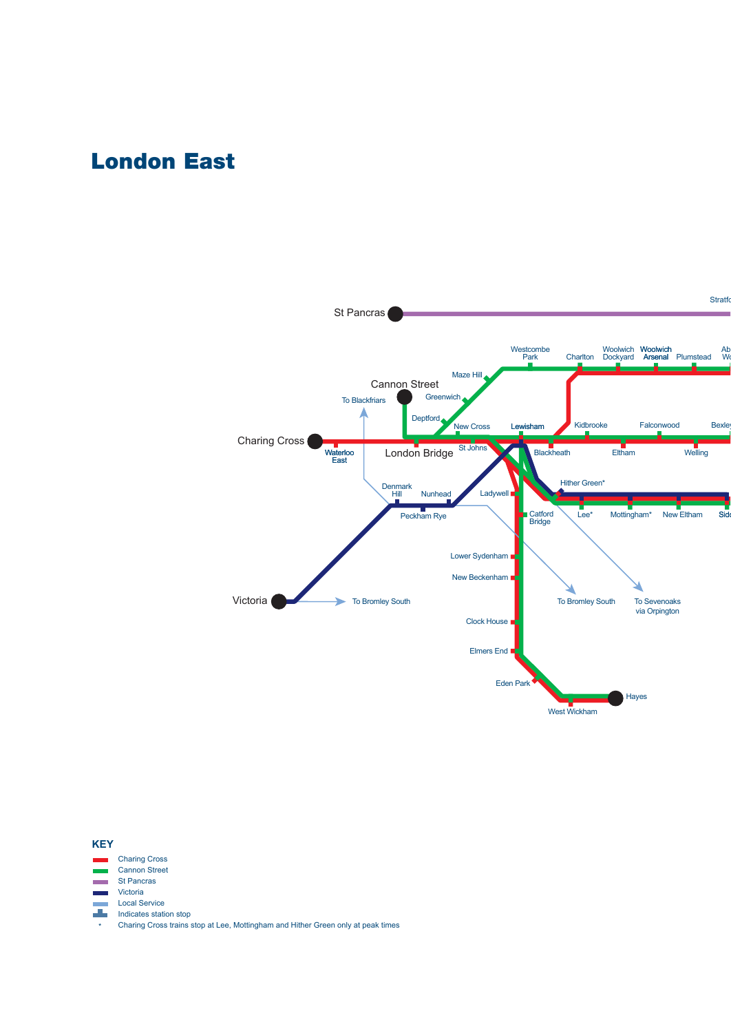# London East

St Pancras

Stratfo

Westcombe Park

Charlton

Woolwich Dockyard

Woolwich Arsenal

Plumstead

Ab Wo

Maze Hill

Cannon Street

To Blackfriars

Greenwich

Deptford

Charing Cross

New Cross

Lewisham

Kidbrooke

Falconwood

Bexle

Waterloo East

London Bridge

St Johns

Blackheath

Eltham

Welling

Hither Green*

Denmark Hill

Nunhead

Ladywell

Peckham Rye

Catford Bridge

Lee*

Mottingham*

New Eltham

Sido

Lower Sydenham

New Beckenham

Victoria

To Bromley South

To Bromley South

To Sevenoaks via Orpington

Clock House

Elmers End

Eden Park

Hayes

West Wickham

**KEY**

- Charing Cross
- Cannon Street
- St Pancras
- Victoria
- Local Service
- Indicates station stop
- \* Charing Cross trains stop at Lee, Mottingham and Hither Green only at peak times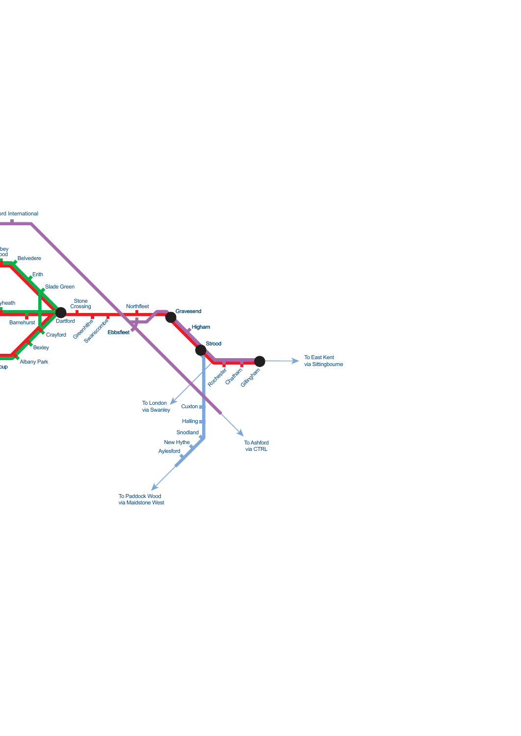ord International

bey
ood

Belvedere

Erith

Slade Green

yheath

Barnehurst

Dartford

Stone
Crossing

Greenhithe

Swanscombe

Northfleet

Ebbsfleet

Gravesend

Higham

Strood

Crayford

Bexley

Albany Park

cup

Rochester

Chatham

Gillingham

To East Kent
via Sittingbourne

To London
via Swanley

Cuxton

Halling

Snodland

New Hythe

Aylesford

To Ashford
via CTRL

To Paddock Wood
via Maidstone West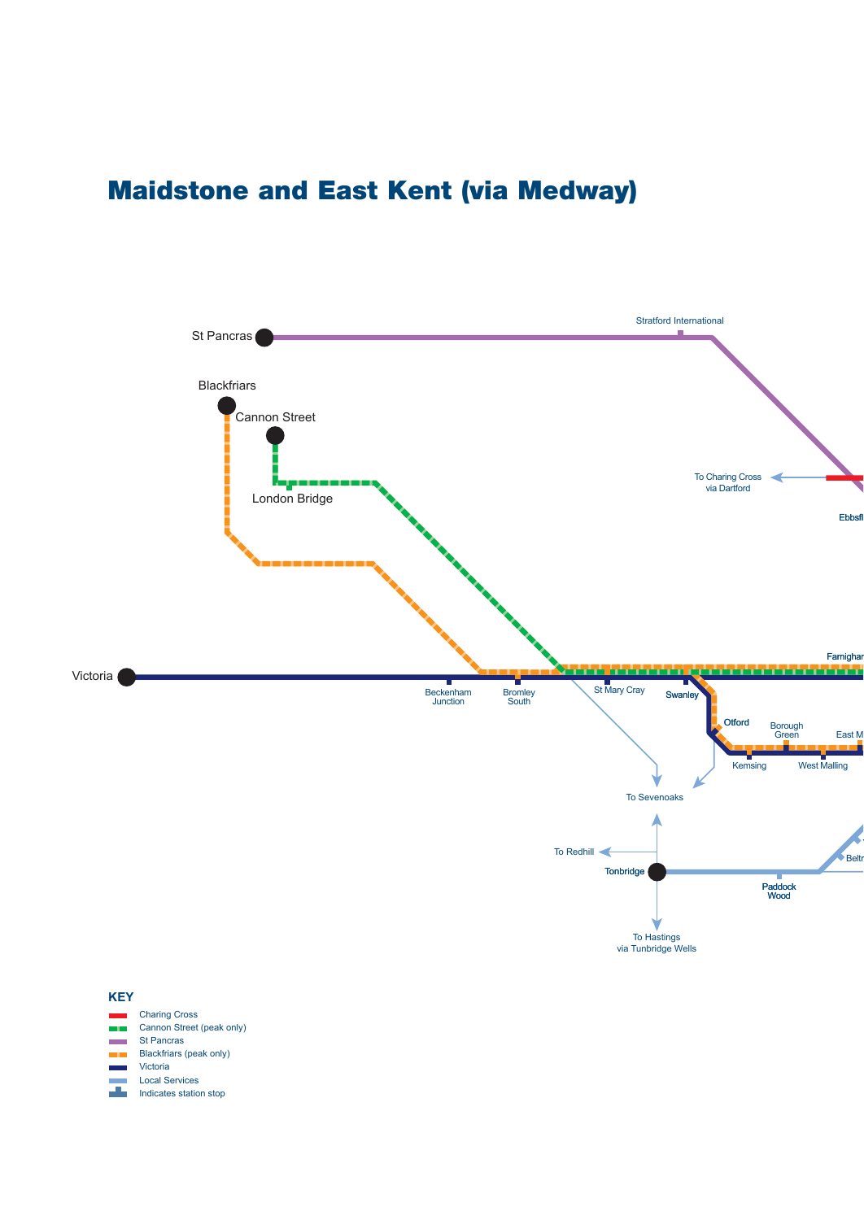# Maidstone and East Kent (via Medway)

St Pancras

Stratford International

Blackfriars

Cannon Street

London Bridge

To Charing Cross via Dartford

Ebbsfl

Farnighar

Victoria

Beckenham Junction

Bromley South

St Mary Cray

Swanley

Otford

Borough Green

East M

Kemsing

West Malling

To Sevenoaks

To Redhill

Tonbridge

Paddock Wood

Beltr

To Hastings via Tunbridge Wells

**KEY**

- Charing Cross
- Cannon Street (peak only)
- St Pancras
- Blackfriars (peak only)
- Victoria
- Local Services
- Indicates station stop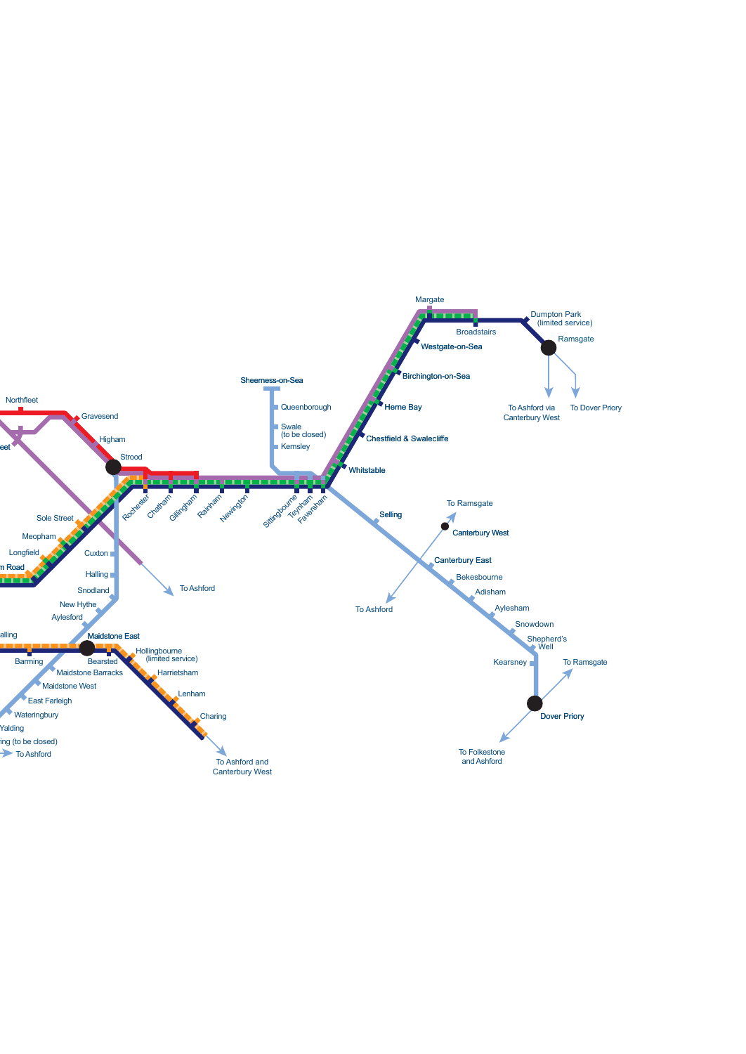Margate

Broadstairs

Dumpton Park (limited service)

Ramsgate

Westgate-on-Sea

Birchington-on-Sea

Herne Bay

Chestfield & Swalecliffe

Whitstable

To Ashford via Canterbury West

To Dover Priory

Sheerness-on-Sea

Queenborough

Swale (to be closed)

Kemsley

Northfleet

Gravesend

Higham

Strood

Rochester

Chatham

Gillingham

Rainham

Newington

Sittingbourne

Teynham

Faversham

Selling

To Ramsgate

Canterbury West

Canterbury East

Bekesbourne

Adisham

Aylesham

Snowdown

Shepherd's Well

Kearsney

To Ramsgate

Dover Priory

To Folkestone and Ashford

To Ashford

Sole Street

Meopham

Longfield

Cuxton

Halling

Snodland

New Hythe

Aylesford

To Ashford

Maidstone East

Barming

Bearsted

Hollingbourne (limited service)

Harrietsham

Lenham

Charing

To Ashford and Canterbury West

Maidstone Barracks

Maidstone West

East Farleigh

Wateringbury

Yalding

To Ashford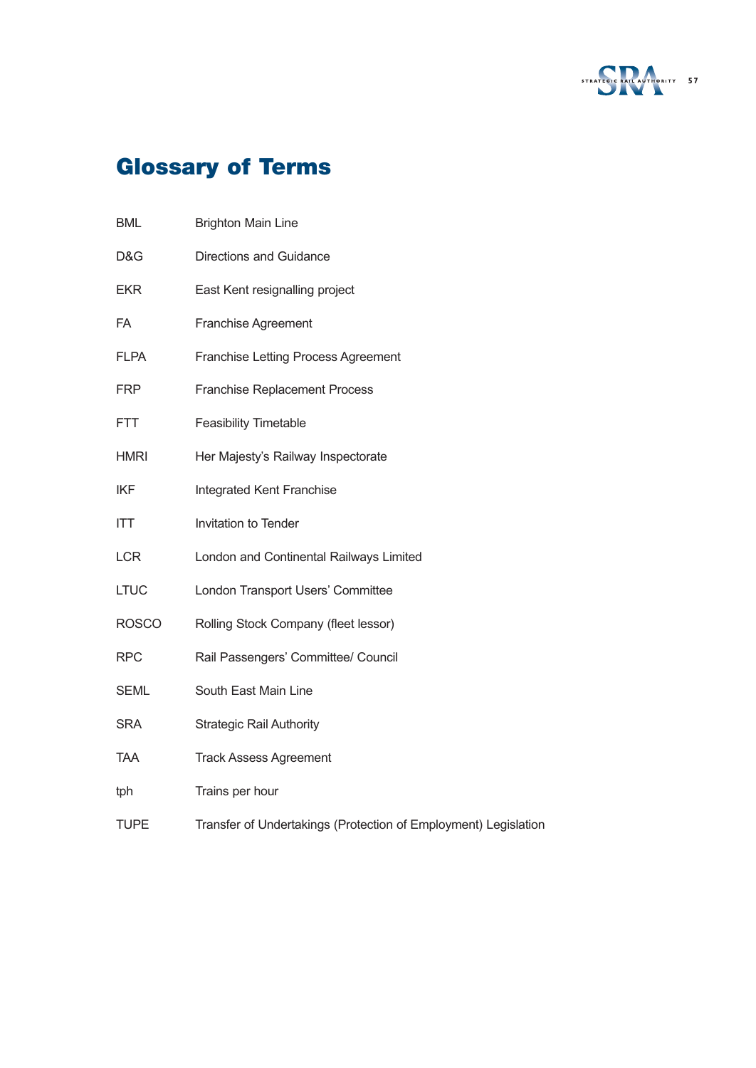# Glossary of Terms

| | |
|---|---|
| BML | Brighton Main Line |
| D&G | Directions and Guidance |
| EKR | East Kent resignalling project |
| FA | Franchise Agreement |
| FLPA | Franchise Letting Process Agreement |
| FRP | Franchise Replacement Process |
| FTT | Feasibility Timetable |
| HMRI | Her Majesty's Railway Inspectorate |
| IKF | Integrated Kent Franchise |
| ITT | Invitation to Tender |
| LCR | London and Continental Railways Limited |
| LTUC | London Transport Users' Committee |
| ROSCO | Rolling Stock Company (fleet lessor) |
| RPC | Rail Passengers' Committee/ Council |
| SEML | South East Main Line |
| SRA | Strategic Rail Authority |
| TAA | Track Assess Agreement |
| tph | Trains per hour |
| TUPE | Transfer of Undertakings (Protection of Employment) Legislation |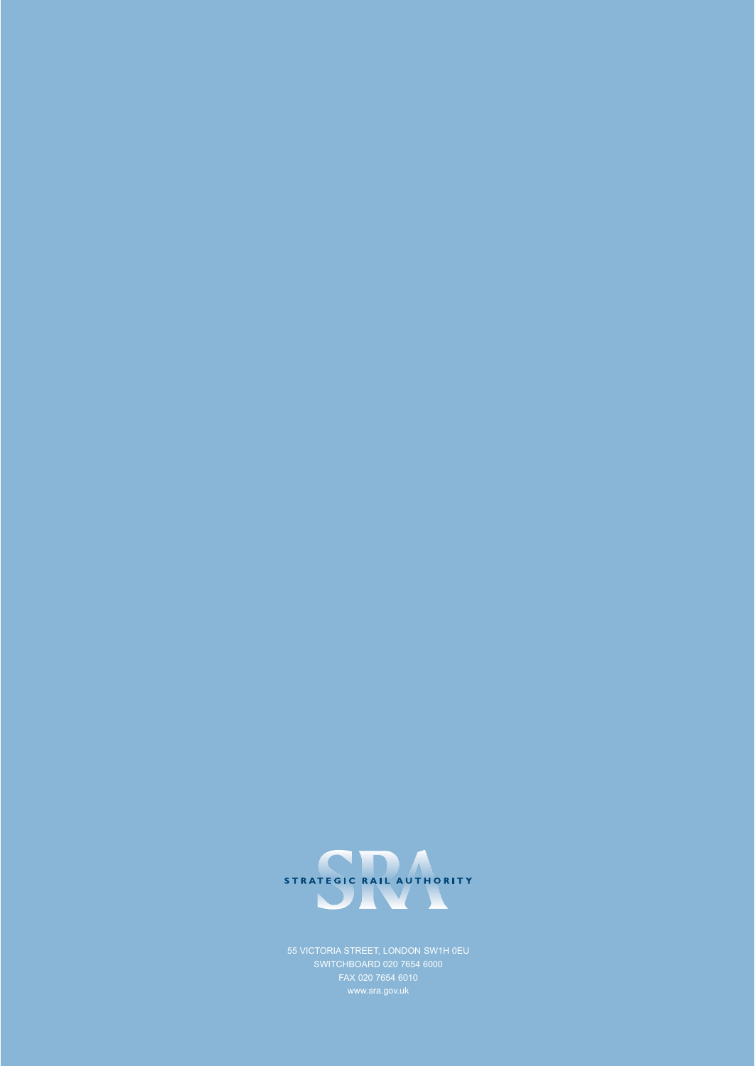STRATEGIC RAIL AUTHORITY

55 VICTORIA STREET, LONDON SW1H 0EU
SWITCHBOARD 020 7654 6000
FAX 020 7654 6010
www.sra.gov.uk